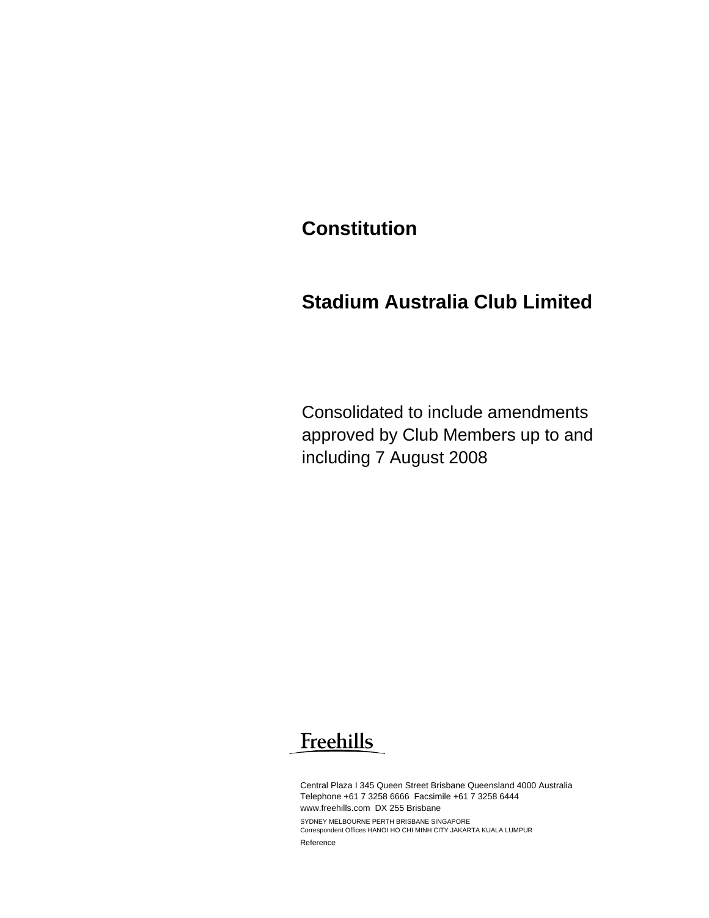# Constitution

# Stadium Australia Club Limited

Consolidated to include amendments approved by Club Members up to and including 7 August 2008

Freehills

Central Plaza I 345 Queen Street Brisbane Queensland 4000 Australia
Telephone +61 7 3258 6666 Facsimile +61 7 3258 6444
www.freehills.com DX 255 Brisbane

SYDNEY MELBOURNE PERTH BRISBANE SINGAPORE
Correspondent Offices HANOI HO CHI MINH CITY JAKARTA KUALA LUMPUR

Reference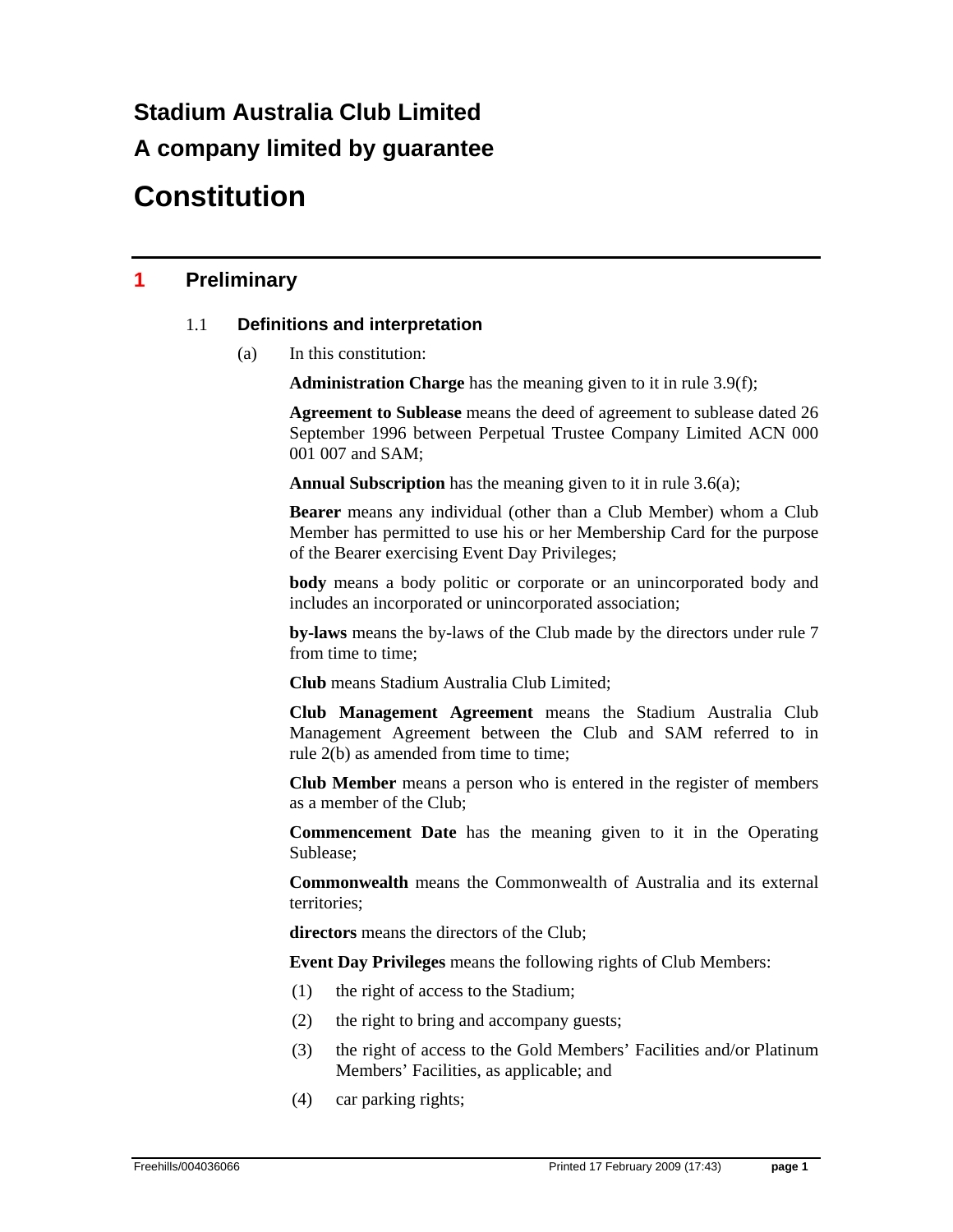# Stadium Australia Club Limited

# A company limited by guarantee

# Constitution

## 1 Preliminary

### 1.1 Definitions and interpretation

(a) In this constitution:

**Administration Charge** has the meaning given to it in rule 3.9(f);

**Agreement to Sublease** means the deed of agreement to sublease dated 26 September 1996 between Perpetual Trustee Company Limited ACN 000 001 007 and SAM;

**Annual Subscription** has the meaning given to it in rule 3.6(a);

**Bearer** means any individual (other than a Club Member) whom a Club Member has permitted to use his or her Membership Card for the purpose of the Bearer exercising Event Day Privileges;

**body** means a body politic or corporate or an unincorporated body and includes an incorporated or unincorporated association;

**by-laws** means the by-laws of the Club made by the directors under rule 7 from time to time;

**Club** means Stadium Australia Club Limited;

**Club Management Agreement** means the Stadium Australia Club Management Agreement between the Club and SAM referred to in rule 2(b) as amended from time to time;

**Club Member** means a person who is entered in the register of members as a member of the Club;

**Commencement Date** has the meaning given to it in the Operating Sublease;

**Commonwealth** means the Commonwealth of Australia and its external territories;

**directors** means the directors of the Club;

**Event Day Privileges** means the following rights of Club Members:

(1) the right of access to the Stadium;

(2) the right to bring and accompany guests;

(3) the right of access to the Gold Members' Facilities and/or Platinum Members' Facilities, as applicable; and

(4) car parking rights;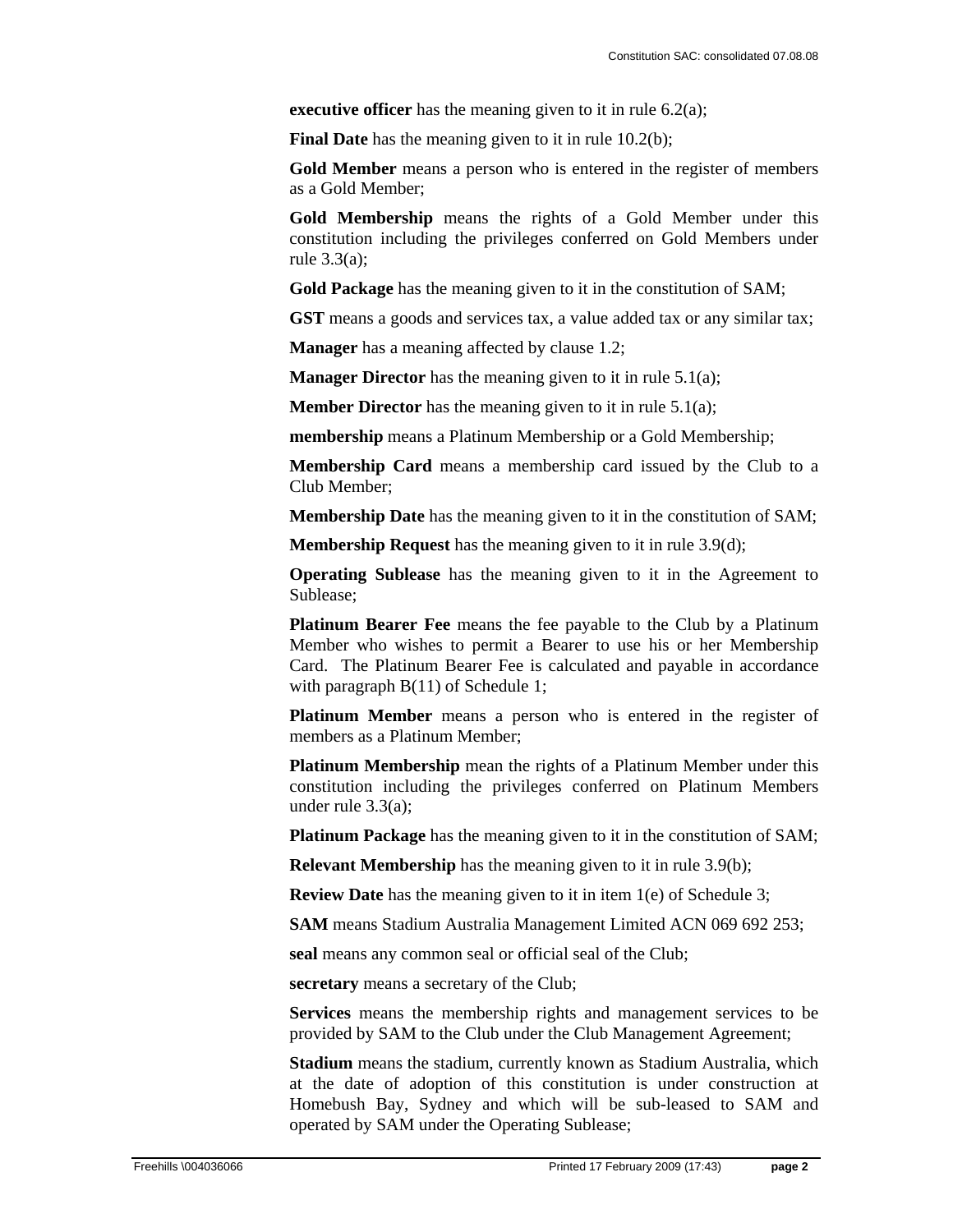**executive officer** has the meaning given to it in rule 6.2(a);

**Final Date** has the meaning given to it in rule 10.2(b);

**Gold Member** means a person who is entered in the register of members as a Gold Member;

**Gold Membership** means the rights of a Gold Member under this constitution including the privileges conferred on Gold Members under rule 3.3(a);

**Gold Package** has the meaning given to it in the constitution of SAM;

**GST** means a goods and services tax, a value added tax or any similar tax;

**Manager** has a meaning affected by clause 1.2;

**Manager Director** has the meaning given to it in rule 5.1(a);

**Member Director** has the meaning given to it in rule 5.1(a);

**membership** means a Platinum Membership or a Gold Membership;

**Membership Card** means a membership card issued by the Club to a Club Member;

**Membership Date** has the meaning given to it in the constitution of SAM;

**Membership Request** has the meaning given to it in rule 3.9(d);

**Operating Sublease** has the meaning given to it in the Agreement to Sublease;

**Platinum Bearer Fee** means the fee payable to the Club by a Platinum Member who wishes to permit a Bearer to use his or her Membership Card. The Platinum Bearer Fee is calculated and payable in accordance with paragraph B(11) of Schedule 1;

**Platinum Member** means a person who is entered in the register of members as a Platinum Member;

**Platinum Membership** mean the rights of a Platinum Member under this constitution including the privileges conferred on Platinum Members under rule 3.3(a);

**Platinum Package** has the meaning given to it in the constitution of SAM;

**Relevant Membership** has the meaning given to it in rule 3.9(b);

**Review Date** has the meaning given to it in item 1(e) of Schedule 3;

**SAM** means Stadium Australia Management Limited ACN 069 692 253;

**seal** means any common seal or official seal of the Club;

**secretary** means a secretary of the Club;

**Services** means the membership rights and management services to be provided by SAM to the Club under the Club Management Agreement;

**Stadium** means the stadium, currently known as Stadium Australia, which at the date of adoption of this constitution is under construction at Homebush Bay, Sydney and which will be sub-leased to SAM and operated by SAM under the Operating Sublease;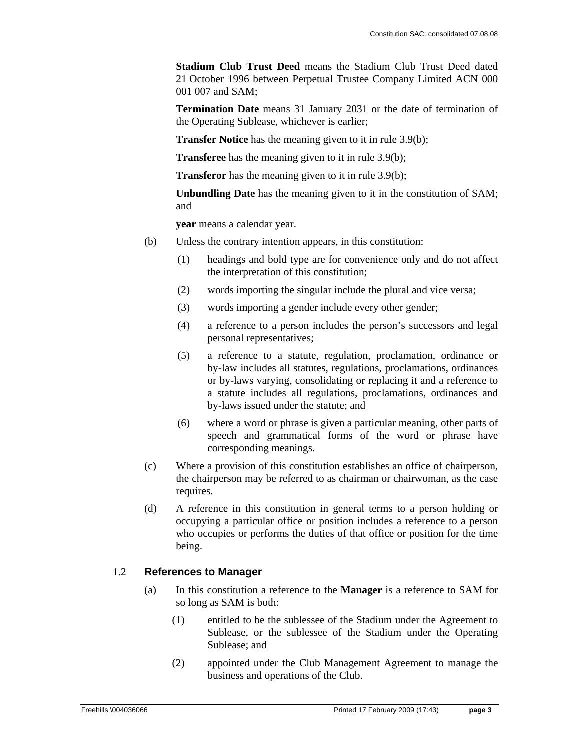**Stadium Club Trust Deed** means the Stadium Club Trust Deed dated 21 October 1996 between Perpetual Trustee Company Limited ACN 000 001 007 and SAM;

**Termination Date** means 31 January 2031 or the date of termination of the Operating Sublease, whichever is earlier;

**Transfer Notice** has the meaning given to it in rule 3.9(b);

**Transferee** has the meaning given to it in rule 3.9(b);

**Transferor** has the meaning given to it in rule 3.9(b);

**Unbundling Date** has the meaning given to it in the constitution of SAM; and

**year** means a calendar year.

(b) Unless the contrary intention appears, in this constitution:

(1) headings and bold type are for convenience only and do not affect the interpretation of this constitution;

(2) words importing the singular include the plural and vice versa;

(3) words importing a gender include every other gender;

(4) a reference to a person includes the person's successors and legal personal representatives;

(5) a reference to a statute, regulation, proclamation, ordinance or by-law includes all statutes, regulations, proclamations, ordinances or by-laws varying, consolidating or replacing it and a reference to a statute includes all regulations, proclamations, ordinances and by-laws issued under the statute; and

(6) where a word or phrase is given a particular meaning, other parts of speech and grammatical forms of the word or phrase have corresponding meanings.

(c) Where a provision of this constitution establishes an office of chairperson, the chairperson may be referred to as chairman or chairwoman, as the case requires.

(d) A reference in this constitution in general terms to a person holding or occupying a particular office or position includes a reference to a person who occupies or performs the duties of that office or position for the time being.

## 1.2 References to Manager

(a) In this constitution a reference to the **Manager** is a reference to SAM for so long as SAM is both:

(1) entitled to be the sublessee of the Stadium under the Agreement to Sublease, or the sublessee of the Stadium under the Operating Sublease; and

(2) appointed under the Club Management Agreement to manage the business and operations of the Club.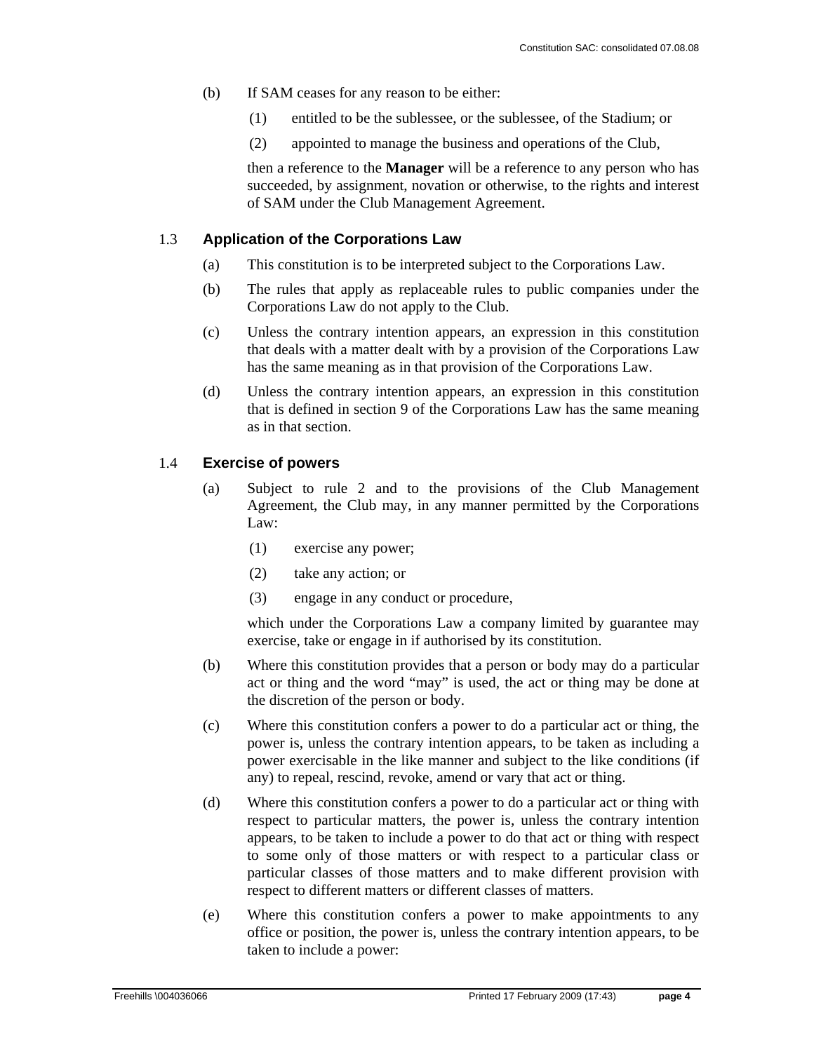(b) If SAM ceases for any reason to be either:

(1) entitled to be the sublessee, or the sublessee, of the Stadium; or

(2) appointed to manage the business and operations of the Club,

then a reference to the **Manager** will be a reference to any person who has succeeded, by assignment, novation or otherwise, to the rights and interest of SAM under the Club Management Agreement.

### 1.3 Application of the Corporations Law

(a) This constitution is to be interpreted subject to the Corporations Law.

(b) The rules that apply as replaceable rules to public companies under the Corporations Law do not apply to the Club.

(c) Unless the contrary intention appears, an expression in this constitution that deals with a matter dealt with by a provision of the Corporations Law has the same meaning as in that provision of the Corporations Law.

(d) Unless the contrary intention appears, an expression in this constitution that is defined in section 9 of the Corporations Law has the same meaning as in that section.

### 1.4 Exercise of powers

(a) Subject to rule 2 and to the provisions of the Club Management Agreement, the Club may, in any manner permitted by the Corporations Law:

(1) exercise any power;

(2) take any action; or

(3) engage in any conduct or procedure,

which under the Corporations Law a company limited by guarantee may exercise, take or engage in if authorised by its constitution.

(b) Where this constitution provides that a person or body may do a particular act or thing and the word "may" is used, the act or thing may be done at the discretion of the person or body.

(c) Where this constitution confers a power to do a particular act or thing, the power is, unless the contrary intention appears, to be taken as including a power exercisable in the like manner and subject to the like conditions (if any) to repeal, rescind, revoke, amend or vary that act or thing.

(d) Where this constitution confers a power to do a particular act or thing with respect to particular matters, the power is, unless the contrary intention appears, to be taken to include a power to do that act or thing with respect to some only of those matters or with respect to a particular class or particular classes of those matters and to make different provision with respect to different matters or different classes of matters.

(e) Where this constitution confers a power to make appointments to any office or position, the power is, unless the contrary intention appears, to be taken to include a power: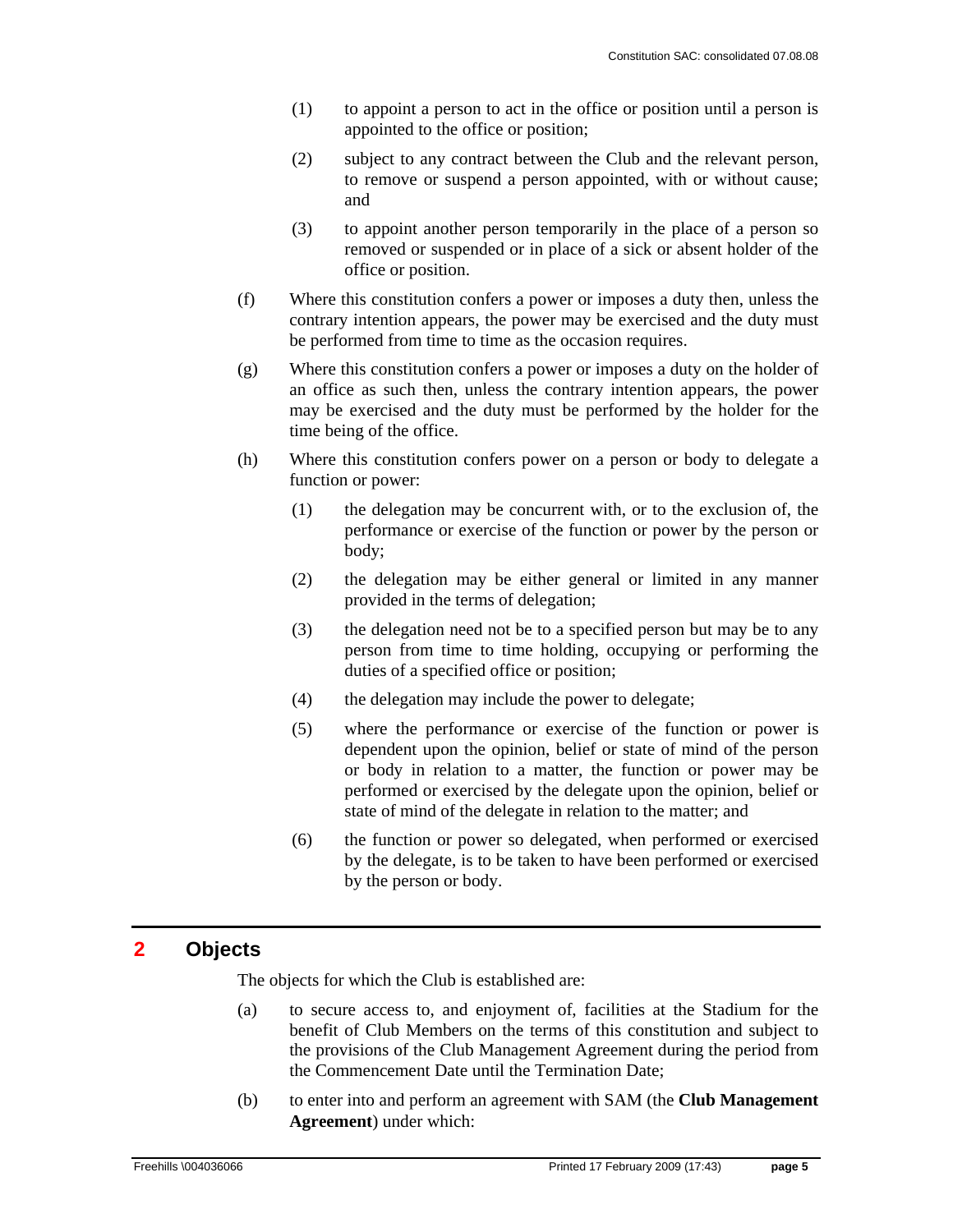(1) to appoint a person to act in the office or position until a person is appointed to the office or position;

(2) subject to any contract between the Club and the relevant person, to remove or suspend a person appointed, with or without cause; and

(3) to appoint another person temporarily in the place of a person so removed or suspended or in place of a sick or absent holder of the office or position.

(f) Where this constitution confers a power or imposes a duty then, unless the contrary intention appears, the power may be exercised and the duty must be performed from time to time as the occasion requires.

(g) Where this constitution confers a power or imposes a duty on the holder of an office as such then, unless the contrary intention appears, the power may be exercised and the duty must be performed by the holder for the time being of the office.

(h) Where this constitution confers power on a person or body to delegate a function or power:

(1) the delegation may be concurrent with, or to the exclusion of, the performance or exercise of the function or power by the person or body;

(2) the delegation may be either general or limited in any manner provided in the terms of delegation;

(3) the delegation need not be to a specified person but may be to any person from time to time holding, occupying or performing the duties of a specified office or position;

(4) the delegation may include the power to delegate;

(5) where the performance or exercise of the function or power is dependent upon the opinion, belief or state of mind of the person or body in relation to a matter, the function or power may be performed or exercised by the delegate upon the opinion, belief or state of mind of the delegate in relation to the matter; and

(6) the function or power so delegated, when performed or exercised by the delegate, is to be taken to have been performed or exercised by the person or body.

## 2 Objects

The objects for which the Club is established are:

(a) to secure access to, and enjoyment of, facilities at the Stadium for the benefit of Club Members on the terms of this constitution and subject to the provisions of the Club Management Agreement during the period from the Commencement Date until the Termination Date;

(b) to enter into and perform an agreement with SAM (the **Club Management Agreement**) under which: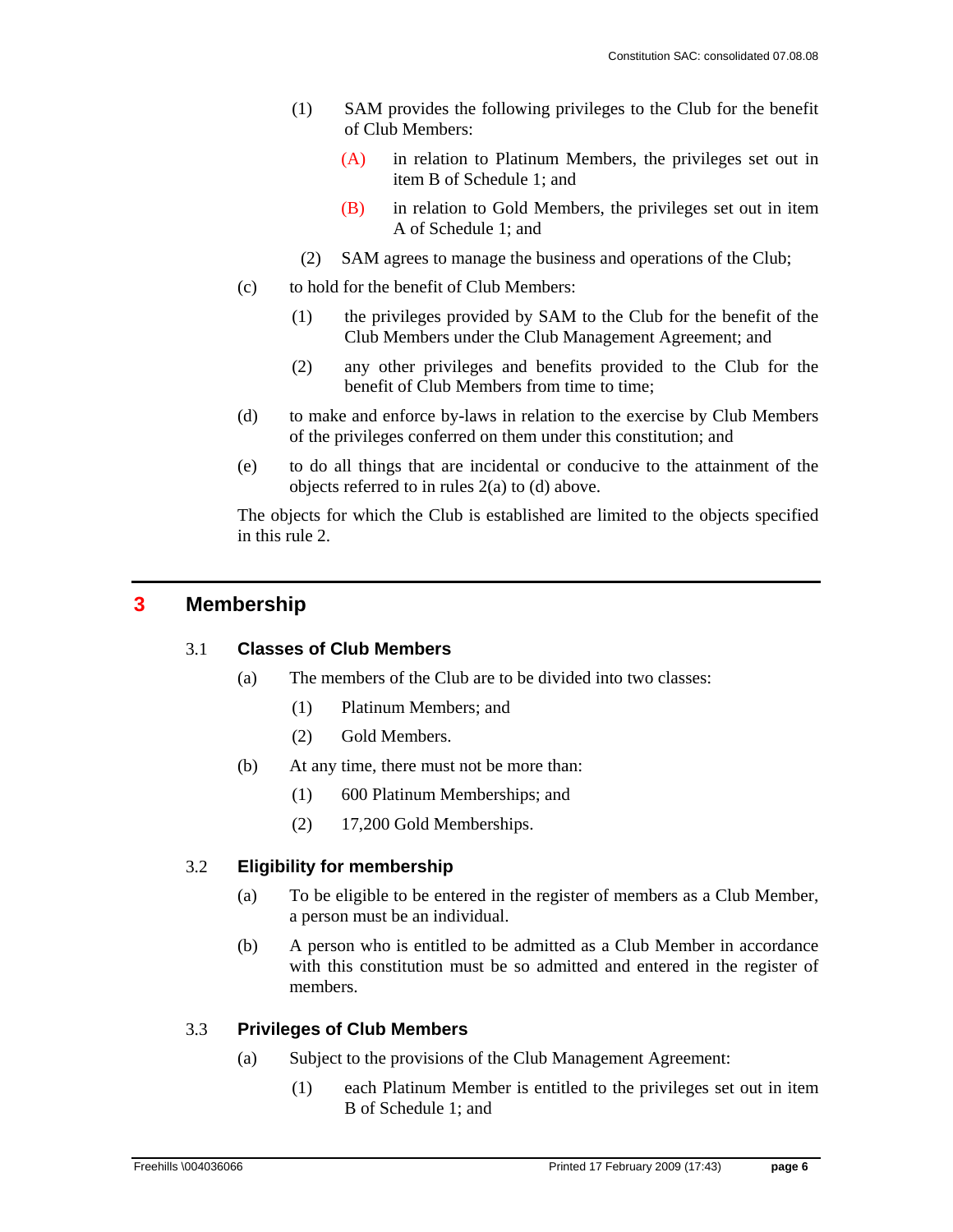(1) SAM provides the following privileges to the Club for the benefit of Club Members:

(A) in relation to Platinum Members, the privileges set out in item B of Schedule 1; and

(B) in relation to Gold Members, the privileges set out in item A of Schedule 1; and

(2) SAM agrees to manage the business and operations of the Club;

(c) to hold for the benefit of Club Members:

(1) the privileges provided by SAM to the Club for the benefit of the Club Members under the Club Management Agreement; and

(2) any other privileges and benefits provided to the Club for the benefit of Club Members from time to time;

(d) to make and enforce by-laws in relation to the exercise by Club Members of the privileges conferred on them under this constitution; and

(e) to do all things that are incidental or conducive to the attainment of the objects referred to in rules 2(a) to (d) above.

The objects for which the Club is established are limited to the objects specified in this rule 2.

# 3 Membership

## 3.1 Classes of Club Members

(a) The members of the Club are to be divided into two classes:

(1) Platinum Members; and

(2) Gold Members.

(b) At any time, there must not be more than:

(1) 600 Platinum Memberships; and

(2) 17,200 Gold Memberships.

## 3.2 Eligibility for membership

(a) To be eligible to be entered in the register of members as a Club Member, a person must be an individual.

(b) A person who is entitled to be admitted as a Club Member in accordance with this constitution must be so admitted and entered in the register of members.

## 3.3 Privileges of Club Members

(a) Subject to the provisions of the Club Management Agreement:

(1) each Platinum Member is entitled to the privileges set out in item B of Schedule 1; and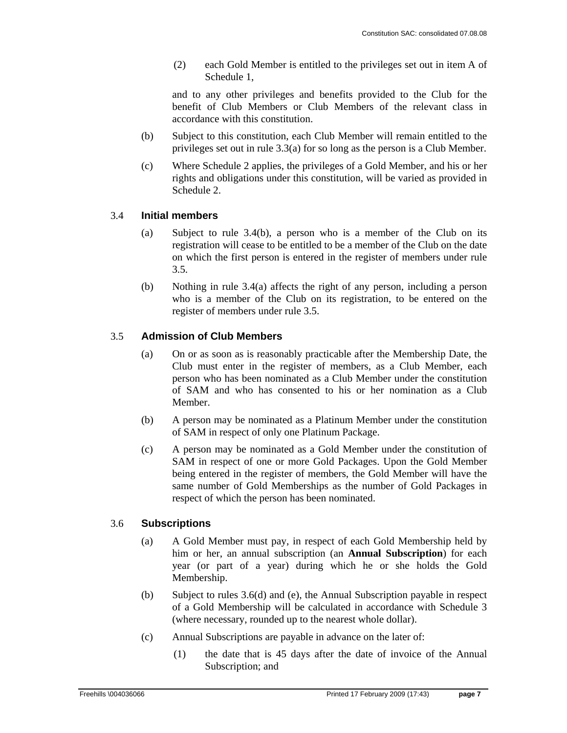(2) each Gold Member is entitled to the privileges set out in item A of Schedule 1,

and to any other privileges and benefits provided to the Club for the benefit of Club Members or Club Members of the relevant class in accordance with this constitution.

(b) Subject to this constitution, each Club Member will remain entitled to the privileges set out in rule 3.3(a) for so long as the person is a Club Member.

(c) Where Schedule 2 applies, the privileges of a Gold Member, and his or her rights and obligations under this constitution, will be varied as provided in Schedule 2.

### 3.4 Initial members

(a) Subject to rule 3.4(b), a person who is a member of the Club on its registration will cease to be entitled to be a member of the Club on the date on which the first person is entered in the register of members under rule 3.5.

(b) Nothing in rule 3.4(a) affects the right of any person, including a person who is a member of the Club on its registration, to be entered on the register of members under rule 3.5.

### 3.5 Admission of Club Members

(a) On or as soon as is reasonably practicable after the Membership Date, the Club must enter in the register of members, as a Club Member, each person who has been nominated as a Club Member under the constitution of SAM and who has consented to his or her nomination as a Club Member.

(b) A person may be nominated as a Platinum Member under the constitution of SAM in respect of only one Platinum Package.

(c) A person may be nominated as a Gold Member under the constitution of SAM in respect of one or more Gold Packages. Upon the Gold Member being entered in the register of members, the Gold Member will have the same number of Gold Memberships as the number of Gold Packages in respect of which the person has been nominated.

### 3.6 Subscriptions

(a) A Gold Member must pay, in respect of each Gold Membership held by him or her, an annual subscription (an **Annual Subscription**) for each year (or part of a year) during which he or she holds the Gold Membership.

(b) Subject to rules 3.6(d) and (e), the Annual Subscription payable in respect of a Gold Membership will be calculated in accordance with Schedule 3 (where necessary, rounded up to the nearest whole dollar).

(c) Annual Subscriptions are payable in advance on the later of:

(1) the date that is 45 days after the date of invoice of the Annual Subscription; and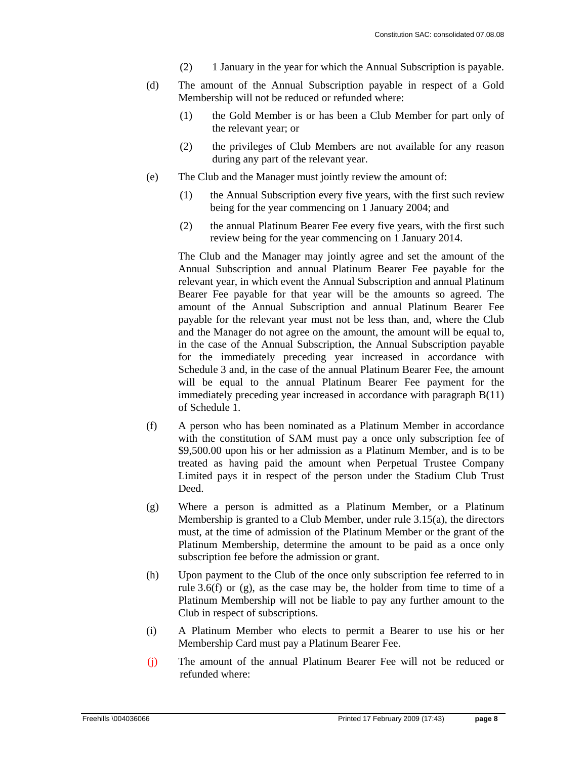(2) 1 January in the year for which the Annual Subscription is payable.

(d) The amount of the Annual Subscription payable in respect of a Gold Membership will not be reduced or refunded where:

(1) the Gold Member is or has been a Club Member for part only of the relevant year; or

(2) the privileges of Club Members are not available for any reason during any part of the relevant year.

(e) The Club and the Manager must jointly review the amount of:

(1) the Annual Subscription every five years, with the first such review being for the year commencing on 1 January 2004; and

(2) the annual Platinum Bearer Fee every five years, with the first such review being for the year commencing on 1 January 2014.

The Club and the Manager may jointly agree and set the amount of the Annual Subscription and annual Platinum Bearer Fee payable for the relevant year, in which event the Annual Subscription and annual Platinum Bearer Fee payable for that year will be the amounts so agreed. The amount of the Annual Subscription and annual Platinum Bearer Fee payable for the relevant year must not be less than, and, where the Club and the Manager do not agree on the amount, the amount will be equal to, in the case of the Annual Subscription, the Annual Subscription payable for the immediately preceding year increased in accordance with Schedule 3 and, in the case of the annual Platinum Bearer Fee, the amount will be equal to the annual Platinum Bearer Fee payment for the immediately preceding year increased in accordance with paragraph B(11) of Schedule 1.

(f) A person who has been nominated as a Platinum Member in accordance with the constitution of SAM must pay a once only subscription fee of $9,500.00 upon his or her admission as a Platinum Member, and is to be treated as having paid the amount when Perpetual Trustee Company Limited pays it in respect of the person under the Stadium Club Trust Deed.

(g) Where a person is admitted as a Platinum Member, or a Platinum Membership is granted to a Club Member, under rule 3.15(a), the directors must, at the time of admission of the Platinum Member or the grant of the Platinum Membership, determine the amount to be paid as a once only subscription fee before the admission or grant.

(h) Upon payment to the Club of the once only subscription fee referred to in rule 3.6(f) or (g), as the case may be, the holder from time to time of a Platinum Membership will not be liable to pay any further amount to the Club in respect of subscriptions.

(i) A Platinum Member who elects to permit a Bearer to use his or her Membership Card must pay a Platinum Bearer Fee.

(j) The amount of the annual Platinum Bearer Fee will not be reduced or refunded where: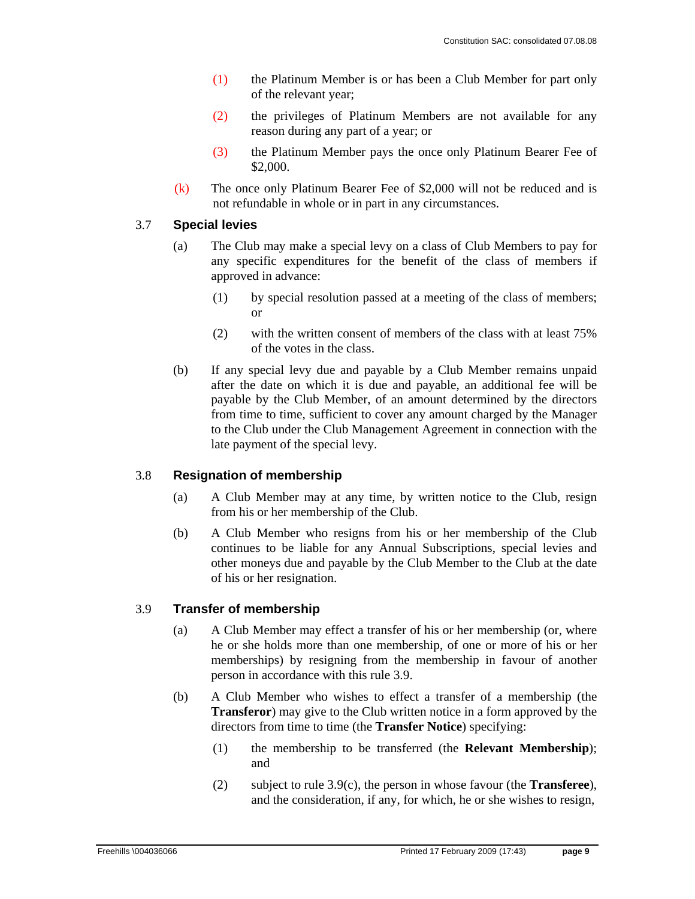(1) the Platinum Member is or has been a Club Member for part only of the relevant year;

(2) the privileges of Platinum Members are not available for any reason during any part of a year; or

(3) the Platinum Member pays the once only Platinum Bearer Fee of $2,000.

(k) The once only Platinum Bearer Fee of $2,000 will not be reduced and is not refundable in whole or in part in any circumstances.

### 3.7 Special levies

(a) The Club may make a special levy on a class of Club Members to pay for any specific expenditures for the benefit of the class of members if approved in advance:

(1) by special resolution passed at a meeting of the class of members; or

(2) with the written consent of members of the class with at least 75% of the votes in the class.

(b) If any special levy due and payable by a Club Member remains unpaid after the date on which it is due and payable, an additional fee will be payable by the Club Member, of an amount determined by the directors from time to time, sufficient to cover any amount charged by the Manager to the Club under the Club Management Agreement in connection with the late payment of the special levy.

### 3.8 Resignation of membership

(a) A Club Member may at any time, by written notice to the Club, resign from his or her membership of the Club.

(b) A Club Member who resigns from his or her membership of the Club continues to be liable for any Annual Subscriptions, special levies and other moneys due and payable by the Club Member to the Club at the date of his or her resignation.

### 3.9 Transfer of membership

(a) A Club Member may effect a transfer of his or her membership (or, where he or she holds more than one membership, of one or more of his or her memberships) by resigning from the membership in favour of another person in accordance with this rule 3.9.

(b) A Club Member who wishes to effect a transfer of a membership (the **Transferor**) may give to the Club written notice in a form approved by the directors from time to time (the **Transfer Notice**) specifying:

(1) the membership to be transferred (the **Relevant Membership**); and

(2) subject to rule 3.9(c), the person in whose favour (the **Transferee**), and the consideration, if any, for which, he or she wishes to resign,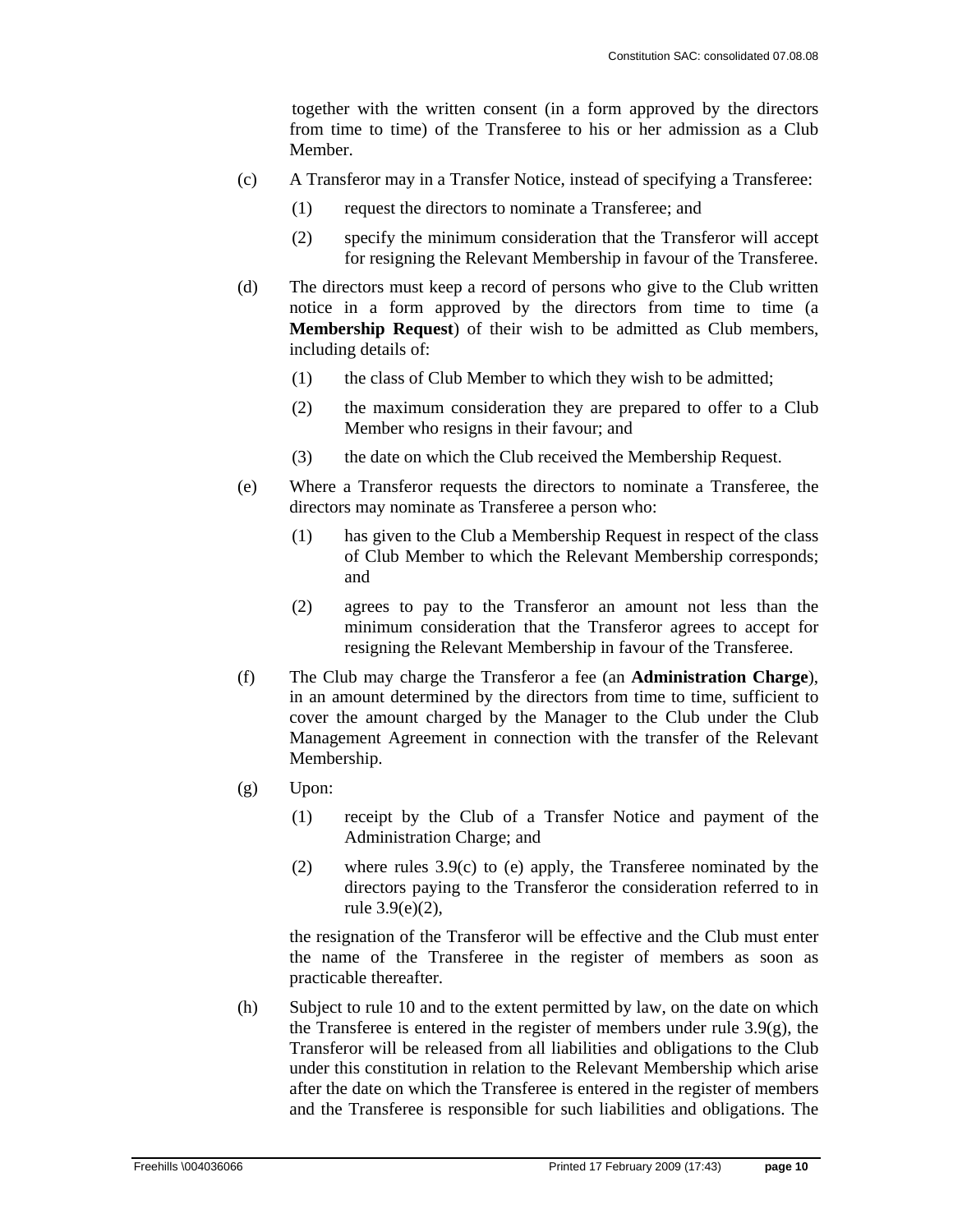together with the written consent (in a form approved by the directors from time to time) of the Transferee to his or her admission as a Club Member.

(c) A Transferor may in a Transfer Notice, instead of specifying a Transferee:

 (1) request the directors to nominate a Transferee; and

 (2) specify the minimum consideration that the Transferor will accept for resigning the Relevant Membership in favour of the Transferee.

(d) The directors must keep a record of persons who give to the Club written notice in a form approved by the directors from time to time (a **Membership Request**) of their wish to be admitted as Club members, including details of:

 (1) the class of Club Member to which they wish to be admitted;

 (2) the maximum consideration they are prepared to offer to a Club Member who resigns in their favour; and

 (3) the date on which the Club received the Membership Request.

(e) Where a Transferor requests the directors to nominate a Transferee, the directors may nominate as Transferee a person who:

 (1) has given to the Club a Membership Request in respect of the class of Club Member to which the Relevant Membership corresponds; and

 (2) agrees to pay to the Transferor an amount not less than the minimum consideration that the Transferor agrees to accept for resigning the Relevant Membership in favour of the Transferee.

(f) The Club may charge the Transferor a fee (an **Administration Charge**), in an amount determined by the directors from time to time, sufficient to cover the amount charged by the Manager to the Club under the Club Management Agreement in connection with the transfer of the Relevant Membership.

(g) Upon:

 (1) receipt by the Club of a Transfer Notice and payment of the Administration Charge; and

 (2) where rules 3.9(c) to (e) apply, the Transferee nominated by the directors paying to the Transferor the consideration referred to in rule 3.9(e)(2),

 the resignation of the Transferor will be effective and the Club must enter the name of the Transferee in the register of members as soon as practicable thereafter.

(h) Subject to rule 10 and to the extent permitted by law, on the date on which the Transferee is entered in the register of members under rule 3.9(g), the Transferor will be released from all liabilities and obligations to the Club under this constitution in relation to the Relevant Membership which arise after the date on which the Transferee is entered in the register of members and the Transferee is responsible for such liabilities and obligations. The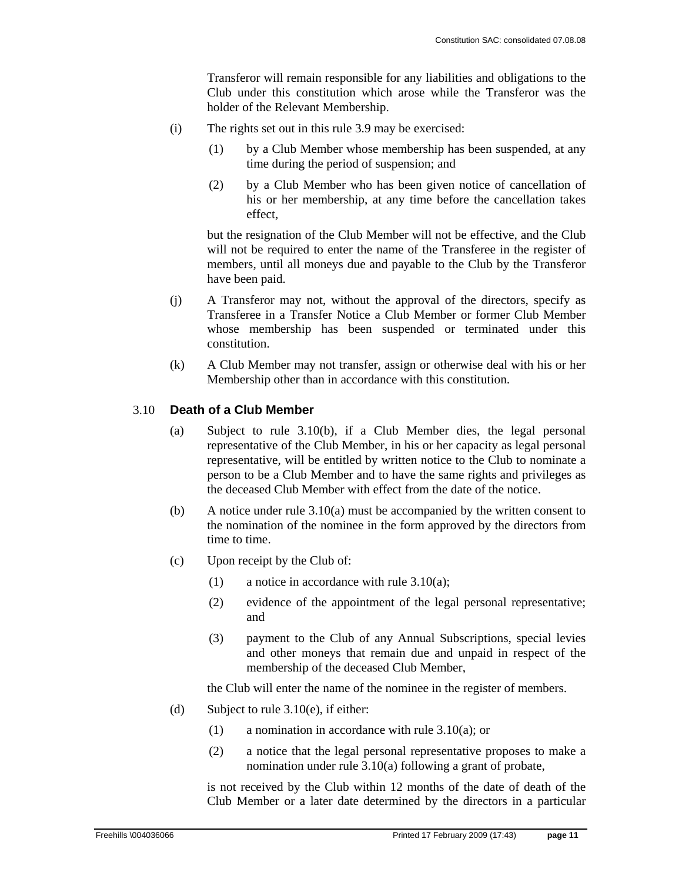Transferor will remain responsible for any liabilities and obligations to the Club under this constitution which arose while the Transferor was the holder of the Relevant Membership.

(i) The rights set out in this rule 3.9 may be exercised:

(1) by a Club Member whose membership has been suspended, at any time during the period of suspension; and

(2) by a Club Member who has been given notice of cancellation of his or her membership, at any time before the cancellation takes effect,

but the resignation of the Club Member will not be effective, and the Club will not be required to enter the name of the Transferee in the register of members, until all moneys due and payable to the Club by the Transferor have been paid.

(j) A Transferor may not, without the approval of the directors, specify as Transferee in a Transfer Notice a Club Member or former Club Member whose membership has been suspended or terminated under this constitution.

(k) A Club Member may not transfer, assign or otherwise deal with his or her Membership other than in accordance with this constitution.

### 3.10 **Death of a Club Member**

(a) Subject to rule 3.10(b), if a Club Member dies, the legal personal representative of the Club Member, in his or her capacity as legal personal representative, will be entitled by written notice to the Club to nominate a person to be a Club Member and to have the same rights and privileges as the deceased Club Member with effect from the date of the notice.

(b) A notice under rule 3.10(a) must be accompanied by the written consent to the nomination of the nominee in the form approved by the directors from time to time.

(c) Upon receipt by the Club of:

(1) a notice in accordance with rule 3.10(a);

(2) evidence of the appointment of the legal personal representative; and

(3) payment to the Club of any Annual Subscriptions, special levies and other moneys that remain due and unpaid in respect of the membership of the deceased Club Member,

the Club will enter the name of the nominee in the register of members.

(d) Subject to rule 3.10(e), if either:

(1) a nomination in accordance with rule 3.10(a); or

(2) a notice that the legal personal representative proposes to make a nomination under rule 3.10(a) following a grant of probate,

is not received by the Club within 12 months of the date of death of the Club Member or a later date determined by the directors in a particular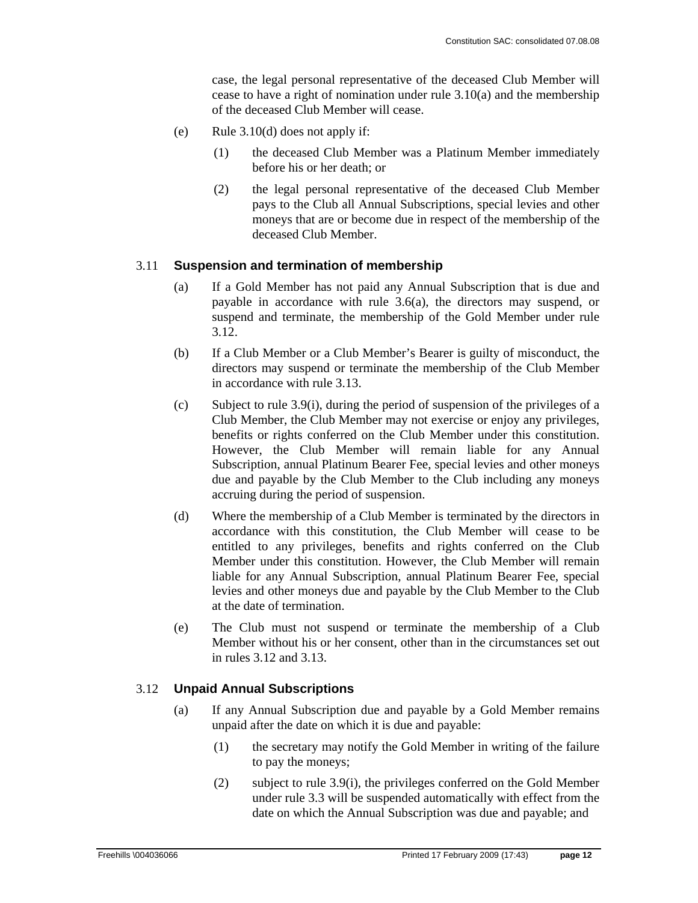case, the legal personal representative of the deceased Club Member will cease to have a right of nomination under rule 3.10(a) and the membership of the deceased Club Member will cease.

(e) Rule 3.10(d) does not apply if:

(1) the deceased Club Member was a Platinum Member immediately before his or her death; or

(2) the legal personal representative of the deceased Club Member pays to the Club all Annual Subscriptions, special levies and other moneys that are or become due in respect of the membership of the deceased Club Member.

## 3.11 Suspension and termination of membership

(a) If a Gold Member has not paid any Annual Subscription that is due and payable in accordance with rule 3.6(a), the directors may suspend, or suspend and terminate, the membership of the Gold Member under rule 3.12.

(b) If a Club Member or a Club Member's Bearer is guilty of misconduct, the directors may suspend or terminate the membership of the Club Member in accordance with rule 3.13.

(c) Subject to rule 3.9(i), during the period of suspension of the privileges of a Club Member, the Club Member may not exercise or enjoy any privileges, benefits or rights conferred on the Club Member under this constitution. However, the Club Member will remain liable for any Annual Subscription, annual Platinum Bearer Fee, special levies and other moneys due and payable by the Club Member to the Club including any moneys accruing during the period of suspension.

(d) Where the membership of a Club Member is terminated by the directors in accordance with this constitution, the Club Member will cease to be entitled to any privileges, benefits and rights conferred on the Club Member under this constitution. However, the Club Member will remain liable for any Annual Subscription, annual Platinum Bearer Fee, special levies and other moneys due and payable by the Club Member to the Club at the date of termination.

(e) The Club must not suspend or terminate the membership of a Club Member without his or her consent, other than in the circumstances set out in rules 3.12 and 3.13.

## 3.12 Unpaid Annual Subscriptions

(a) If any Annual Subscription due and payable by a Gold Member remains unpaid after the date on which it is due and payable:

(1) the secretary may notify the Gold Member in writing of the failure to pay the moneys;

(2) subject to rule 3.9(i), the privileges conferred on the Gold Member under rule 3.3 will be suspended automatically with effect from the date on which the Annual Subscription was due and payable; and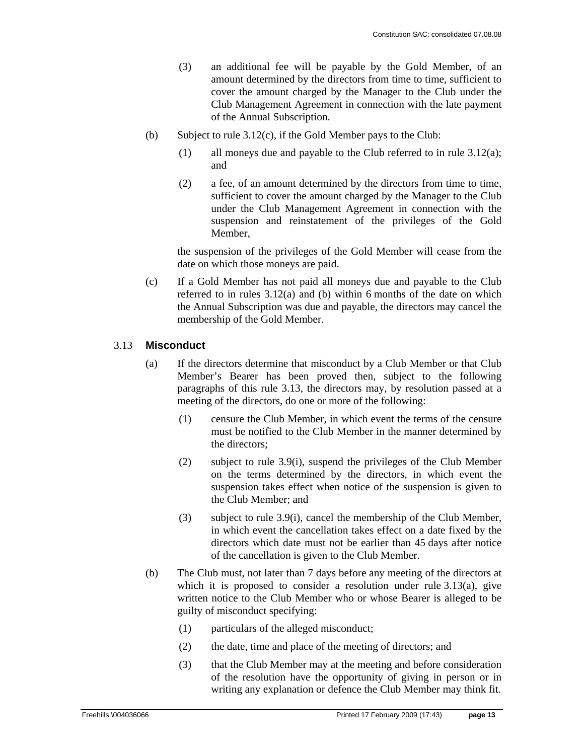(3) an additional fee will be payable by the Gold Member, of an amount determined by the directors from time to time, sufficient to cover the amount charged by the Manager to the Club under the Club Management Agreement in connection with the late payment of the Annual Subscription.

(b) Subject to rule 3.12(c), if the Gold Member pays to the Club:

(1) all moneys due and payable to the Club referred to in rule 3.12(a); and

(2) a fee, of an amount determined by the directors from time to time, sufficient to cover the amount charged by the Manager to the Club under the Club Management Agreement in connection with the suspension and reinstatement of the privileges of the Gold Member,

the suspension of the privileges of the Gold Member will cease from the date on which those moneys are paid.

(c) If a Gold Member has not paid all moneys due and payable to the Club referred to in rules 3.12(a) and (b) within 6 months of the date on which the Annual Subscription was due and payable, the directors may cancel the membership of the Gold Member.

## 3.13 Misconduct

(a) If the directors determine that misconduct by a Club Member or that Club Member's Bearer has been proved then, subject to the following paragraphs of this rule 3.13, the directors may, by resolution passed at a meeting of the directors, do one or more of the following:

(1) censure the Club Member, in which event the terms of the censure must be notified to the Club Member in the manner determined by the directors;

(2) subject to rule 3.9(i), suspend the privileges of the Club Member on the terms determined by the directors, in which event the suspension takes effect when notice of the suspension is given to the Club Member; and

(3) subject to rule 3.9(i), cancel the membership of the Club Member, in which event the cancellation takes effect on a date fixed by the directors which date must not be earlier than 45 days after notice of the cancellation is given to the Club Member.

(b) The Club must, not later than 7 days before any meeting of the directors at which it is proposed to consider a resolution under rule 3.13(a), give written notice to the Club Member who or whose Bearer is alleged to be guilty of misconduct specifying:

(1) particulars of the alleged misconduct;

(2) the date, time and place of the meeting of directors; and

(3) that the Club Member may at the meeting and before consideration of the resolution have the opportunity of giving in person or in writing any explanation or defence the Club Member may think fit.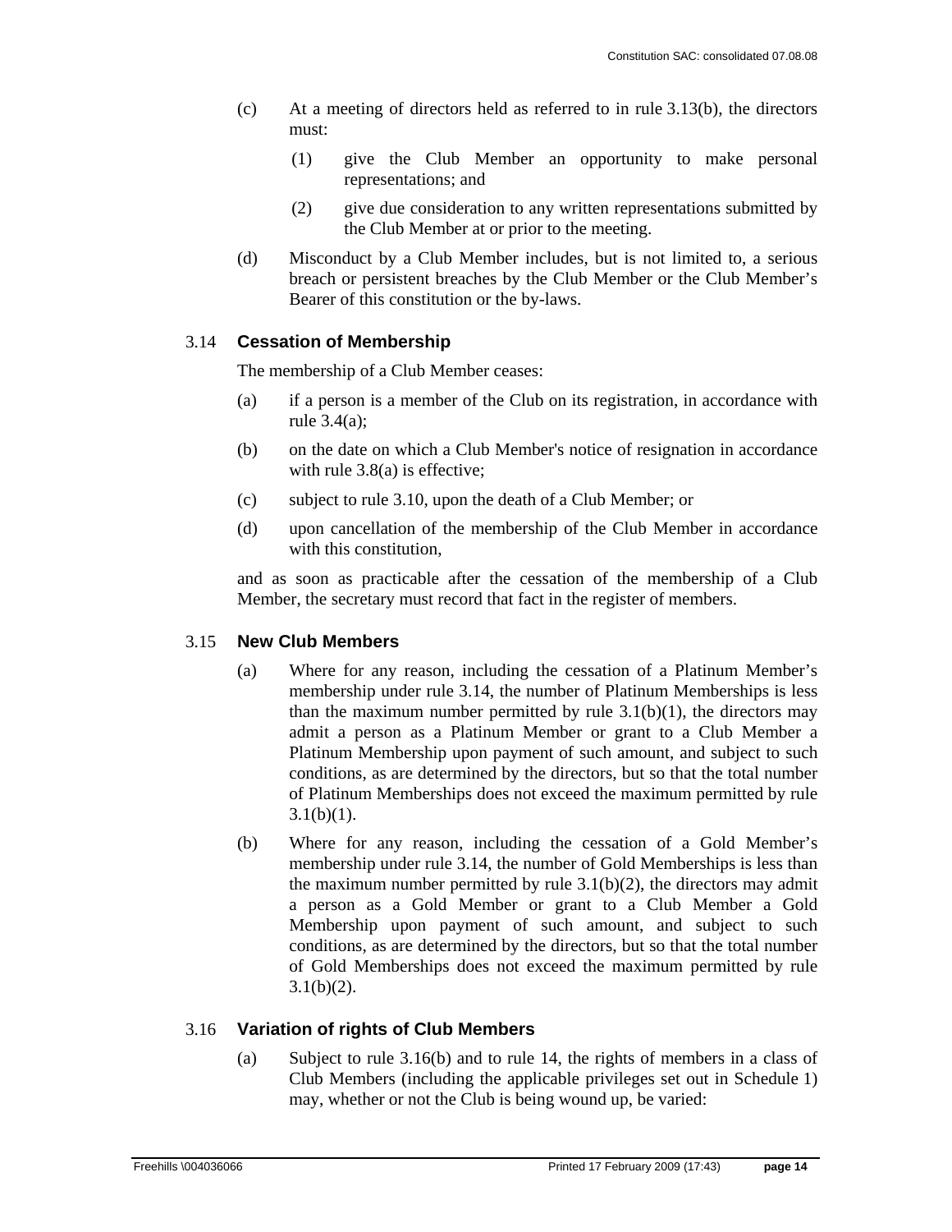(c) At a meeting of directors held as referred to in rule 3.13(b), the directors must:

   (1) give the Club Member an opportunity to make personal representations; and

   (2) give due consideration to any written representations submitted by the Club Member at or prior to the meeting.

(d) Misconduct by a Club Member includes, but is not limited to, a serious breach or persistent breaches by the Club Member or the Club Member's Bearer of this constitution or the by-laws.

### 3.14 Cessation of Membership

The membership of a Club Member ceases:

(a) if a person is a member of the Club on its registration, in accordance with rule 3.4(a);

(b) on the date on which a Club Member's notice of resignation in accordance with rule 3.8(a) is effective;

(c) subject to rule 3.10, upon the death of a Club Member; or

(d) upon cancellation of the membership of the Club Member in accordance with this constitution,

and as soon as practicable after the cessation of the membership of a Club Member, the secretary must record that fact in the register of members.

### 3.15 New Club Members

(a) Where for any reason, including the cessation of a Platinum Member's membership under rule 3.14, the number of Platinum Memberships is less than the maximum number permitted by rule 3.1(b)(1), the directors may admit a person as a Platinum Member or grant to a Club Member a Platinum Membership upon payment of such amount, and subject to such conditions, as are determined by the directors, but so that the total number of Platinum Memberships does not exceed the maximum permitted by rule 3.1(b)(1).

(b) Where for any reason, including the cessation of a Gold Member's membership under rule 3.14, the number of Gold Memberships is less than the maximum number permitted by rule 3.1(b)(2), the directors may admit a person as a Gold Member or grant to a Club Member a Gold Membership upon payment of such amount, and subject to such conditions, as are determined by the directors, but so that the total number of Gold Memberships does not exceed the maximum permitted by rule 3.1(b)(2).

### 3.16 Variation of rights of Club Members

(a) Subject to rule 3.16(b) and to rule 14, the rights of members in a class of Club Members (including the applicable privileges set out in Schedule 1) may, whether or not the Club is being wound up, be varied: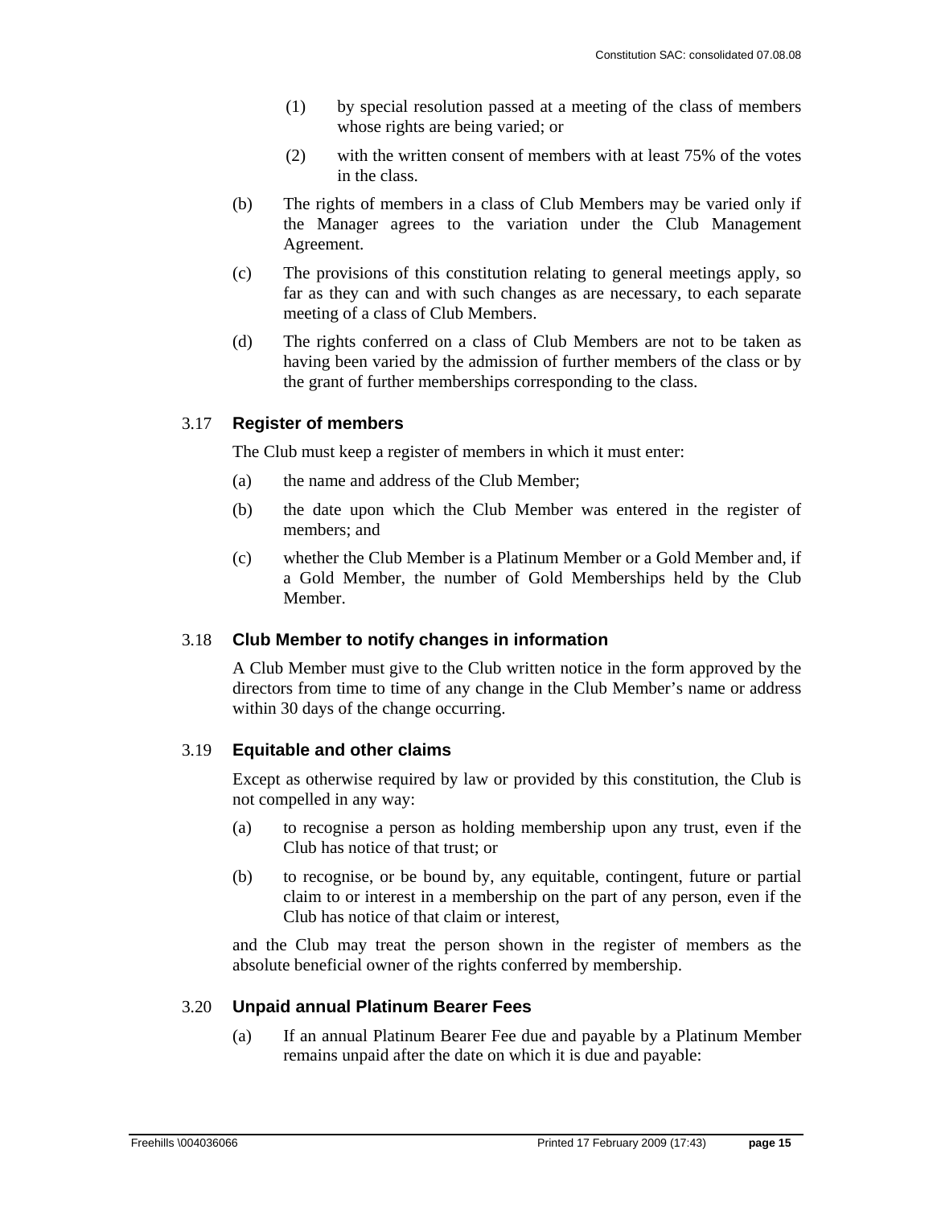(1) by special resolution passed at a meeting of the class of members whose rights are being varied; or

(2) with the written consent of members with at least 75% of the votes in the class.

(b) The rights of members in a class of Club Members may be varied only if the Manager agrees to the variation under the Club Management Agreement.

(c) The provisions of this constitution relating to general meetings apply, so far as they can and with such changes as are necessary, to each separate meeting of a class of Club Members.

(d) The rights conferred on a class of Club Members are not to be taken as having been varied by the admission of further members of the class or by the grant of further memberships corresponding to the class.

### 3.17 Register of members

The Club must keep a register of members in which it must enter:

(a) the name and address of the Club Member;

(b) the date upon which the Club Member was entered in the register of members; and

(c) whether the Club Member is a Platinum Member or a Gold Member and, if a Gold Member, the number of Gold Memberships held by the Club Member.

### 3.18 Club Member to notify changes in information

A Club Member must give to the Club written notice in the form approved by the directors from time to time of any change in the Club Member's name or address within 30 days of the change occurring.

### 3.19 Equitable and other claims

Except as otherwise required by law or provided by this constitution, the Club is not compelled in any way:

(a) to recognise a person as holding membership upon any trust, even if the Club has notice of that trust; or

(b) to recognise, or be bound by, any equitable, contingent, future or partial claim to or interest in a membership on the part of any person, even if the Club has notice of that claim or interest,

and the Club may treat the person shown in the register of members as the absolute beneficial owner of the rights conferred by membership.

### 3.20 Unpaid annual Platinum Bearer Fees

(a) If an annual Platinum Bearer Fee due and payable by a Platinum Member remains unpaid after the date on which it is due and payable: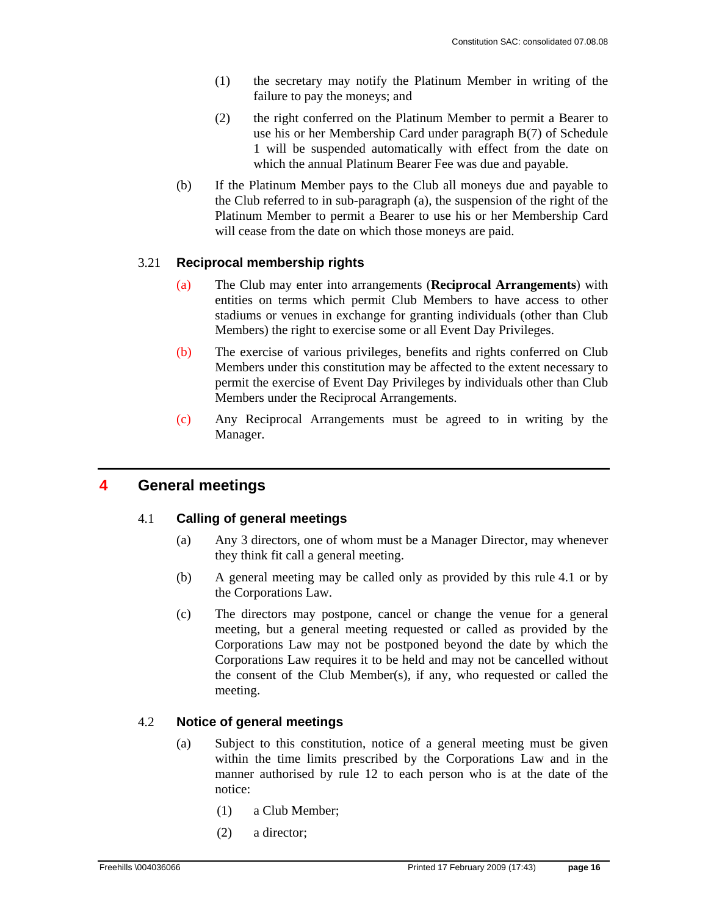(1) the secretary may notify the Platinum Member in writing of the failure to pay the moneys; and

(2) the right conferred on the Platinum Member to permit a Bearer to use his or her Membership Card under paragraph B(7) of Schedule 1 will be suspended automatically with effect from the date on which the annual Platinum Bearer Fee was due and payable.

(b) If the Platinum Member pays to the Club all moneys due and payable to the Club referred to in sub-paragraph (a), the suspension of the right of the Platinum Member to permit a Bearer to use his or her Membership Card will cease from the date on which those moneys are paid.

### 3.21 Reciprocal membership rights

(a) The Club may enter into arrangements (**Reciprocal Arrangements**) with entities on terms which permit Club Members to have access to other stadiums or venues in exchange for granting individuals (other than Club Members) the right to exercise some or all Event Day Privileges.

(b) The exercise of various privileges, benefits and rights conferred on Club Members under this constitution may be affected to the extent necessary to permit the exercise of Event Day Privileges by individuals other than Club Members under the Reciprocal Arrangements.

(c) Any Reciprocal Arrangements must be agreed to in writing by the Manager.

## 4 General meetings

### 4.1 Calling of general meetings

(a) Any 3 directors, one of whom must be a Manager Director, may whenever they think fit call a general meeting.

(b) A general meeting may be called only as provided by this rule 4.1 or by the Corporations Law.

(c) The directors may postpone, cancel or change the venue for a general meeting, but a general meeting requested or called as provided by the Corporations Law may not be postponed beyond the date by which the Corporations Law requires it to be held and may not be cancelled without the consent of the Club Member(s), if any, who requested or called the meeting.

### 4.2 Notice of general meetings

(a) Subject to this constitution, notice of a general meeting must be given within the time limits prescribed by the Corporations Law and in the manner authorised by rule 12 to each person who is at the date of the notice:

(1) a Club Member;

(2) a director;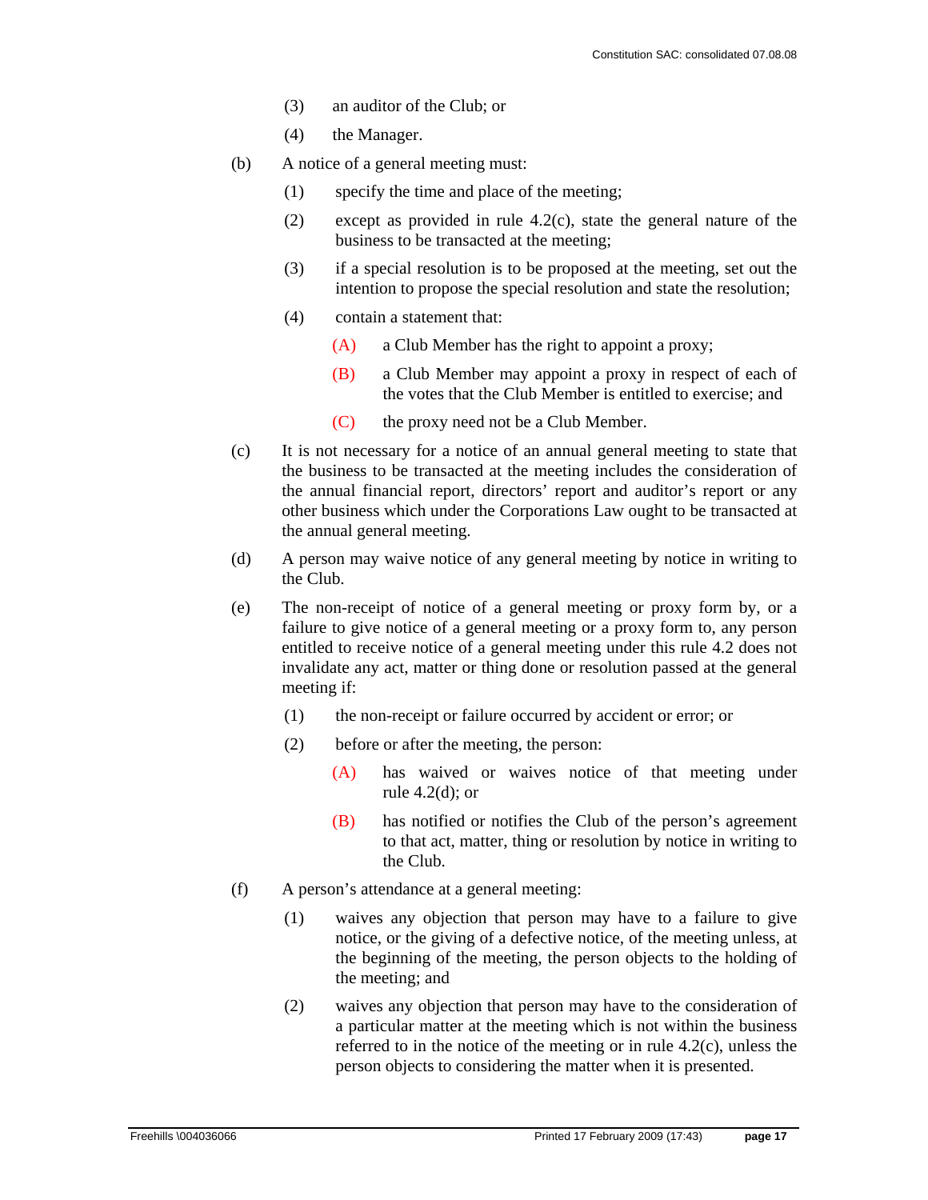(3) an auditor of the Club; or

(4) the Manager.

(b) A notice of a general meeting must:

(1) specify the time and place of the meeting;

(2) except as provided in rule 4.2(c), state the general nature of the business to be transacted at the meeting;

(3) if a special resolution is to be proposed at the meeting, set out the intention to propose the special resolution and state the resolution;

(4) contain a statement that:

(A) a Club Member has the right to appoint a proxy;

(B) a Club Member may appoint a proxy in respect of each of the votes that the Club Member is entitled to exercise; and

(C) the proxy need not be a Club Member.

(c) It is not necessary for a notice of an annual general meeting to state that the business to be transacted at the meeting includes the consideration of the annual financial report, directors' report and auditor's report or any other business which under the Corporations Law ought to be transacted at the annual general meeting.

(d) A person may waive notice of any general meeting by notice in writing to the Club.

(e) The non-receipt of notice of a general meeting or proxy form by, or a failure to give notice of a general meeting or a proxy form to, any person entitled to receive notice of a general meeting under this rule 4.2 does not invalidate any act, matter or thing done or resolution passed at the general meeting if:

(1) the non-receipt or failure occurred by accident or error; or

(2) before or after the meeting, the person:

(A) has waived or waives notice of that meeting under rule 4.2(d); or

(B) has notified or notifies the Club of the person's agreement to that act, matter, thing or resolution by notice in writing to the Club.

(f) A person's attendance at a general meeting:

(1) waives any objection that person may have to a failure to give notice, or the giving of a defective notice, of the meeting unless, at the beginning of the meeting, the person objects to the holding of the meeting; and

(2) waives any objection that person may have to the consideration of a particular matter at the meeting which is not within the business referred to in the notice of the meeting or in rule 4.2(c), unless the person objects to considering the matter when it is presented.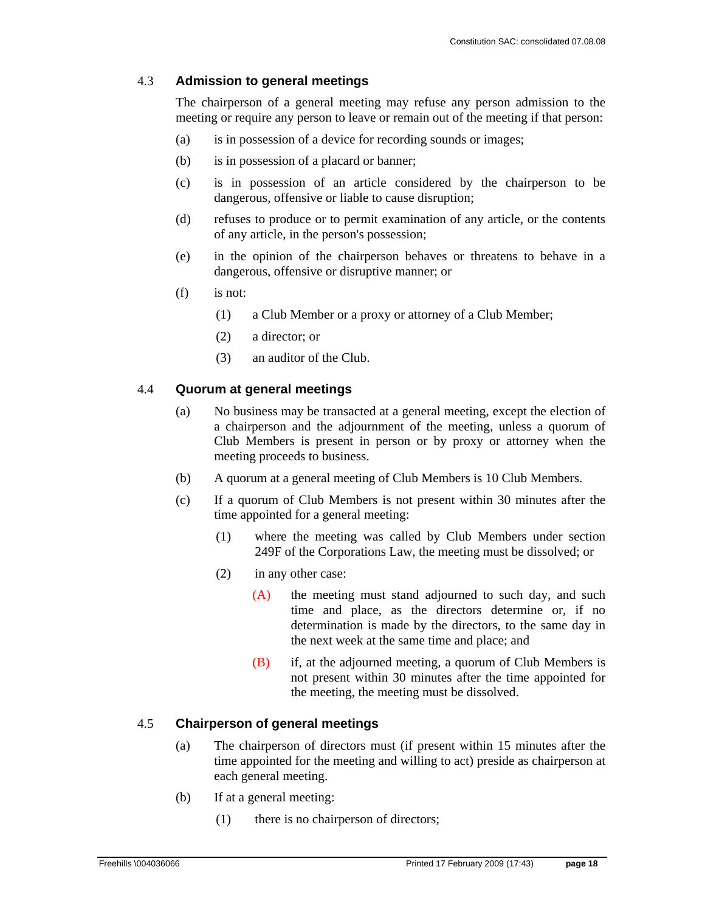### 4.3 Admission to general meetings

The chairperson of a general meeting may refuse any person admission to the meeting or require any person to leave or remain out of the meeting if that person:

(a) is in possession of a device for recording sounds or images;

(b) is in possession of a placard or banner;

(c) is in possession of an article considered by the chairperson to be dangerous, offensive or liable to cause disruption;

(d) refuses to produce or to permit examination of any article, or the contents of any article, in the person's possession;

(e) in the opinion of the chairperson behaves or threatens to behave in a dangerous, offensive or disruptive manner; or

(f) is not:

  (1) a Club Member or a proxy or attorney of a Club Member;

  (2) a director; or

  (3) an auditor of the Club.

### 4.4 Quorum at general meetings

(a) No business may be transacted at a general meeting, except the election of a chairperson and the adjournment of the meeting, unless a quorum of Club Members is present in person or by proxy or attorney when the meeting proceeds to business.

(b) A quorum at a general meeting of Club Members is 10 Club Members.

(c) If a quorum of Club Members is not present within 30 minutes after the time appointed for a general meeting:

  (1) where the meeting was called by Club Members under section 249F of the Corporations Law, the meeting must be dissolved; or

  (2) in any other case:

    (A) the meeting must stand adjourned to such day, and such time and place, as the directors determine or, if no determination is made by the directors, to the same day in the next week at the same time and place; and

    (B) if, at the adjourned meeting, a quorum of Club Members is not present within 30 minutes after the time appointed for the meeting, the meeting must be dissolved.

### 4.5 Chairperson of general meetings

(a) The chairperson of directors must (if present within 15 minutes after the time appointed for the meeting and willing to act) preside as chairperson at each general meeting.

(b) If at a general meeting:

  (1) there is no chairperson of directors;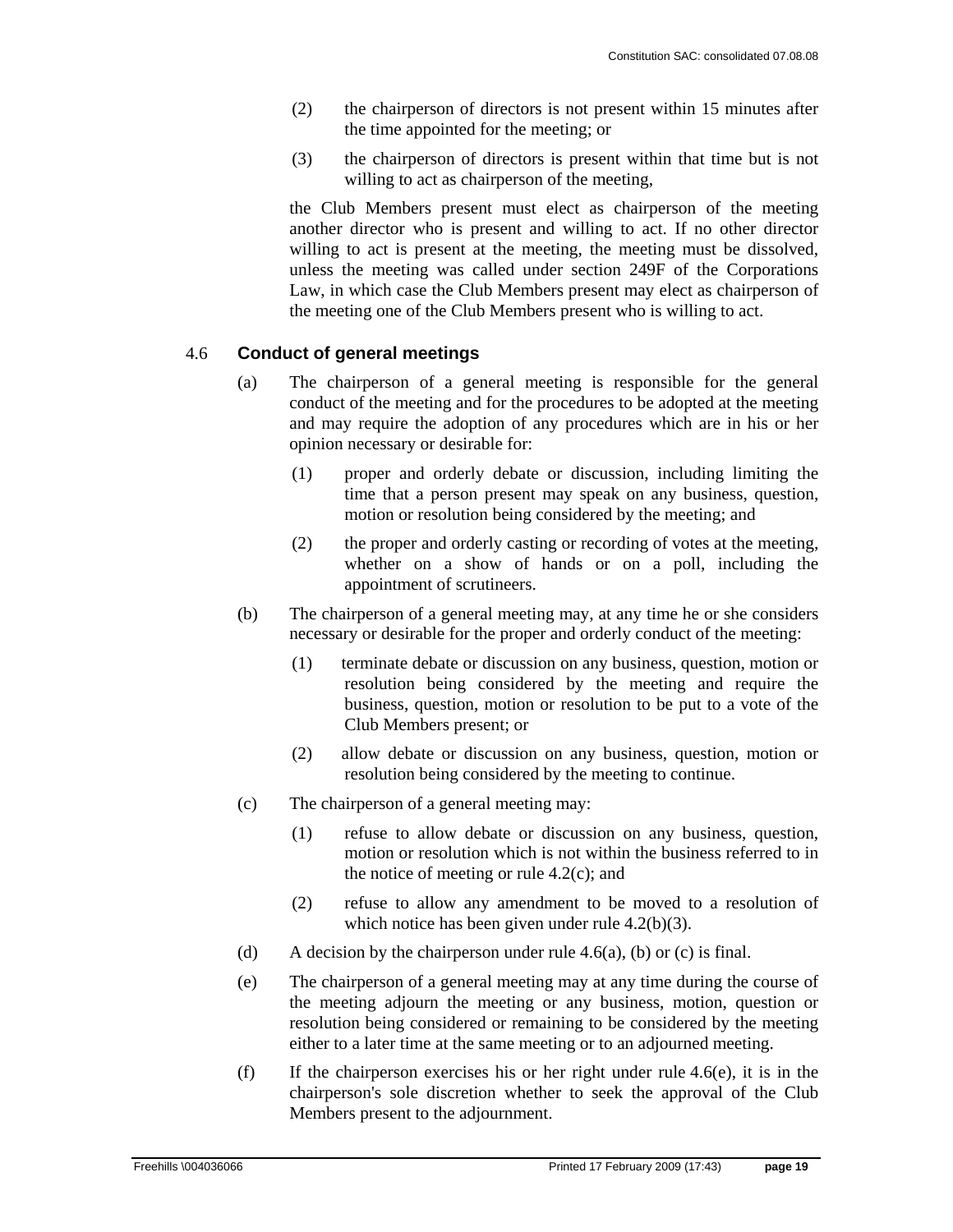(2) the chairperson of directors is not present within 15 minutes after the time appointed for the meeting; or

(3) the chairperson of directors is present within that time but is not willing to act as chairperson of the meeting,

the Club Members present must elect as chairperson of the meeting another director who is present and willing to act. If no other director willing to act is present at the meeting, the meeting must be dissolved, unless the meeting was called under section 249F of the Corporations Law, in which case the Club Members present may elect as chairperson of the meeting one of the Club Members present who is willing to act.

### 4.6 Conduct of general meetings

(a) The chairperson of a general meeting is responsible for the general conduct of the meeting and for the procedures to be adopted at the meeting and may require the adoption of any procedures which are in his or her opinion necessary or desirable for:

(1) proper and orderly debate or discussion, including limiting the time that a person present may speak on any business, question, motion or resolution being considered by the meeting; and

(2) the proper and orderly casting or recording of votes at the meeting, whether on a show of hands or on a poll, including the appointment of scrutineers.

(b) The chairperson of a general meeting may, at any time he or she considers necessary or desirable for the proper and orderly conduct of the meeting:

(1) terminate debate or discussion on any business, question, motion or resolution being considered by the meeting and require the business, question, motion or resolution to be put to a vote of the Club Members present; or

(2) allow debate or discussion on any business, question, motion or resolution being considered by the meeting to continue.

(c) The chairperson of a general meeting may:

(1) refuse to allow debate or discussion on any business, question, motion or resolution which is not within the business referred to in the notice of meeting or rule 4.2(c); and

(2) refuse to allow any amendment to be moved to a resolution of which notice has been given under rule 4.2(b)(3).

(d) A decision by the chairperson under rule 4.6(a), (b) or (c) is final.

(e) The chairperson of a general meeting may at any time during the course of the meeting adjourn the meeting or any business, motion, question or resolution being considered or remaining to be considered by the meeting either to a later time at the same meeting or to an adjourned meeting.

(f) If the chairperson exercises his or her right under rule 4.6(e), it is in the chairperson's sole discretion whether to seek the approval of the Club Members present to the adjournment.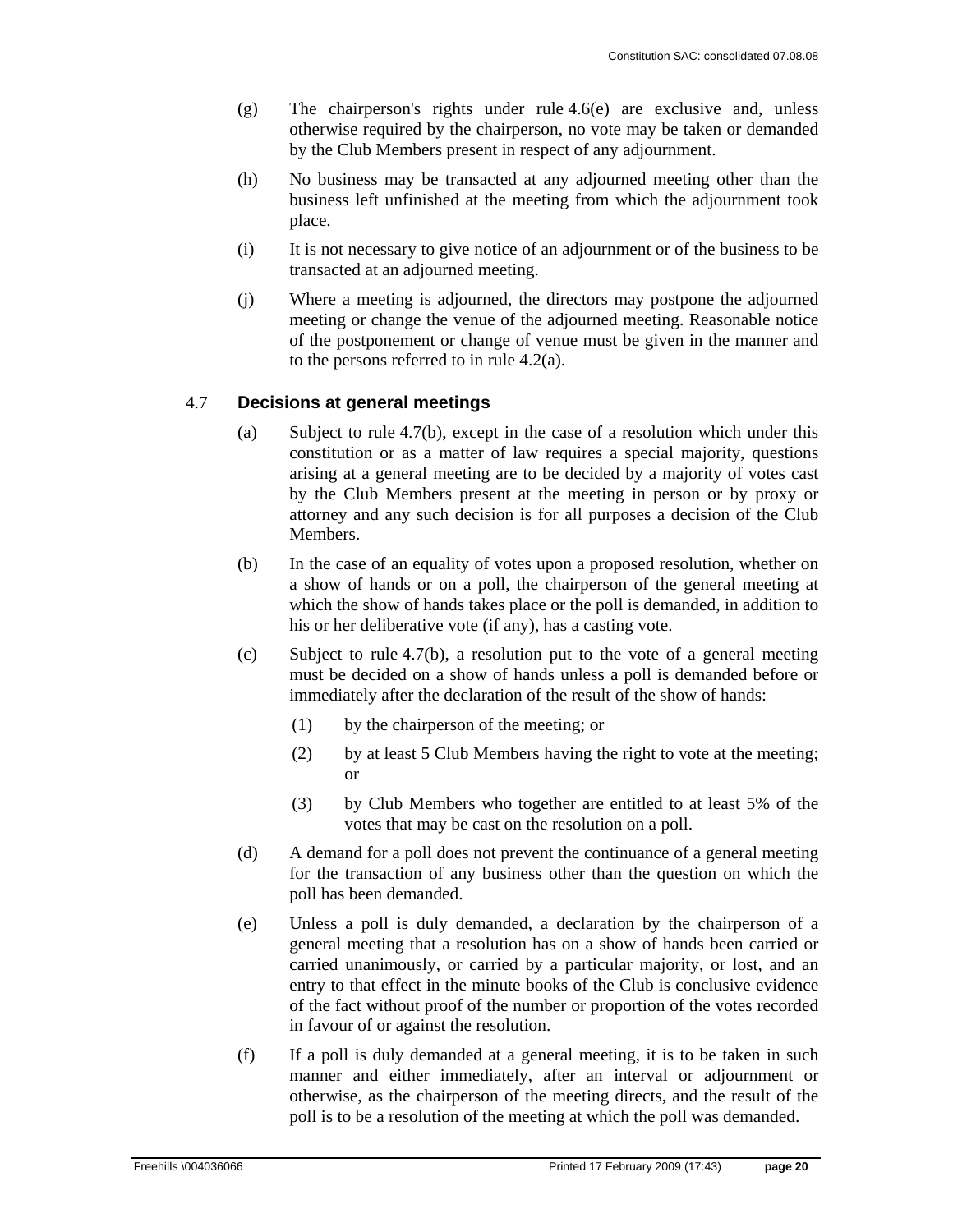(g) The chairperson's rights under rule 4.6(e) are exclusive and, unless otherwise required by the chairperson, no vote may be taken or demanded by the Club Members present in respect of any adjournment.

(h) No business may be transacted at any adjourned meeting other than the business left unfinished at the meeting from which the adjournment took place.

(i) It is not necessary to give notice of an adjournment or of the business to be transacted at an adjourned meeting.

(j) Where a meeting is adjourned, the directors may postpone the adjourned meeting or change the venue of the adjourned meeting. Reasonable notice of the postponement or change of venue must be given in the manner and to the persons referred to in rule 4.2(a).

### 4.7 Decisions at general meetings

(a) Subject to rule 4.7(b), except in the case of a resolution which under this constitution or as a matter of law requires a special majority, questions arising at a general meeting are to be decided by a majority of votes cast by the Club Members present at the meeting in person or by proxy or attorney and any such decision is for all purposes a decision of the Club Members.

(b) In the case of an equality of votes upon a proposed resolution, whether on a show of hands or on a poll, the chairperson of the general meeting at which the show of hands takes place or the poll is demanded, in addition to his or her deliberative vote (if any), has a casting vote.

(c) Subject to rule 4.7(b), a resolution put to the vote of a general meeting must be decided on a show of hands unless a poll is demanded before or immediately after the declaration of the result of the show of hands:

  (1) by the chairperson of the meeting; or

  (2) by at least 5 Club Members having the right to vote at the meeting; or

  (3) by Club Members who together are entitled to at least 5% of the votes that may be cast on the resolution on a poll.

(d) A demand for a poll does not prevent the continuance of a general meeting for the transaction of any business other than the question on which the poll has been demanded.

(e) Unless a poll is duly demanded, a declaration by the chairperson of a general meeting that a resolution has on a show of hands been carried or carried unanimously, or carried by a particular majority, or lost, and an entry to that effect in the minute books of the Club is conclusive evidence of the fact without proof of the number or proportion of the votes recorded in favour of or against the resolution.

(f) If a poll is duly demanded at a general meeting, it is to be taken in such manner and either immediately, after an interval or adjournment or otherwise, as the chairperson of the meeting directs, and the result of the poll is to be a resolution of the meeting at which the poll was demanded.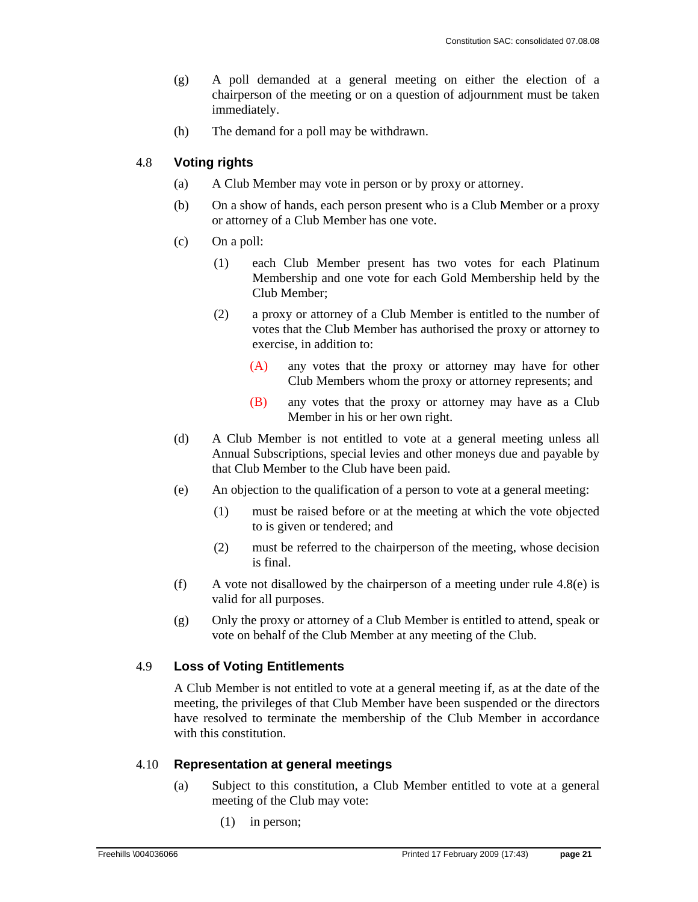(g) A poll demanded at a general meeting on either the election of a chairperson of the meeting or on a question of adjournment must be taken immediately.

(h) The demand for a poll may be withdrawn.

### 4.8 Voting rights

(a) A Club Member may vote in person or by proxy or attorney.

(b) On a show of hands, each person present who is a Club Member or a proxy or attorney of a Club Member has one vote.

(c) On a poll:

  (1) each Club Member present has two votes for each Platinum Membership and one vote for each Gold Membership held by the Club Member;

  (2) a proxy or attorney of a Club Member is entitled to the number of votes that the Club Member has authorised the proxy or attorney to exercise, in addition to:

    (A) any votes that the proxy or attorney may have for other Club Members whom the proxy or attorney represents; and

    (B) any votes that the proxy or attorney may have as a Club Member in his or her own right.

(d) A Club Member is not entitled to vote at a general meeting unless all Annual Subscriptions, special levies and other moneys due and payable by that Club Member to the Club have been paid.

(e) An objection to the qualification of a person to vote at a general meeting:

  (1) must be raised before or at the meeting at which the vote objected to is given or tendered; and

  (2) must be referred to the chairperson of the meeting, whose decision is final.

(f) A vote not disallowed by the chairperson of a meeting under rule 4.8(e) is valid for all purposes.

(g) Only the proxy or attorney of a Club Member is entitled to attend, speak or vote on behalf of the Club Member at any meeting of the Club.

### 4.9 Loss of Voting Entitlements

A Club Member is not entitled to vote at a general meeting if, as at the date of the meeting, the privileges of that Club Member have been suspended or the directors have resolved to terminate the membership of the Club Member in accordance with this constitution.

### 4.10 Representation at general meetings

(a) Subject to this constitution, a Club Member entitled to vote at a general meeting of the Club may vote:

  (1) in person;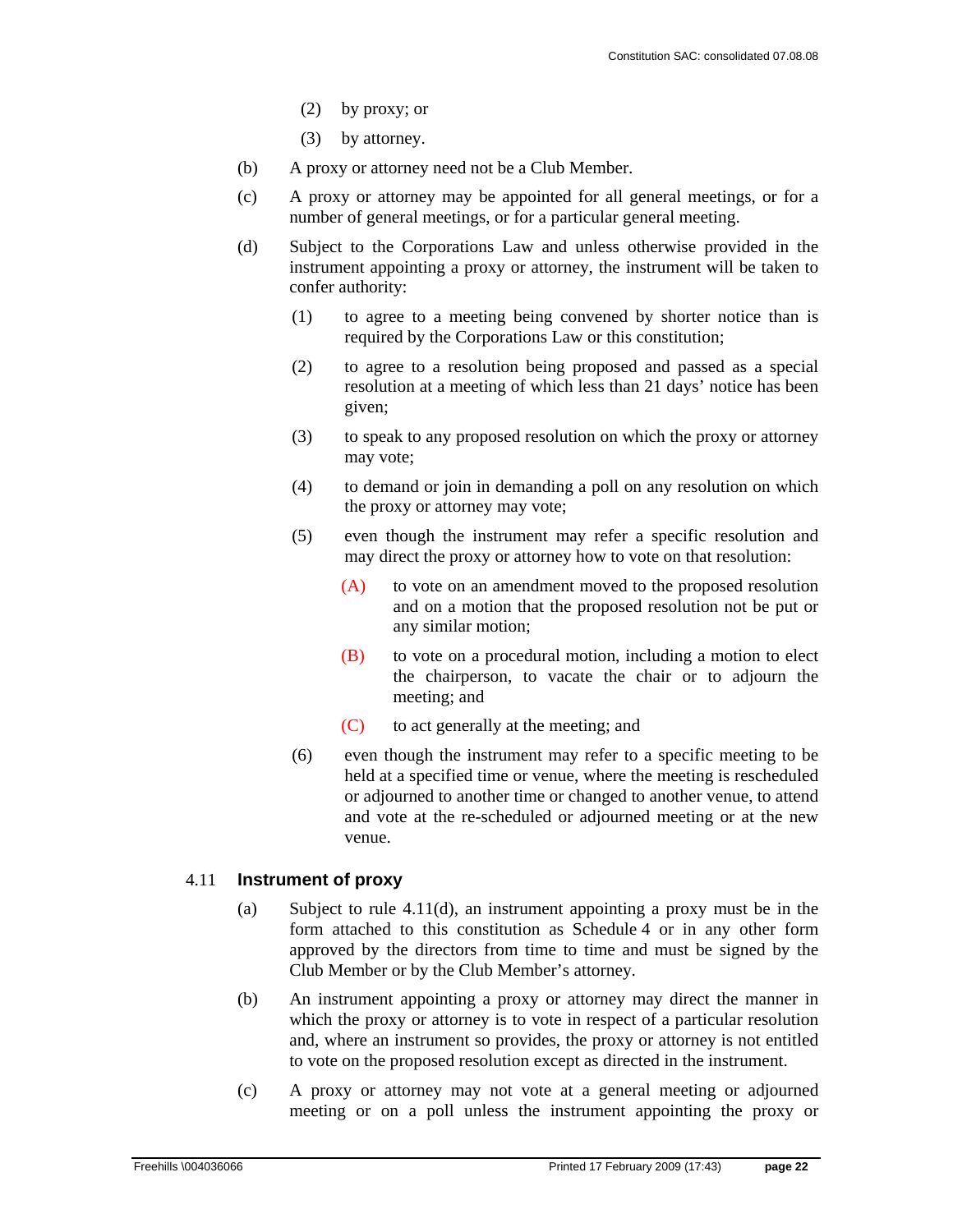(2) by proxy; or

(3) by attorney.

(b) A proxy or attorney need not be a Club Member.

(c) A proxy or attorney may be appointed for all general meetings, or for a number of general meetings, or for a particular general meeting.

(d) Subject to the Corporations Law and unless otherwise provided in the instrument appointing a proxy or attorney, the instrument will be taken to confer authority:

(1) to agree to a meeting being convened by shorter notice than is required by the Corporations Law or this constitution;

(2) to agree to a resolution being proposed and passed as a special resolution at a meeting of which less than 21 days' notice has been given;

(3) to speak to any proposed resolution on which the proxy or attorney may vote;

(4) to demand or join in demanding a poll on any resolution on which the proxy or attorney may vote;

(5) even though the instrument may refer a specific resolution and may direct the proxy or attorney how to vote on that resolution:

(A) to vote on an amendment moved to the proposed resolution and on a motion that the proposed resolution not be put or any similar motion;

(B) to vote on a procedural motion, including a motion to elect the chairperson, to vacate the chair or to adjourn the meeting; and

(C) to act generally at the meeting; and

(6) even though the instrument may refer to a specific meeting to be held at a specified time or venue, where the meeting is rescheduled or adjourned to another time or changed to another venue, to attend and vote at the re-scheduled or adjourned meeting or at the new venue.

### 4.11 Instrument of proxy

(a) Subject to rule 4.11(d), an instrument appointing a proxy must be in the form attached to this constitution as Schedule 4 or in any other form approved by the directors from time to time and must be signed by the Club Member or by the Club Member's attorney.

(b) An instrument appointing a proxy or attorney may direct the manner in which the proxy or attorney is to vote in respect of a particular resolution and, where an instrument so provides, the proxy or attorney is not entitled to vote on the proposed resolution except as directed in the instrument.

(c) A proxy or attorney may not vote at a general meeting or adjourned meeting or on a poll unless the instrument appointing the proxy or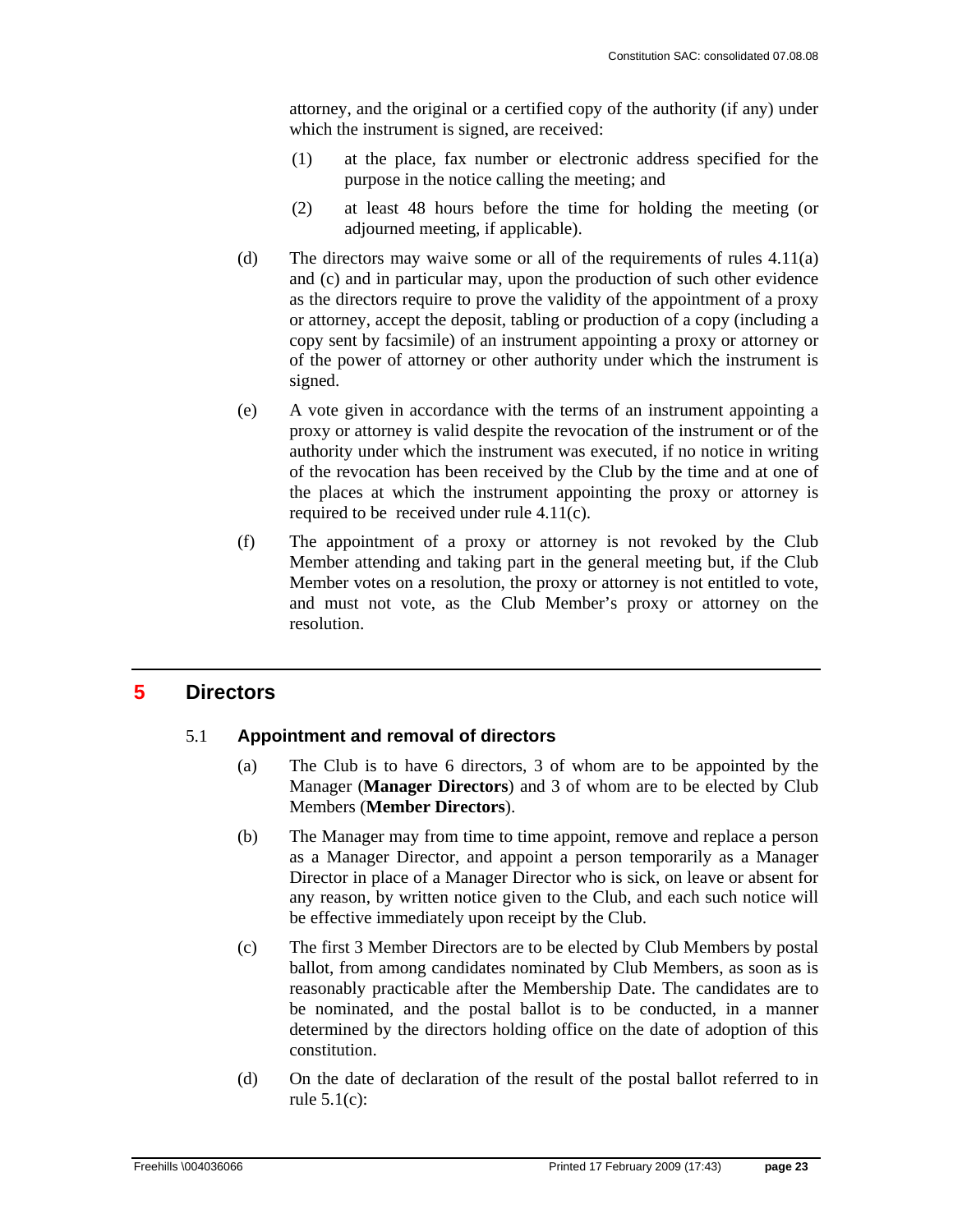attorney, and the original or a certified copy of the authority (if any) under which the instrument is signed, are received:

(1) at the place, fax number or electronic address specified for the purpose in the notice calling the meeting; and

(2) at least 48 hours before the time for holding the meeting (or adjourned meeting, if applicable).

(d) The directors may waive some or all of the requirements of rules 4.11(a) and (c) and in particular may, upon the production of such other evidence as the directors require to prove the validity of the appointment of a proxy or attorney, accept the deposit, tabling or production of a copy (including a copy sent by facsimile) of an instrument appointing a proxy or attorney or of the power of attorney or other authority under which the instrument is signed.

(e) A vote given in accordance with the terms of an instrument appointing a proxy or attorney is valid despite the revocation of the instrument or of the authority under which the instrument was executed, if no notice in writing of the revocation has been received by the Club by the time and at one of the places at which the instrument appointing the proxy or attorney is required to be received under rule 4.11(c).

(f) The appointment of a proxy or attorney is not revoked by the Club Member attending and taking part in the general meeting but, if the Club Member votes on a resolution, the proxy or attorney is not entitled to vote, and must not vote, as the Club Member's proxy or attorney on the resolution.

# 5 Directors

## 5.1 Appointment and removal of directors

(a) The Club is to have 6 directors, 3 of whom are to be appointed by the Manager (**Manager Directors**) and 3 of whom are to be elected by Club Members (**Member Directors**).

(b) The Manager may from time to time appoint, remove and replace a person as a Manager Director, and appoint a person temporarily as a Manager Director in place of a Manager Director who is sick, on leave or absent for any reason, by written notice given to the Club, and each such notice will be effective immediately upon receipt by the Club.

(c) The first 3 Member Directors are to be elected by Club Members by postal ballot, from among candidates nominated by Club Members, as soon as is reasonably practicable after the Membership Date. The candidates are to be nominated, and the postal ballot is to be conducted, in a manner determined by the directors holding office on the date of adoption of this constitution.

(d) On the date of declaration of the result of the postal ballot referred to in rule 5.1(c):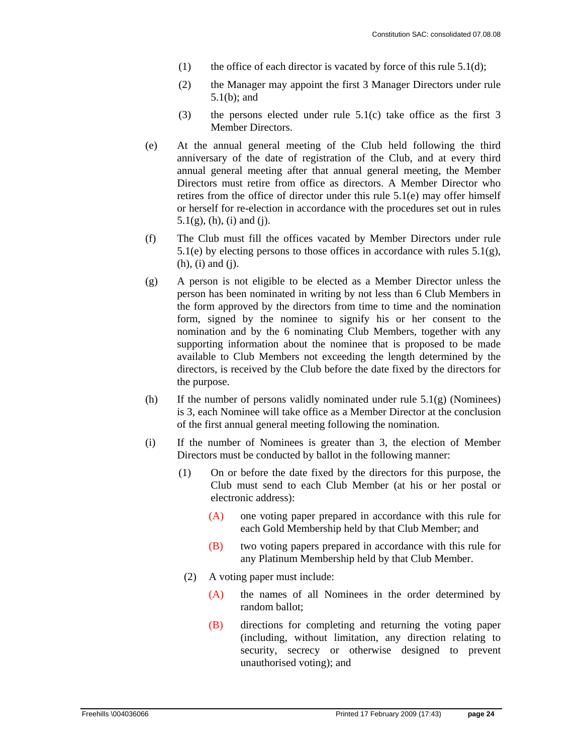(1) the office of each director is vacated by force of this rule 5.1(d);

(2) the Manager may appoint the first 3 Manager Directors under rule 5.1(b); and

(3) the persons elected under rule 5.1(c) take office as the first 3 Member Directors.

(e) At the annual general meeting of the Club held following the third anniversary of the date of registration of the Club, and at every third annual general meeting after that annual general meeting, the Member Directors must retire from office as directors. A Member Director who retires from the office of director under this rule 5.1(e) may offer himself or herself for re-election in accordance with the procedures set out in rules 5.1(g), (h), (i) and (j).

(f) The Club must fill the offices vacated by Member Directors under rule 5.1(e) by electing persons to those offices in accordance with rules 5.1(g), (h), (i) and (j).

(g) A person is not eligible to be elected as a Member Director unless the person has been nominated in writing by not less than 6 Club Members in the form approved by the directors from time to time and the nomination form, signed by the nominee to signify his or her consent to the nomination and by the 6 nominating Club Members, together with any supporting information about the nominee that is proposed to be made available to Club Members not exceeding the length determined by the directors, is received by the Club before the date fixed by the directors for the purpose.

(h) If the number of persons validly nominated under rule 5.1(g) (Nominees) is 3, each Nominee will take office as a Member Director at the conclusion of the first annual general meeting following the nomination.

(i) If the number of Nominees is greater than 3, the election of Member Directors must be conducted by ballot in the following manner:

(1) On or before the date fixed by the directors for this purpose, the Club must send to each Club Member (at his or her postal or electronic address):

(A) one voting paper prepared in accordance with this rule for each Gold Membership held by that Club Member; and

(B) two voting papers prepared in accordance with this rule for any Platinum Membership held by that Club Member.

(2) A voting paper must include:

(A) the names of all Nominees in the order determined by random ballot;

(B) directions for completing and returning the voting paper (including, without limitation, any direction relating to security, secrecy or otherwise designed to prevent unauthorised voting); and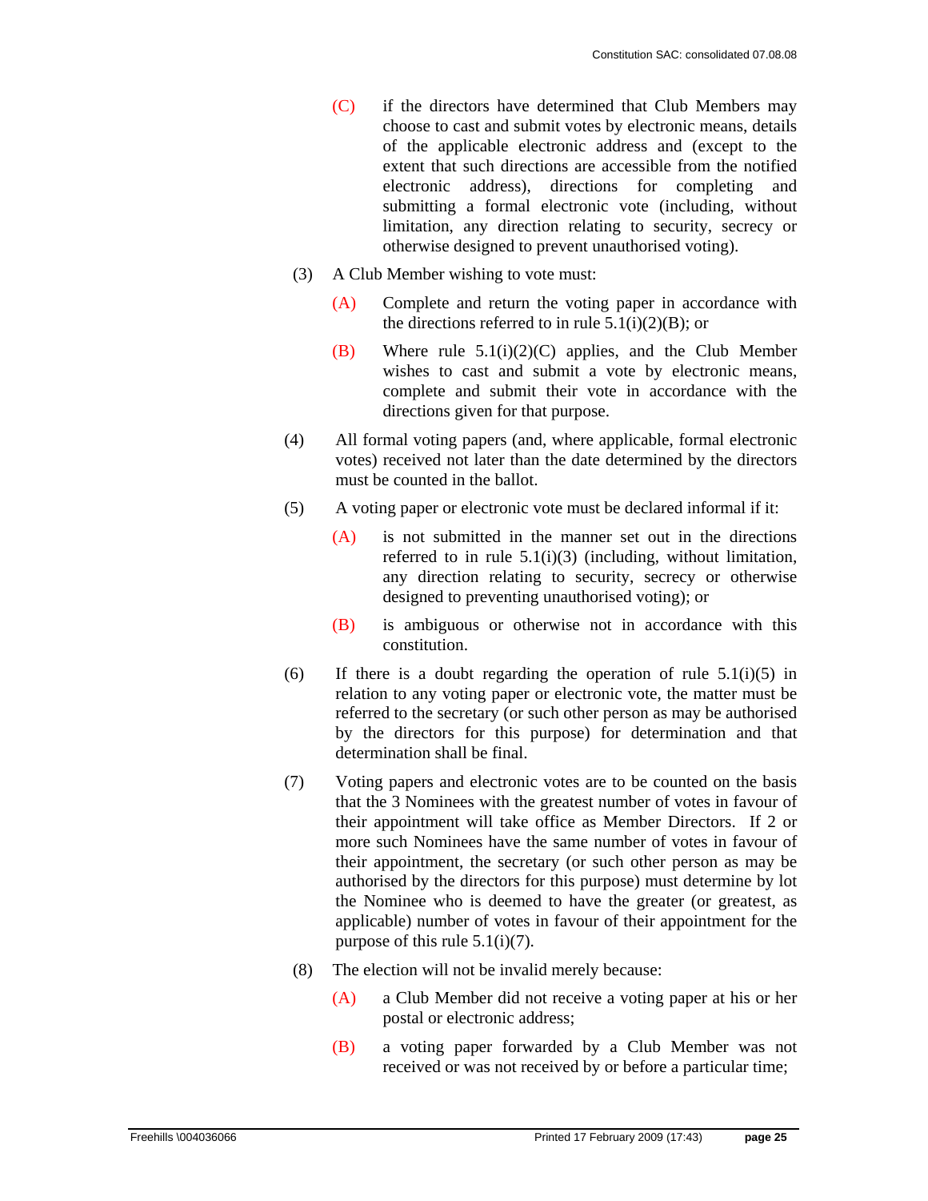(C) if the directors have determined that Club Members may choose to cast and submit votes by electronic means, details of the applicable electronic address and (except to the extent that such directions are accessible from the notified electronic address), directions for completing and submitting a formal electronic vote (including, without limitation, any direction relating to security, secrecy or otherwise designed to prevent unauthorised voting).

(3) A Club Member wishing to vote must:

(A) Complete and return the voting paper in accordance with the directions referred to in rule 5.1(i)(2)(B); or

(B) Where rule 5.1(i)(2)(C) applies, and the Club Member wishes to cast and submit a vote by electronic means, complete and submit their vote in accordance with the directions given for that purpose.

(4) All formal voting papers (and, where applicable, formal electronic votes) received not later than the date determined by the directors must be counted in the ballot.

(5) A voting paper or electronic vote must be declared informal if it:

(A) is not submitted in the manner set out in the directions referred to in rule 5.1(i)(3) (including, without limitation, any direction relating to security, secrecy or otherwise designed to preventing unauthorised voting); or

(B) is ambiguous or otherwise not in accordance with this constitution.

(6) If there is a doubt regarding the operation of rule 5.1(i)(5) in relation to any voting paper or electronic vote, the matter must be referred to the secretary (or such other person as may be authorised by the directors for this purpose) for determination and that determination shall be final.

(7) Voting papers and electronic votes are to be counted on the basis that the 3 Nominees with the greatest number of votes in favour of their appointment will take office as Member Directors. If 2 or more such Nominees have the same number of votes in favour of their appointment, the secretary (or such other person as may be authorised by the directors for this purpose) must determine by lot the Nominee who is deemed to have the greater (or greatest, as applicable) number of votes in favour of their appointment for the purpose of this rule 5.1(i)(7).

(8) The election will not be invalid merely because:

(A) a Club Member did not receive a voting paper at his or her postal or electronic address;

(B) a voting paper forwarded by a Club Member was not received or was not received by or before a particular time;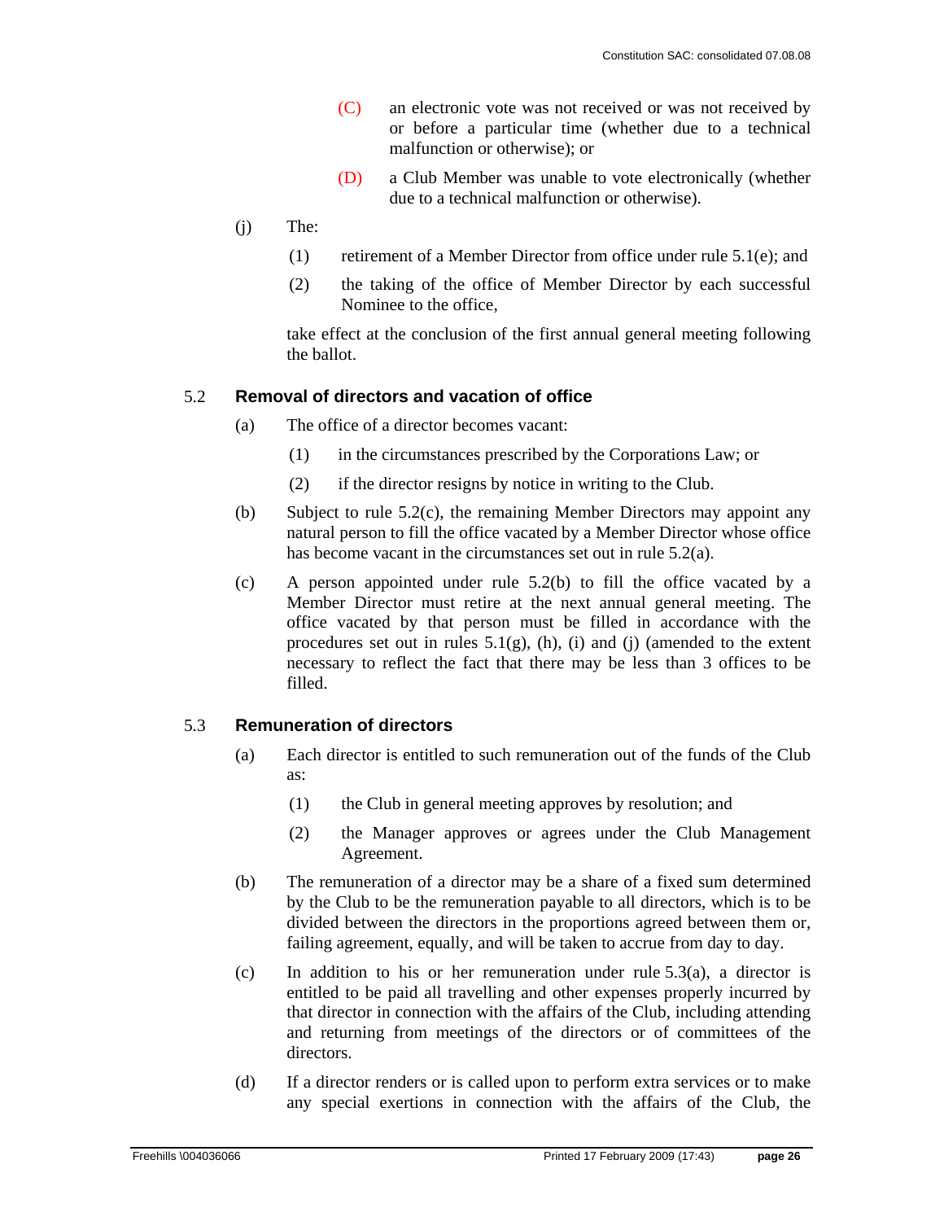(C) an electronic vote was not received or was not received by or before a particular time (whether due to a technical malfunction or otherwise); or

(D) a Club Member was unable to vote electronically (whether due to a technical malfunction or otherwise).

(j) The:

(1) retirement of a Member Director from office under rule 5.1(e); and

(2) the taking of the office of Member Director by each successful Nominee to the office,

take effect at the conclusion of the first annual general meeting following the ballot.

## 5.2 Removal of directors and vacation of office

(a) The office of a director becomes vacant:

(1) in the circumstances prescribed by the Corporations Law; or

(2) if the director resigns by notice in writing to the Club.

(b) Subject to rule 5.2(c), the remaining Member Directors may appoint any natural person to fill the office vacated by a Member Director whose office has become vacant in the circumstances set out in rule 5.2(a).

(c) A person appointed under rule 5.2(b) to fill the office vacated by a Member Director must retire at the next annual general meeting. The office vacated by that person must be filled in accordance with the procedures set out in rules 5.1(g), (h), (i) and (j) (amended to the extent necessary to reflect the fact that there may be less than 3 offices to be filled.

## 5.3 Remuneration of directors

(a) Each director is entitled to such remuneration out of the funds of the Club as:

(1) the Club in general meeting approves by resolution; and

(2) the Manager approves or agrees under the Club Management Agreement.

(b) The remuneration of a director may be a share of a fixed sum determined by the Club to be the remuneration payable to all directors, which is to be divided between the directors in the proportions agreed between them or, failing agreement, equally, and will be taken to accrue from day to day.

(c) In addition to his or her remuneration under rule 5.3(a), a director is entitled to be paid all travelling and other expenses properly incurred by that director in connection with the affairs of the Club, including attending and returning from meetings of the directors or of committees of the directors.

(d) If a director renders or is called upon to perform extra services or to make any special exertions in connection with the affairs of the Club, the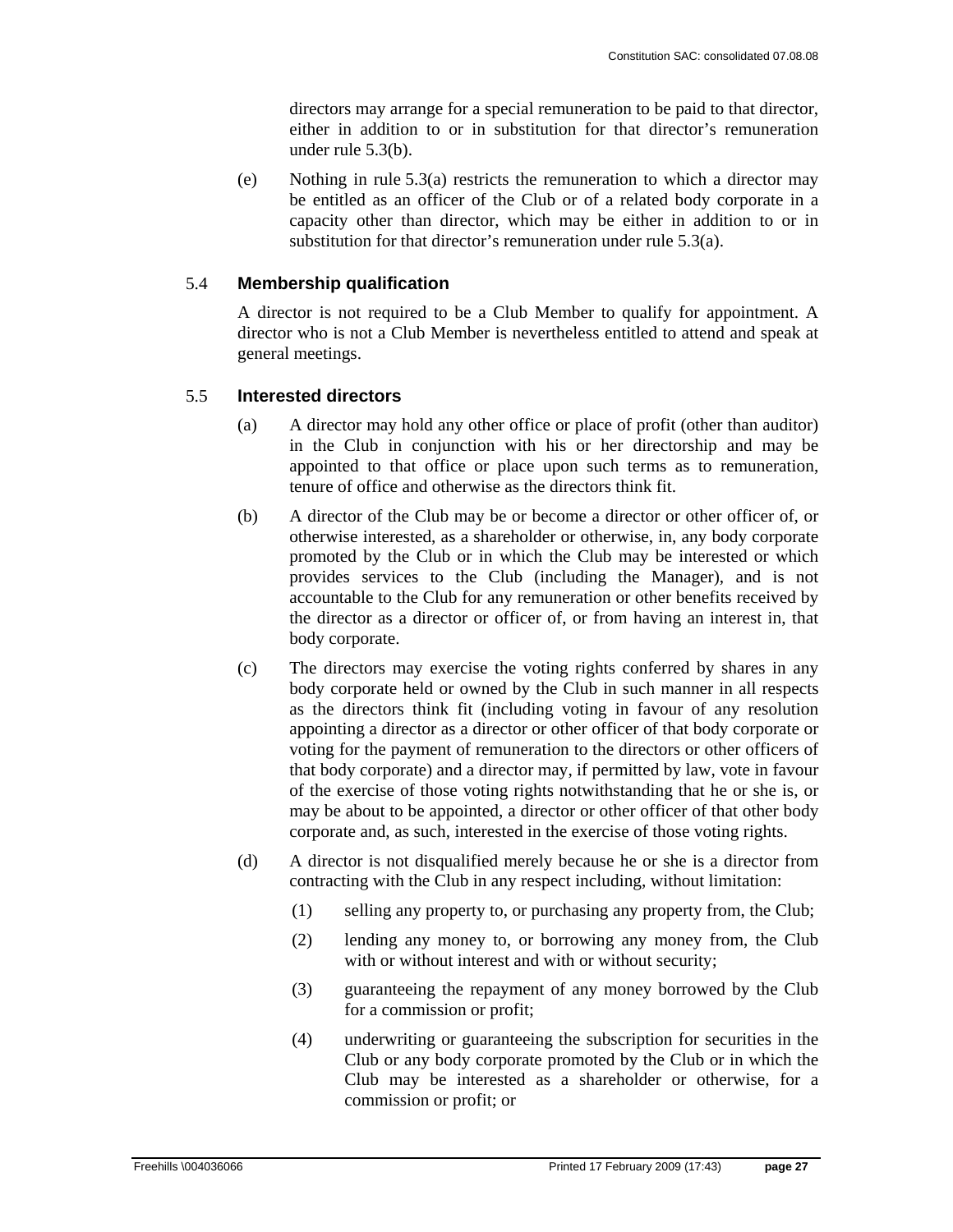directors may arrange for a special remuneration to be paid to that director, either in addition to or in substitution for that director's remuneration under rule 5.3(b).

(e) Nothing in rule 5.3(a) restricts the remuneration to which a director may be entitled as an officer of the Club or of a related body corporate in a capacity other than director, which may be either in addition to or in substitution for that director's remuneration under rule 5.3(a).

### 5.4 Membership qualification

A director is not required to be a Club Member to qualify for appointment. A director who is not a Club Member is nevertheless entitled to attend and speak at general meetings.

### 5.5 Interested directors

(a) A director may hold any other office or place of profit (other than auditor) in the Club in conjunction with his or her directorship and may be appointed to that office or place upon such terms as to remuneration, tenure of office and otherwise as the directors think fit.

(b) A director of the Club may be or become a director or other officer of, or otherwise interested, as a shareholder or otherwise, in, any body corporate promoted by the Club or in which the Club may be interested or which provides services to the Club (including the Manager), and is not accountable to the Club for any remuneration or other benefits received by the director as a director or officer of, or from having an interest in, that body corporate.

(c) The directors may exercise the voting rights conferred by shares in any body corporate held or owned by the Club in such manner in all respects as the directors think fit (including voting in favour of any resolution appointing a director as a director or other officer of that body corporate or voting for the payment of remuneration to the directors or other officers of that body corporate) and a director may, if permitted by law, vote in favour of the exercise of those voting rights notwithstanding that he or she is, or may be about to be appointed, a director or other officer of that other body corporate and, as such, interested in the exercise of those voting rights.

(d) A director is not disqualified merely because he or she is a director from contracting with the Club in any respect including, without limitation:

(1) selling any property to, or purchasing any property from, the Club;

(2) lending any money to, or borrowing any money from, the Club with or without interest and with or without security;

(3) guaranteeing the repayment of any money borrowed by the Club for a commission or profit;

(4) underwriting or guaranteeing the subscription for securities in the Club or any body corporate promoted by the Club or in which the Club may be interested as a shareholder or otherwise, for a commission or profit; or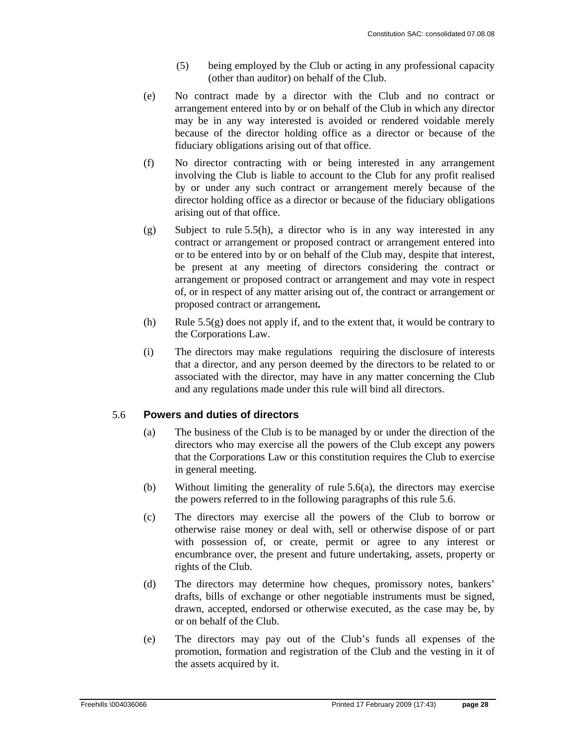(5) being employed by the Club or acting in any professional capacity (other than auditor) on behalf of the Club.

(e) No contract made by a director with the Club and no contract or arrangement entered into by or on behalf of the Club in which any director may be in any way interested is avoided or rendered voidable merely because of the director holding office as a director or because of the fiduciary obligations arising out of that office.

(f) No director contracting with or being interested in any arrangement involving the Club is liable to account to the Club for any profit realised by or under any such contract or arrangement merely because of the director holding office as a director or because of the fiduciary obligations arising out of that office.

(g) Subject to rule 5.5(h), a director who is in any way interested in any contract or arrangement or proposed contract or arrangement entered into or to be entered into by or on behalf of the Club may, despite that interest, be present at any meeting of directors considering the contract or arrangement or proposed contract or arrangement and may vote in respect of, or in respect of any matter arising out of, the contract or arrangement or proposed contract or arrangement**.**

(h) Rule 5.5(g) does not apply if, and to the extent that, it would be contrary to the Corporations Law.

(i) The directors may make regulations requiring the disclosure of interests that a director, and any person deemed by the directors to be related to or associated with the director, may have in any matter concerning the Club and any regulations made under this rule will bind all directors.

## 5.6 Powers and duties of directors

(a) The business of the Club is to be managed by or under the direction of the directors who may exercise all the powers of the Club except any powers that the Corporations Law or this constitution requires the Club to exercise in general meeting.

(b) Without limiting the generality of rule 5.6(a), the directors may exercise the powers referred to in the following paragraphs of this rule 5.6.

(c) The directors may exercise all the powers of the Club to borrow or otherwise raise money or deal with, sell or otherwise dispose of or part with possession of, or create, permit or agree to any interest or encumbrance over, the present and future undertaking, assets, property or rights of the Club.

(d) The directors may determine how cheques, promissory notes, bankers' drafts, bills of exchange or other negotiable instruments must be signed, drawn, accepted, endorsed or otherwise executed, as the case may be, by or on behalf of the Club.

(e) The directors may pay out of the Club's funds all expenses of the promotion, formation and registration of the Club and the vesting in it of the assets acquired by it.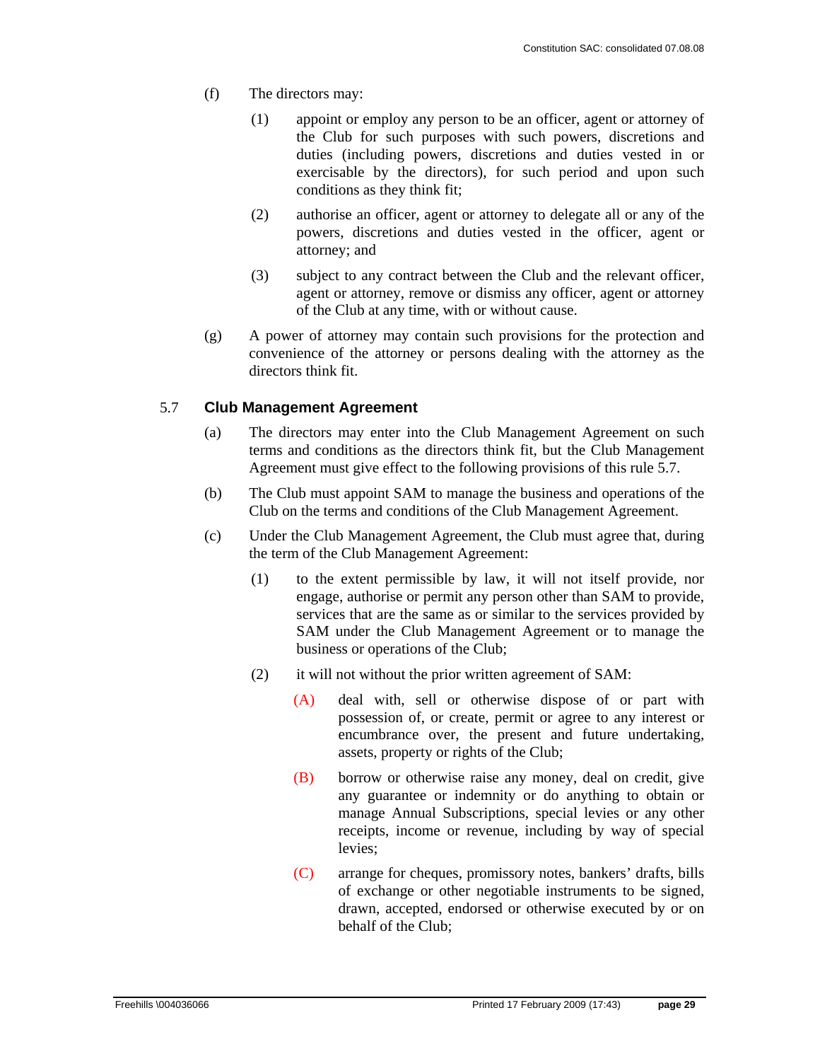(f) The directors may:

   (1) appoint or employ any person to be an officer, agent or attorney of the Club for such purposes with such powers, discretions and duties (including powers, discretions and duties vested in or exercisable by the directors), for such period and upon such conditions as they think fit;

   (2) authorise an officer, agent or attorney to delegate all or any of the powers, discretions and duties vested in the officer, agent or attorney; and

   (3) subject to any contract between the Club and the relevant officer, agent or attorney, remove or dismiss any officer, agent or attorney of the Club at any time, with or without cause.

(g) A power of attorney may contain such provisions for the protection and convenience of the attorney or persons dealing with the attorney as the directors think fit.

### 5.7 Club Management Agreement

(a) The directors may enter into the Club Management Agreement on such terms and conditions as the directors think fit, but the Club Management Agreement must give effect to the following provisions of this rule 5.7.

(b) The Club must appoint SAM to manage the business and operations of the Club on the terms and conditions of the Club Management Agreement.

(c) Under the Club Management Agreement, the Club must agree that, during the term of the Club Management Agreement:

   (1) to the extent permissible by law, it will not itself provide, nor engage, authorise or permit any person other than SAM to provide, services that are the same as or similar to the services provided by SAM under the Club Management Agreement or to manage the business or operations of the Club;

   (2) it will not without the prior written agreement of SAM:

      (A) deal with, sell or otherwise dispose of or part with possession of, or create, permit or agree to any interest or encumbrance over, the present and future undertaking, assets, property or rights of the Club;

      (B) borrow or otherwise raise any money, deal on credit, give any guarantee or indemnity or do anything to obtain or manage Annual Subscriptions, special levies or any other receipts, income or revenue, including by way of special levies;

      (C) arrange for cheques, promissory notes, bankers' drafts, bills of exchange or other negotiable instruments to be signed, drawn, accepted, endorsed or otherwise executed by or on behalf of the Club;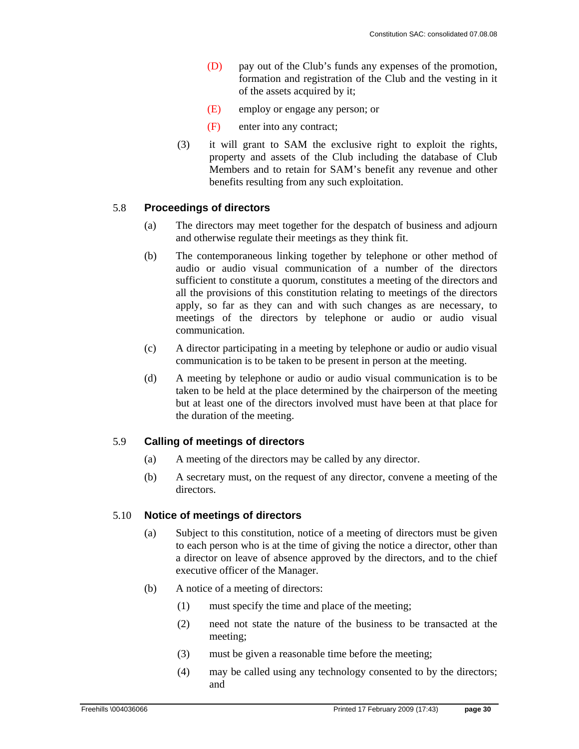(D) pay out of the Club's funds any expenses of the promotion, formation and registration of the Club and the vesting in it of the assets acquired by it;

(E) employ or engage any person; or

(F) enter into any contract;

(3) it will grant to SAM the exclusive right to exploit the rights, property and assets of the Club including the database of Club Members and to retain for SAM's benefit any revenue and other benefits resulting from any such exploitation.

## 5.8 Proceedings of directors

(a) The directors may meet together for the despatch of business and adjourn and otherwise regulate their meetings as they think fit.

(b) The contemporaneous linking together by telephone or other method of audio or audio visual communication of a number of the directors sufficient to constitute a quorum, constitutes a meeting of the directors and all the provisions of this constitution relating to meetings of the directors apply, so far as they can and with such changes as are necessary, to meetings of the directors by telephone or audio or audio visual communication.

(c) A director participating in a meeting by telephone or audio or audio visual communication is to be taken to be present in person at the meeting.

(d) A meeting by telephone or audio or audio visual communication is to be taken to be held at the place determined by the chairperson of the meeting but at least one of the directors involved must have been at that place for the duration of the meeting.

## 5.9 Calling of meetings of directors

(a) A meeting of the directors may be called by any director.

(b) A secretary must, on the request of any director, convene a meeting of the directors.

## 5.10 Notice of meetings of directors

(a) Subject to this constitution, notice of a meeting of directors must be given to each person who is at the time of giving the notice a director, other than a director on leave of absence approved by the directors, and to the chief executive officer of the Manager.

(b) A notice of a meeting of directors:

(1) must specify the time and place of the meeting;

(2) need not state the nature of the business to be transacted at the meeting;

(3) must be given a reasonable time before the meeting;

(4) may be called using any technology consented to by the directors; and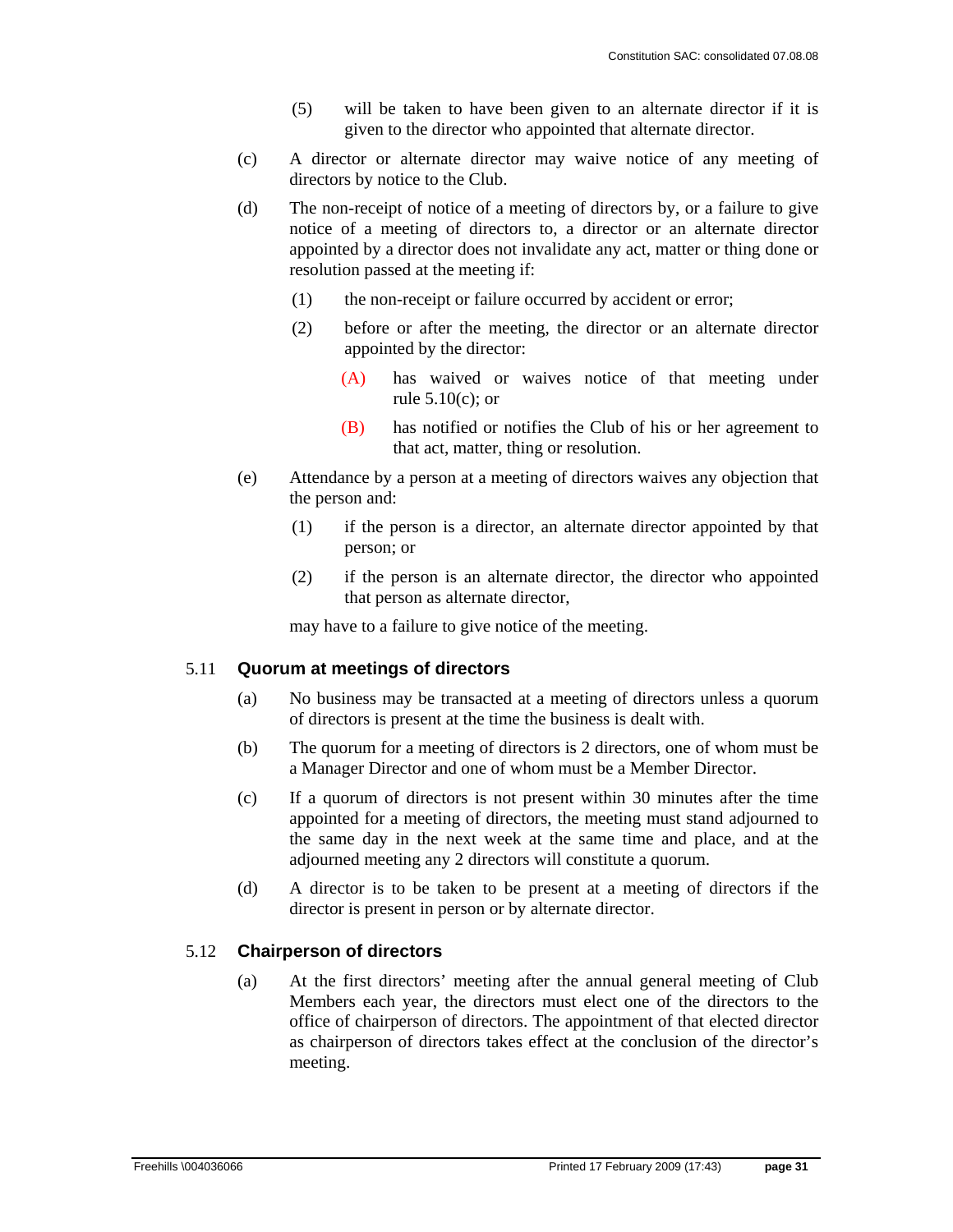(5) will be taken to have been given to an alternate director if it is given to the director who appointed that alternate director.

(c) A director or alternate director may waive notice of any meeting of directors by notice to the Club.

(d) The non-receipt of notice of a meeting of directors by, or a failure to give notice of a meeting of directors to, a director or an alternate director appointed by a director does not invalidate any act, matter or thing done or resolution passed at the meeting if:

(1) the non-receipt or failure occurred by accident or error;

(2) before or after the meeting, the director or an alternate director appointed by the director:

(A) has waived or waives notice of that meeting under rule 5.10(c); or

(B) has notified or notifies the Club of his or her agreement to that act, matter, thing or resolution.

(e) Attendance by a person at a meeting of directors waives any objection that the person and:

(1) if the person is a director, an alternate director appointed by that person; or

(2) if the person is an alternate director, the director who appointed that person as alternate director,

may have to a failure to give notice of the meeting.

## 5.11 Quorum at meetings of directors

(a) No business may be transacted at a meeting of directors unless a quorum of directors is present at the time the business is dealt with.

(b) The quorum for a meeting of directors is 2 directors, one of whom must be a Manager Director and one of whom must be a Member Director.

(c) If a quorum of directors is not present within 30 minutes after the time appointed for a meeting of directors, the meeting must stand adjourned to the same day in the next week at the same time and place, and at the adjourned meeting any 2 directors will constitute a quorum.

(d) A director is to be taken to be present at a meeting of directors if the director is present in person or by alternate director.

## 5.12 Chairperson of directors

(a) At the first directors' meeting after the annual general meeting of Club Members each year, the directors must elect one of the directors to the office of chairperson of directors. The appointment of that elected director as chairperson of directors takes effect at the conclusion of the director's meeting.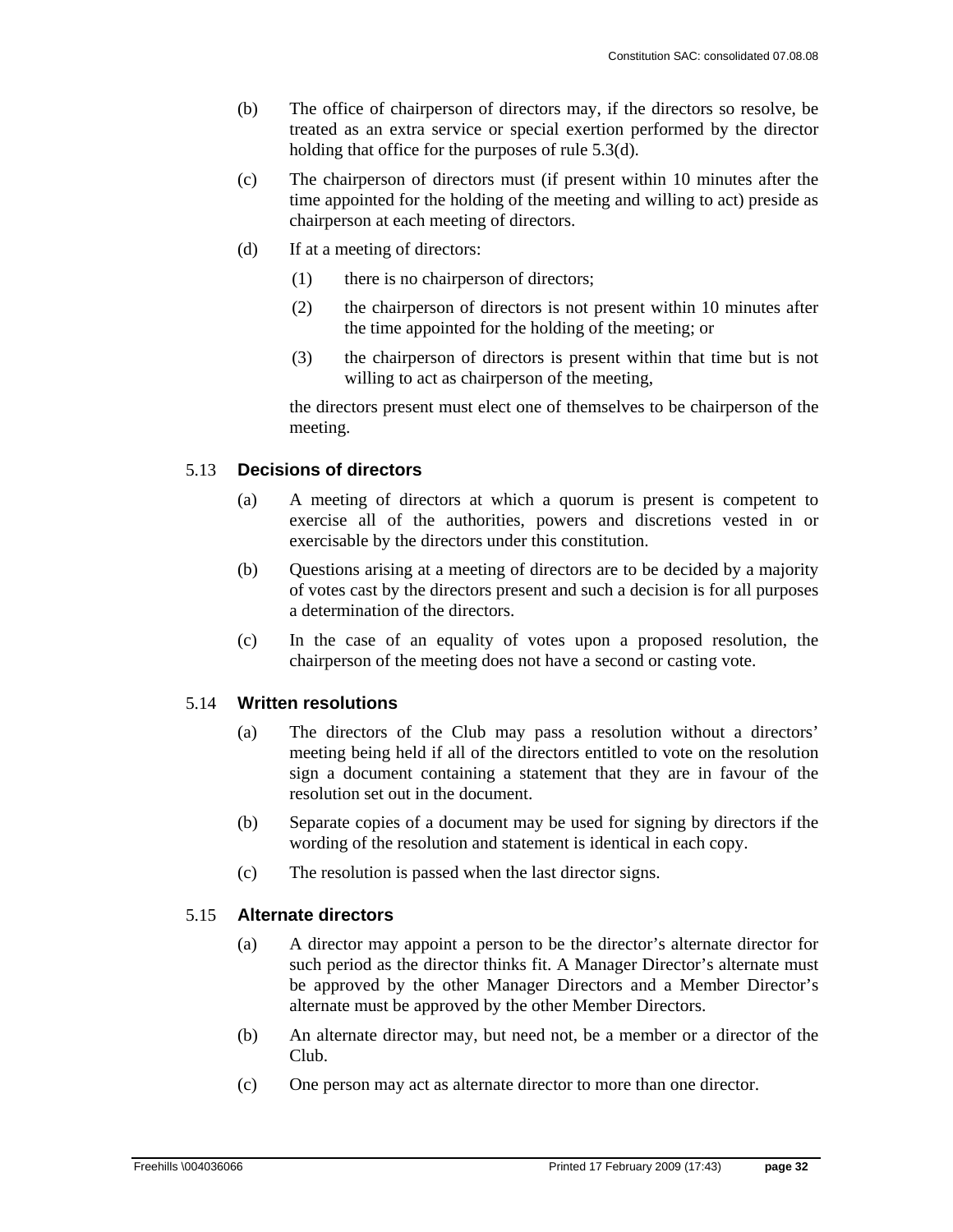(b) The office of chairperson of directors may, if the directors so resolve, be treated as an extra service or special exertion performed by the director holding that office for the purposes of rule 5.3(d).

(c) The chairperson of directors must (if present within 10 minutes after the time appointed for the holding of the meeting and willing to act) preside as chairperson at each meeting of directors.

(d) If at a meeting of directors:

  (1) there is no chairperson of directors;

  (2) the chairperson of directors is not present within 10 minutes after the time appointed for the holding of the meeting; or

  (3) the chairperson of directors is present within that time but is not willing to act as chairperson of the meeting,

  the directors present must elect one of themselves to be chairperson of the meeting.

### 5.13 Decisions of directors

(a) A meeting of directors at which a quorum is present is competent to exercise all of the authorities, powers and discretions vested in or exercisable by the directors under this constitution.

(b) Questions arising at a meeting of directors are to be decided by a majority of votes cast by the directors present and such a decision is for all purposes a determination of the directors.

(c) In the case of an equality of votes upon a proposed resolution, the chairperson of the meeting does not have a second or casting vote.

### 5.14 Written resolutions

(a) The directors of the Club may pass a resolution without a directors' meeting being held if all of the directors entitled to vote on the resolution sign a document containing a statement that they are in favour of the resolution set out in the document.

(b) Separate copies of a document may be used for signing by directors if the wording of the resolution and statement is identical in each copy.

(c) The resolution is passed when the last director signs.

### 5.15 Alternate directors

(a) A director may appoint a person to be the director's alternate director for such period as the director thinks fit. A Manager Director's alternate must be approved by the other Manager Directors and a Member Director's alternate must be approved by the other Member Directors.

(b) An alternate director may, but need not, be a member or a director of the Club.

(c) One person may act as alternate director to more than one director.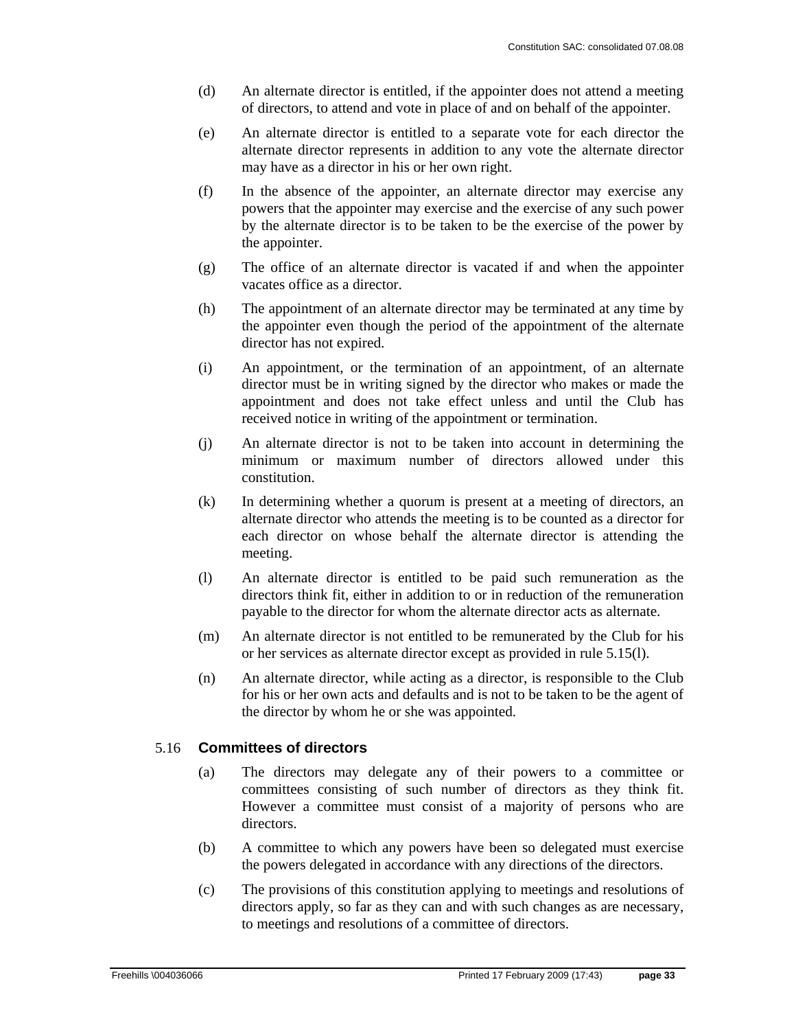(d) An alternate director is entitled, if the appointer does not attend a meeting of directors, to attend and vote in place of and on behalf of the appointer.

(e) An alternate director is entitled to a separate vote for each director the alternate director represents in addition to any vote the alternate director may have as a director in his or her own right.

(f) In the absence of the appointer, an alternate director may exercise any powers that the appointer may exercise and the exercise of any such power by the alternate director is to be taken to be the exercise of the power by the appointer.

(g) The office of an alternate director is vacated if and when the appointer vacates office as a director.

(h) The appointment of an alternate director may be terminated at any time by the appointer even though the period of the appointment of the alternate director has not expired.

(i) An appointment, or the termination of an appointment, of an alternate director must be in writing signed by the director who makes or made the appointment and does not take effect unless and until the Club has received notice in writing of the appointment or termination.

(j) An alternate director is not to be taken into account in determining the minimum or maximum number of directors allowed under this constitution.

(k) In determining whether a quorum is present at a meeting of directors, an alternate director who attends the meeting is to be counted as a director for each director on whose behalf the alternate director is attending the meeting.

(l) An alternate director is entitled to be paid such remuneration as the directors think fit, either in addition to or in reduction of the remuneration payable to the director for whom the alternate director acts as alternate.

(m) An alternate director is not entitled to be remunerated by the Club for his or her services as alternate director except as provided in rule 5.15(l).

(n) An alternate director, while acting as a director, is responsible to the Club for his or her own acts and defaults and is not to be taken to be the agent of the director by whom he or she was appointed.

## 5.16 Committees of directors

(a) The directors may delegate any of their powers to a committee or committees consisting of such number of directors as they think fit. However a committee must consist of a majority of persons who are directors.

(b) A committee to which any powers have been so delegated must exercise the powers delegated in accordance with any directions of the directors.

(c) The provisions of this constitution applying to meetings and resolutions of directors apply, so far as they can and with such changes as are necessary, to meetings and resolutions of a committee of directors.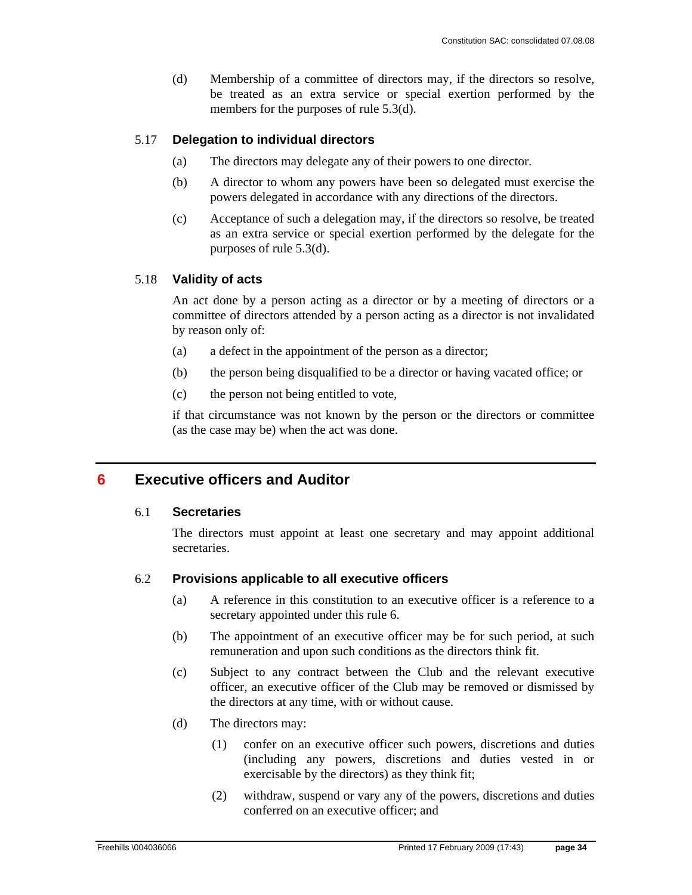(d) Membership of a committee of directors may, if the directors so resolve, be treated as an extra service or special exertion performed by the members for the purposes of rule 5.3(d).

### 5.17 Delegation to individual directors

(a) The directors may delegate any of their powers to one director.

(b) A director to whom any powers have been so delegated must exercise the powers delegated in accordance with any directions of the directors.

(c) Acceptance of such a delegation may, if the directors so resolve, be treated as an extra service or special exertion performed by the delegate for the purposes of rule 5.3(d).

### 5.18 Validity of acts

An act done by a person acting as a director or by a meeting of directors or a committee of directors attended by a person acting as a director is not invalidated by reason only of:

(a) a defect in the appointment of the person as a director;

(b) the person being disqualified to be a director or having vacated office; or

(c) the person not being entitled to vote,

if that circumstance was not known by the person or the directors or committee (as the case may be) when the act was done.

## 6 Executive officers and Auditor

### 6.1 Secretaries

The directors must appoint at least one secretary and may appoint additional secretaries.

### 6.2 Provisions applicable to all executive officers

(a) A reference in this constitution to an executive officer is a reference to a secretary appointed under this rule 6.

(b) The appointment of an executive officer may be for such period, at such remuneration and upon such conditions as the directors think fit.

(c) Subject to any contract between the Club and the relevant executive officer, an executive officer of the Club may be removed or dismissed by the directors at any time, with or without cause.

(d) The directors may:

(1) confer on an executive officer such powers, discretions and duties (including any powers, discretions and duties vested in or exercisable by the directors) as they think fit;

(2) withdraw, suspend or vary any of the powers, discretions and duties conferred on an executive officer; and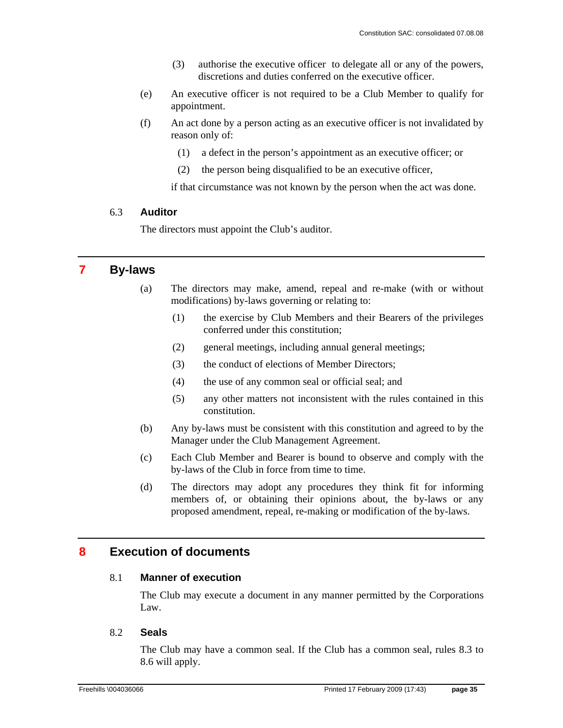(3) authorise the executive officer to delegate all or any of the powers, discretions and duties conferred on the executive officer.

(e) An executive officer is not required to be a Club Member to qualify for appointment.

(f) An act done by a person acting as an executive officer is not invalidated by reason only of:

(1) a defect in the person's appointment as an executive officer; or

(2) the person being disqualified to be an executive officer,

if that circumstance was not known by the person when the act was done.

### 6.3 Auditor

The directors must appoint the Club's auditor.

## 7 By-laws

(a) The directors may make, amend, repeal and re-make (with or without modifications) by-laws governing or relating to:

(1) the exercise by Club Members and their Bearers of the privileges conferred under this constitution;

(2) general meetings, including annual general meetings;

(3) the conduct of elections of Member Directors;

(4) the use of any common seal or official seal; and

(5) any other matters not inconsistent with the rules contained in this constitution.

(b) Any by-laws must be consistent with this constitution and agreed to by the Manager under the Club Management Agreement.

(c) Each Club Member and Bearer is bound to observe and comply with the by-laws of the Club in force from time to time.

(d) The directors may adopt any procedures they think fit for informing members of, or obtaining their opinions about, the by-laws or any proposed amendment, repeal, re-making or modification of the by-laws.

## 8 Execution of documents

### 8.1 Manner of execution

The Club may execute a document in any manner permitted by the Corporations Law.

### 8.2 Seals

The Club may have a common seal. If the Club has a common seal, rules 8.3 to 8.6 will apply.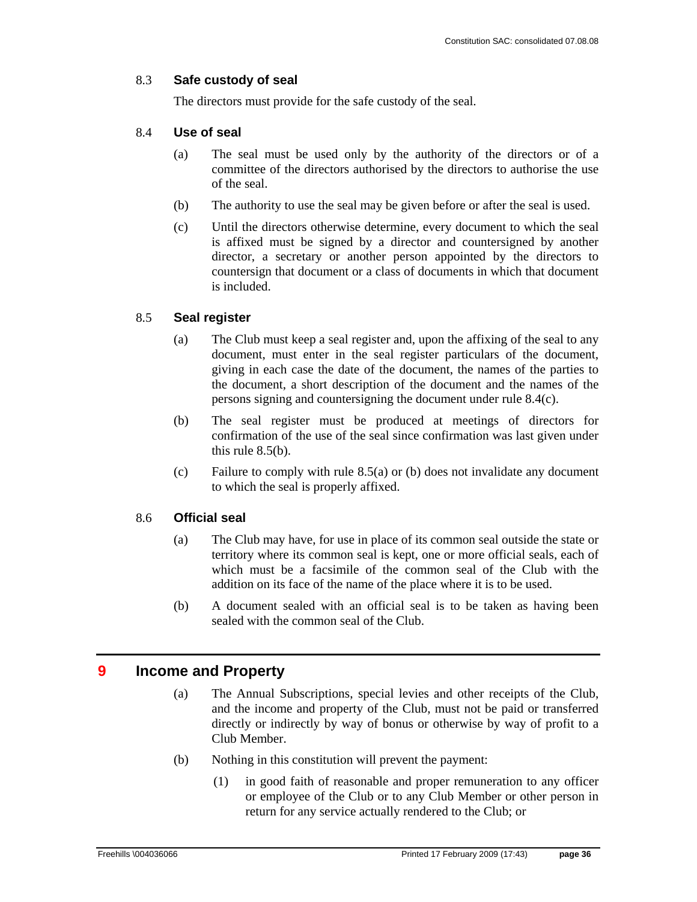### 8.3 Safe custody of seal

The directors must provide for the safe custody of the seal.

### 8.4 Use of seal

(a) The seal must be used only by the authority of the directors or of a committee of the directors authorised by the directors to authorise the use of the seal.

(b) The authority to use the seal may be given before or after the seal is used.

(c) Until the directors otherwise determine, every document to which the seal is affixed must be signed by a director and countersigned by another director, a secretary or another person appointed by the directors to countersign that document or a class of documents in which that document is included.

### 8.5 Seal register

(a) The Club must keep a seal register and, upon the affixing of the seal to any document, must enter in the seal register particulars of the document, giving in each case the date of the document, the names of the parties to the document, a short description of the document and the names of the persons signing and countersigning the document under rule 8.4(c).

(b) The seal register must be produced at meetings of directors for confirmation of the use of the seal since confirmation was last given under this rule 8.5(b).

(c) Failure to comply with rule 8.5(a) or (b) does not invalidate any document to which the seal is properly affixed.

### 8.6 Official seal

(a) The Club may have, for use in place of its common seal outside the state or territory where its common seal is kept, one or more official seals, each of which must be a facsimile of the common seal of the Club with the addition on its face of the name of the place where it is to be used.

(b) A document sealed with an official seal is to be taken as having been sealed with the common seal of the Club.

## 9 Income and Property

(a) The Annual Subscriptions, special levies and other receipts of the Club, and the income and property of the Club, must not be paid or transferred directly or indirectly by way of bonus or otherwise by way of profit to a Club Member.

(b) Nothing in this constitution will prevent the payment:

(1) in good faith of reasonable and proper remuneration to any officer or employee of the Club or to any Club Member or other person in return for any service actually rendered to the Club; or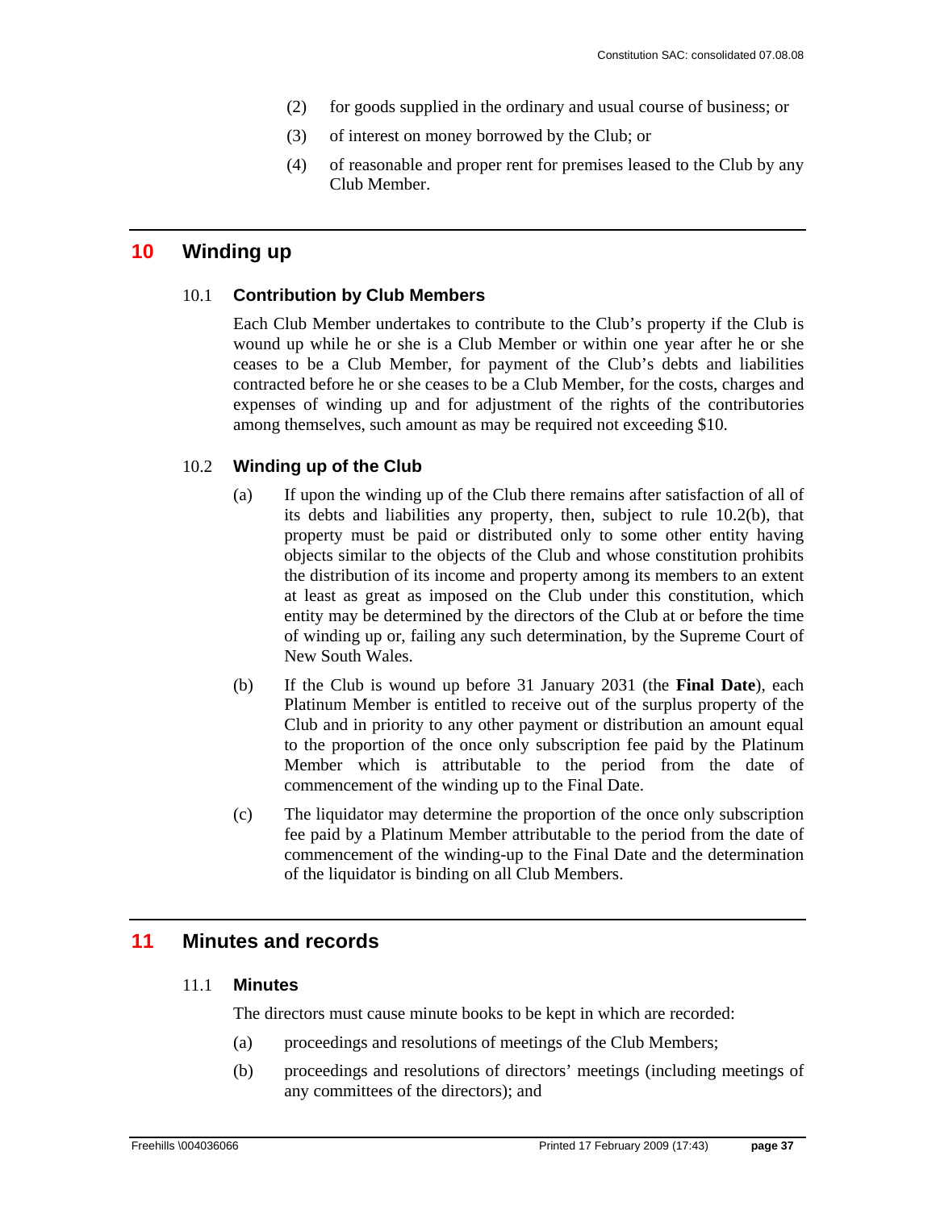(2) for goods supplied in the ordinary and usual course of business; or

(3) of interest on money borrowed by the Club; or

(4) of reasonable and proper rent for premises leased to the Club by any Club Member.

# 10 Winding up

## 10.1 Contribution by Club Members

Each Club Member undertakes to contribute to the Club's property if the Club is wound up while he or she is a Club Member or within one year after he or she ceases to be a Club Member, for payment of the Club's debts and liabilities contracted before he or she ceases to be a Club Member, for the costs, charges and expenses of winding up and for adjustment of the rights of the contributories among themselves, such amount as may be required not exceeding $10.

## 10.2 Winding up of the Club

(a) If upon the winding up of the Club there remains after satisfaction of all of its debts and liabilities any property, then, subject to rule 10.2(b), that property must be paid or distributed only to some other entity having objects similar to the objects of the Club and whose constitution prohibits the distribution of its income and property among its members to an extent at least as great as imposed on the Club under this constitution, which entity may be determined by the directors of the Club at or before the time of winding up or, failing any such determination, by the Supreme Court of New South Wales.

(b) If the Club is wound up before 31 January 2031 (the **Final Date**), each Platinum Member is entitled to receive out of the surplus property of the Club and in priority to any other payment or distribution an amount equal to the proportion of the once only subscription fee paid by the Platinum Member which is attributable to the period from the date of commencement of the winding up to the Final Date.

(c) The liquidator may determine the proportion of the once only subscription fee paid by a Platinum Member attributable to the period from the date of commencement of the winding-up to the Final Date and the determination of the liquidator is binding on all Club Members.

# 11 Minutes and records

## 11.1 Minutes

The directors must cause minute books to be kept in which are recorded:

(a) proceedings and resolutions of meetings of the Club Members;

(b) proceedings and resolutions of directors' meetings (including meetings of any committees of the directors); and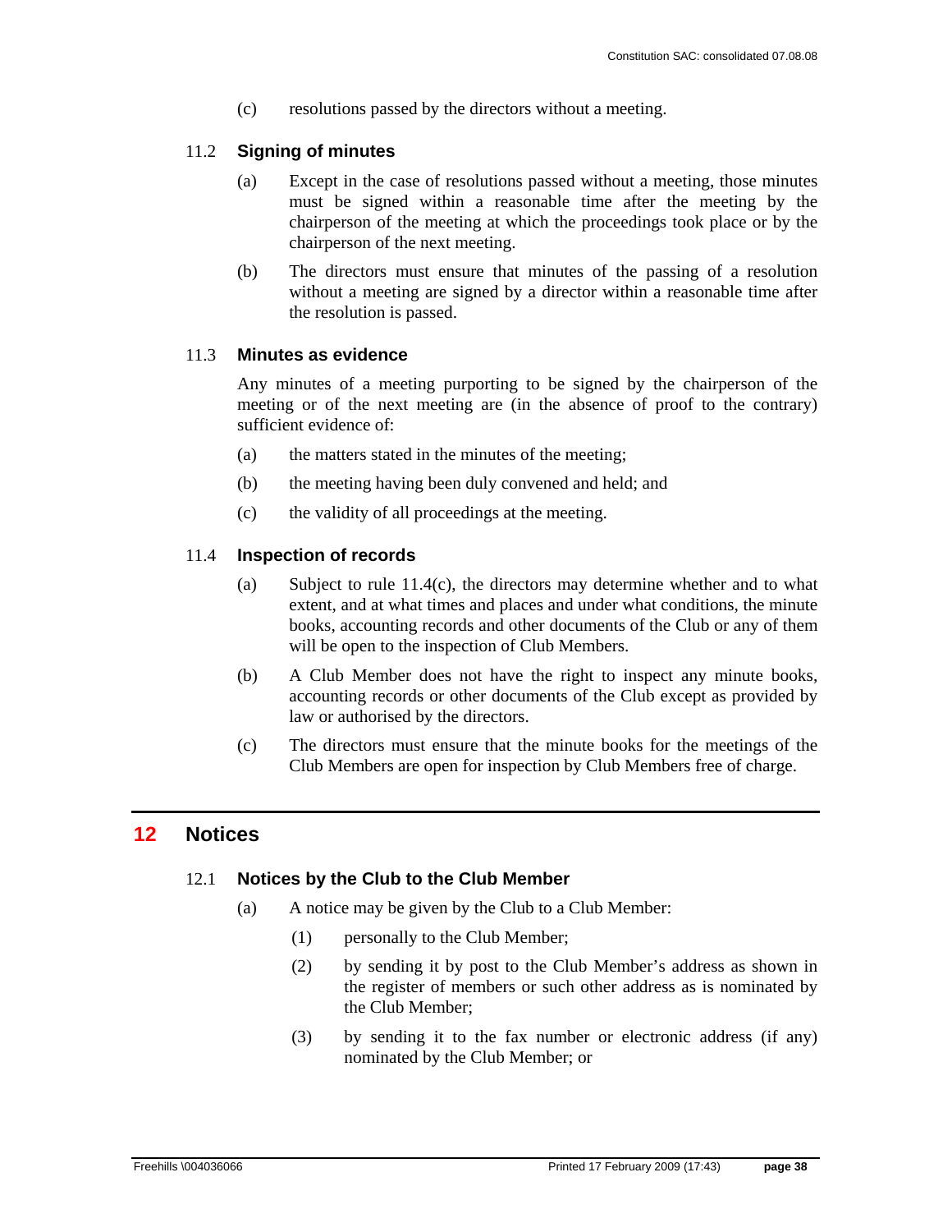(c) resolutions passed by the directors without a meeting.

### 11.2 Signing of minutes

(a) Except in the case of resolutions passed without a meeting, those minutes must be signed within a reasonable time after the meeting by the chairperson of the meeting at which the proceedings took place or by the chairperson of the next meeting.

(b) The directors must ensure that minutes of the passing of a resolution without a meeting are signed by a director within a reasonable time after the resolution is passed.

### 11.3 Minutes as evidence

Any minutes of a meeting purporting to be signed by the chairperson of the meeting or of the next meeting are (in the absence of proof to the contrary) sufficient evidence of:

(a) the matters stated in the minutes of the meeting;

(b) the meeting having been duly convened and held; and

(c) the validity of all proceedings at the meeting.

### 11.4 Inspection of records

(a) Subject to rule 11.4(c), the directors may determine whether and to what extent, and at what times and places and under what conditions, the minute books, accounting records and other documents of the Club or any of them will be open to the inspection of Club Members.

(b) A Club Member does not have the right to inspect any minute books, accounting records or other documents of the Club except as provided by law or authorised by the directors.

(c) The directors must ensure that the minute books for the meetings of the Club Members are open for inspection by Club Members free of charge.

## 12 Notices

### 12.1 Notices by the Club to the Club Member

(a) A notice may be given by the Club to a Club Member:

(1) personally to the Club Member;

(2) by sending it by post to the Club Member's address as shown in the register of members or such other address as is nominated by the Club Member;

(3) by sending it to the fax number or electronic address (if any) nominated by the Club Member; or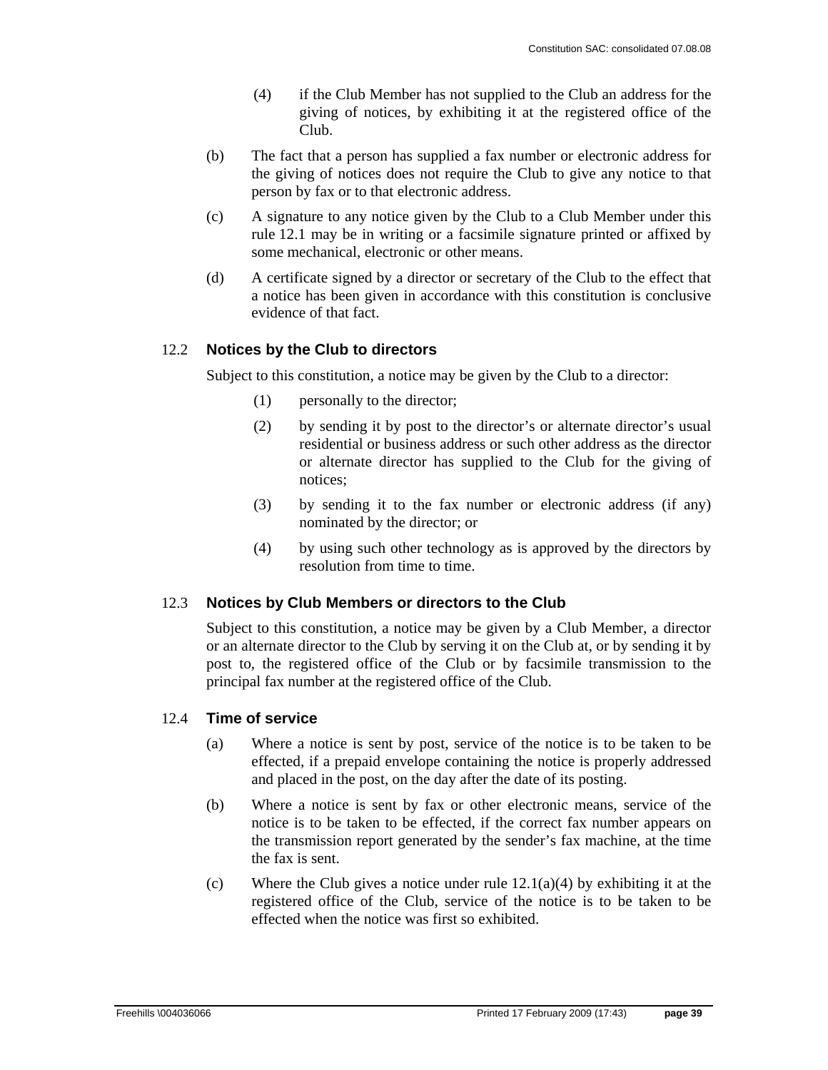(4) if the Club Member has not supplied to the Club an address for the giving of notices, by exhibiting it at the registered office of the Club.

(b) The fact that a person has supplied a fax number or electronic address for the giving of notices does not require the Club to give any notice to that person by fax or to that electronic address.

(c) A signature to any notice given by the Club to a Club Member under this rule 12.1 may be in writing or a facsimile signature printed or affixed by some mechanical, electronic or other means.

(d) A certificate signed by a director or secretary of the Club to the effect that a notice has been given in accordance with this constitution is conclusive evidence of that fact.

## 12.2 Notices by the Club to directors

Subject to this constitution, a notice may be given by the Club to a director:

(1) personally to the director;

(2) by sending it by post to the director's or alternate director's usual residential or business address or such other address as the director or alternate director has supplied to the Club for the giving of notices;

(3) by sending it to the fax number or electronic address (if any) nominated by the director; or

(4) by using such other technology as is approved by the directors by resolution from time to time.

## 12.3 Notices by Club Members or directors to the Club

Subject to this constitution, a notice may be given by a Club Member, a director or an alternate director to the Club by serving it on the Club at, or by sending it by post to, the registered office of the Club or by facsimile transmission to the principal fax number at the registered office of the Club.

## 12.4 Time of service

(a) Where a notice is sent by post, service of the notice is to be taken to be effected, if a prepaid envelope containing the notice is properly addressed and placed in the post, on the day after the date of its posting.

(b) Where a notice is sent by fax or other electronic means, service of the notice is to be taken to be effected, if the correct fax number appears on the transmission report generated by the sender's fax machine, at the time the fax is sent.

(c) Where the Club gives a notice under rule 12.1(a)(4) by exhibiting it at the registered office of the Club, service of the notice is to be taken to be effected when the notice was first so exhibited.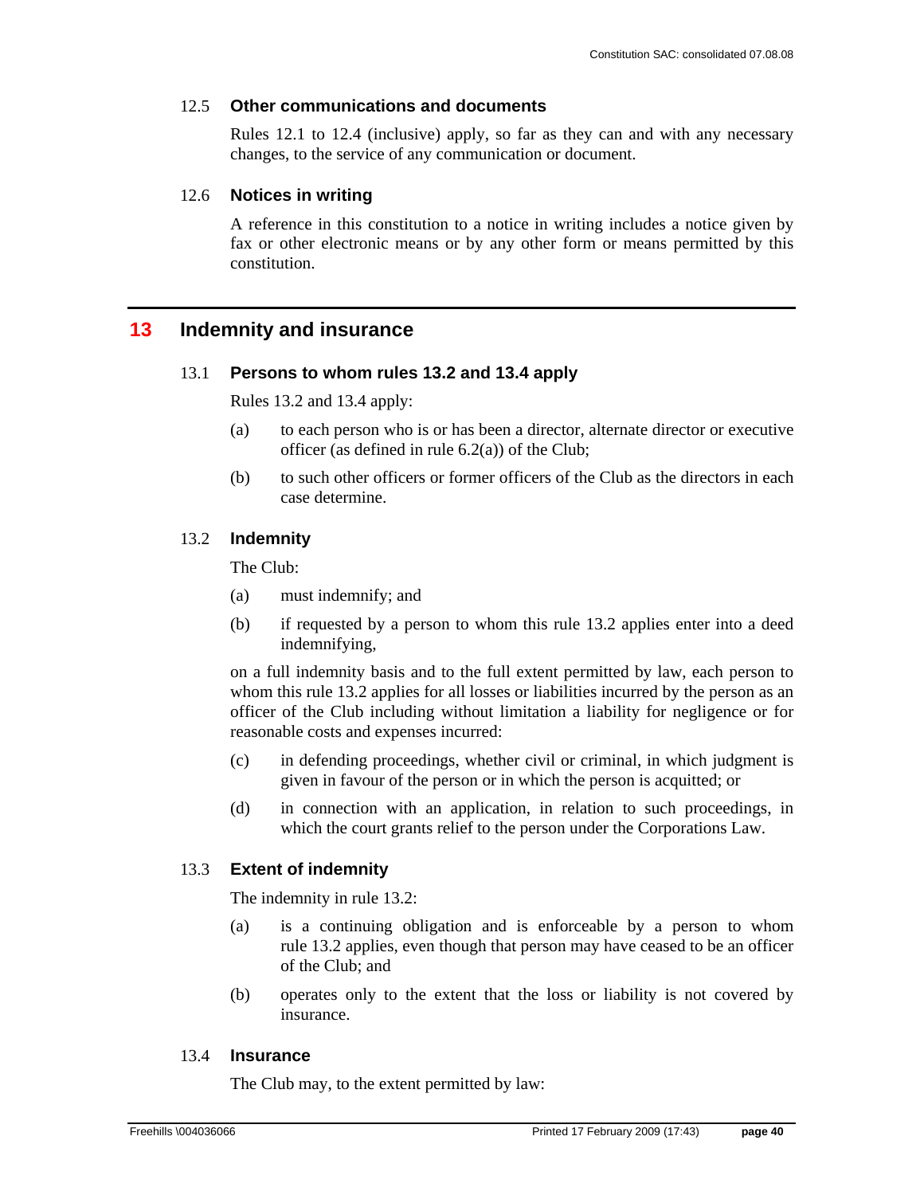### 12.5 Other communications and documents

Rules 12.1 to 12.4 (inclusive) apply, so far as they can and with any necessary changes, to the service of any communication or document.

### 12.6 Notices in writing

A reference in this constitution to a notice in writing includes a notice given by fax or other electronic means or by any other form or means permitted by this constitution.

## 13 Indemnity and insurance

### 13.1 Persons to whom rules 13.2 and 13.4 apply

Rules 13.2 and 13.4 apply:

(a) to each person who is or has been a director, alternate director or executive officer (as defined in rule 6.2(a)) of the Club;

(b) to such other officers or former officers of the Club as the directors in each case determine.

### 13.2 Indemnity

The Club:

(a) must indemnify; and

(b) if requested by a person to whom this rule 13.2 applies enter into a deed indemnifying,

on a full indemnity basis and to the full extent permitted by law, each person to whom this rule 13.2 applies for all losses or liabilities incurred by the person as an officer of the Club including without limitation a liability for negligence or for reasonable costs and expenses incurred:

(c) in defending proceedings, whether civil or criminal, in which judgment is given in favour of the person or in which the person is acquitted; or

(d) in connection with an application, in relation to such proceedings, in which the court grants relief to the person under the Corporations Law.

### 13.3 Extent of indemnity

The indemnity in rule 13.2:

(a) is a continuing obligation and is enforceable by a person to whom rule 13.2 applies, even though that person may have ceased to be an officer of the Club; and

(b) operates only to the extent that the loss or liability is not covered by insurance.

### 13.4 Insurance

The Club may, to the extent permitted by law: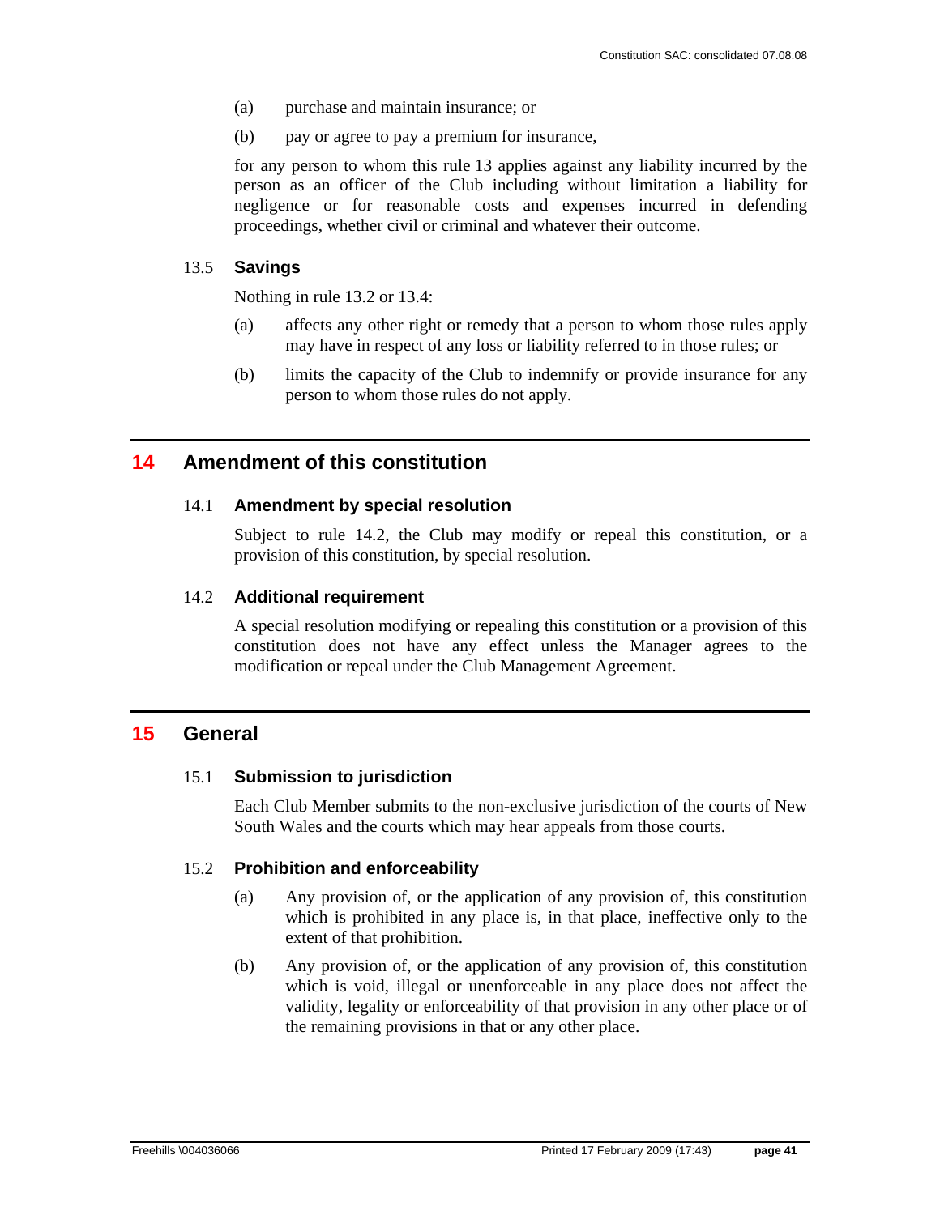(a) purchase and maintain insurance; or

(b) pay or agree to pay a premium for insurance,

for any person to whom this rule 13 applies against any liability incurred by the person as an officer of the Club including without limitation a liability for negligence or for reasonable costs and expenses incurred in defending proceedings, whether civil or criminal and whatever their outcome.

### 13.5 Savings

Nothing in rule 13.2 or 13.4:

(a) affects any other right or remedy that a person to whom those rules apply may have in respect of any loss or liability referred to in those rules; or

(b) limits the capacity of the Club to indemnify or provide insurance for any person to whom those rules do not apply.

## 14 Amendment of this constitution

### 14.1 Amendment by special resolution

Subject to rule 14.2, the Club may modify or repeal this constitution, or a provision of this constitution, by special resolution.

### 14.2 Additional requirement

A special resolution modifying or repealing this constitution or a provision of this constitution does not have any effect unless the Manager agrees to the modification or repeal under the Club Management Agreement.

## 15 General

### 15.1 Submission to jurisdiction

Each Club Member submits to the non-exclusive jurisdiction of the courts of New South Wales and the courts which may hear appeals from those courts.

### 15.2 Prohibition and enforceability

(a) Any provision of, or the application of any provision of, this constitution which is prohibited in any place is, in that place, ineffective only to the extent of that prohibition.

(b) Any provision of, or the application of any provision of, this constitution which is void, illegal or unenforceable in any place does not affect the validity, legality or enforceability of that provision in any other place or of the remaining provisions in that or any other place.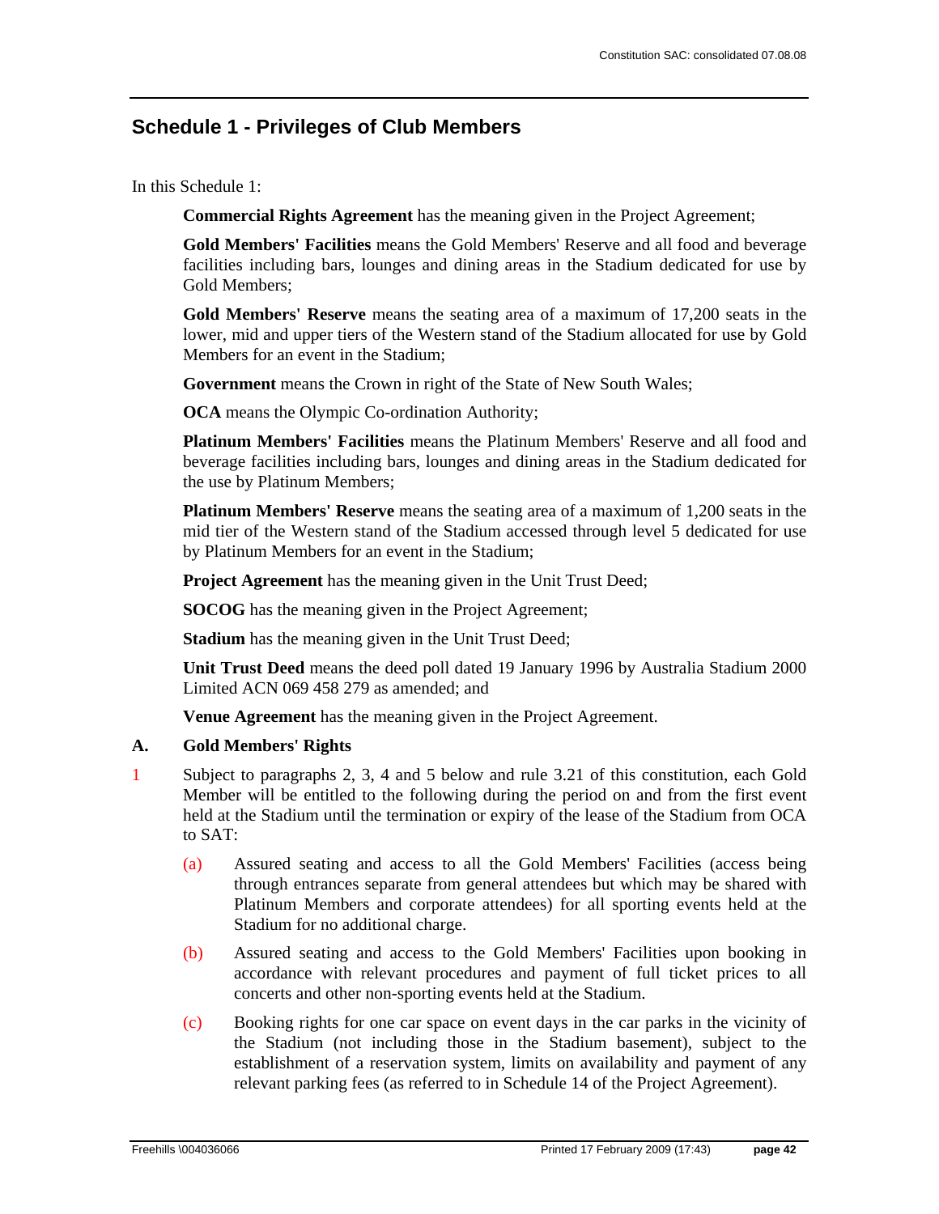# Schedule 1 - Privileges of Club Members

In this Schedule 1:

**Commercial Rights Agreement** has the meaning given in the Project Agreement;

**Gold Members' Facilities** means the Gold Members' Reserve and all food and beverage facilities including bars, lounges and dining areas in the Stadium dedicated for use by Gold Members;

**Gold Members' Reserve** means the seating area of a maximum of 17,200 seats in the lower, mid and upper tiers of the Western stand of the Stadium allocated for use by Gold Members for an event in the Stadium;

**Government** means the Crown in right of the State of New South Wales;

**OCA** means the Olympic Co-ordination Authority;

**Platinum Members' Facilities** means the Platinum Members' Reserve and all food and beverage facilities including bars, lounges and dining areas in the Stadium dedicated for the use by Platinum Members;

**Platinum Members' Reserve** means the seating area of a maximum of 1,200 seats in the mid tier of the Western stand of the Stadium accessed through level 5 dedicated for use by Platinum Members for an event in the Stadium;

**Project Agreement** has the meaning given in the Unit Trust Deed;

**SOCOG** has the meaning given in the Project Agreement;

**Stadium** has the meaning given in the Unit Trust Deed;

**Unit Trust Deed** means the deed poll dated 19 January 1996 by Australia Stadium 2000 Limited ACN 069 458 279 as amended; and

**Venue Agreement** has the meaning given in the Project Agreement.

## A. Gold Members' Rights

1 Subject to paragraphs 2, 3, 4 and 5 below and rule 3.21 of this constitution, each Gold Member will be entitled to the following during the period on and from the first event held at the Stadium until the termination or expiry of the lease of the Stadium from OCA to SAT:

(a) Assured seating and access to all the Gold Members' Facilities (access being through entrances separate from general attendees but which may be shared with Platinum Members and corporate attendees) for all sporting events held at the Stadium for no additional charge.

(b) Assured seating and access to the Gold Members' Facilities upon booking in accordance with relevant procedures and payment of full ticket prices to all concerts and other non-sporting events held at the Stadium.

(c) Booking rights for one car space on event days in the car parks in the vicinity of the Stadium (not including those in the Stadium basement), subject to the establishment of a reservation system, limits on availability and payment of any relevant parking fees (as referred to in Schedule 14 of the Project Agreement).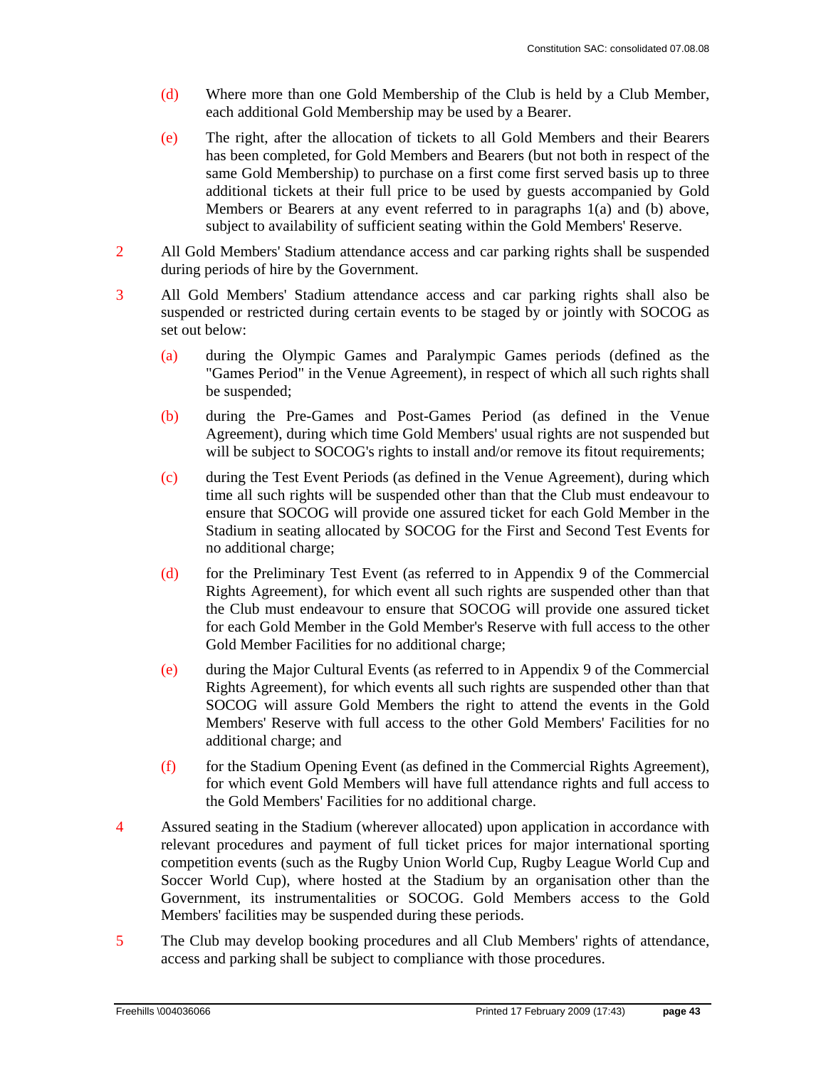(d) Where more than one Gold Membership of the Club is held by a Club Member, each additional Gold Membership may be used by a Bearer.

(e) The right, after the allocation of tickets to all Gold Members and their Bearers has been completed, for Gold Members and Bearers (but not both in respect of the same Gold Membership) to purchase on a first come first served basis up to three additional tickets at their full price to be used by guests accompanied by Gold Members or Bearers at any event referred to in paragraphs 1(a) and (b) above, subject to availability of sufficient seating within the Gold Members' Reserve.

2 All Gold Members' Stadium attendance access and car parking rights shall be suspended during periods of hire by the Government.

3 All Gold Members' Stadium attendance access and car parking rights shall also be suspended or restricted during certain events to be staged by or jointly with SOCOG as set out below:

(a) during the Olympic Games and Paralympic Games periods (defined as the "Games Period" in the Venue Agreement), in respect of which all such rights shall be suspended;

(b) during the Pre-Games and Post-Games Period (as defined in the Venue Agreement), during which time Gold Members' usual rights are not suspended but will be subject to SOCOG's rights to install and/or remove its fitout requirements;

(c) during the Test Event Periods (as defined in the Venue Agreement), during which time all such rights will be suspended other than that the Club must endeavour to ensure that SOCOG will provide one assured ticket for each Gold Member in the Stadium in seating allocated by SOCOG for the First and Second Test Events for no additional charge;

(d) for the Preliminary Test Event (as referred to in Appendix 9 of the Commercial Rights Agreement), for which event all such rights are suspended other than that the Club must endeavour to ensure that SOCOG will provide one assured ticket for each Gold Member in the Gold Member's Reserve with full access to the other Gold Member Facilities for no additional charge;

(e) during the Major Cultural Events (as referred to in Appendix 9 of the Commercial Rights Agreement), for which events all such rights are suspended other than that SOCOG will assure Gold Members the right to attend the events in the Gold Members' Reserve with full access to the other Gold Members' Facilities for no additional charge; and

(f) for the Stadium Opening Event (as defined in the Commercial Rights Agreement), for which event Gold Members will have full attendance rights and full access to the Gold Members' Facilities for no additional charge.

4 Assured seating in the Stadium (wherever allocated) upon application in accordance with relevant procedures and payment of full ticket prices for major international sporting competition events (such as the Rugby Union World Cup, Rugby League World Cup and Soccer World Cup), where hosted at the Stadium by an organisation other than the Government, its instrumentalities or SOCOG. Gold Members access to the Gold Members' facilities may be suspended during these periods.

5 The Club may develop booking procedures and all Club Members' rights of attendance, access and parking shall be subject to compliance with those procedures.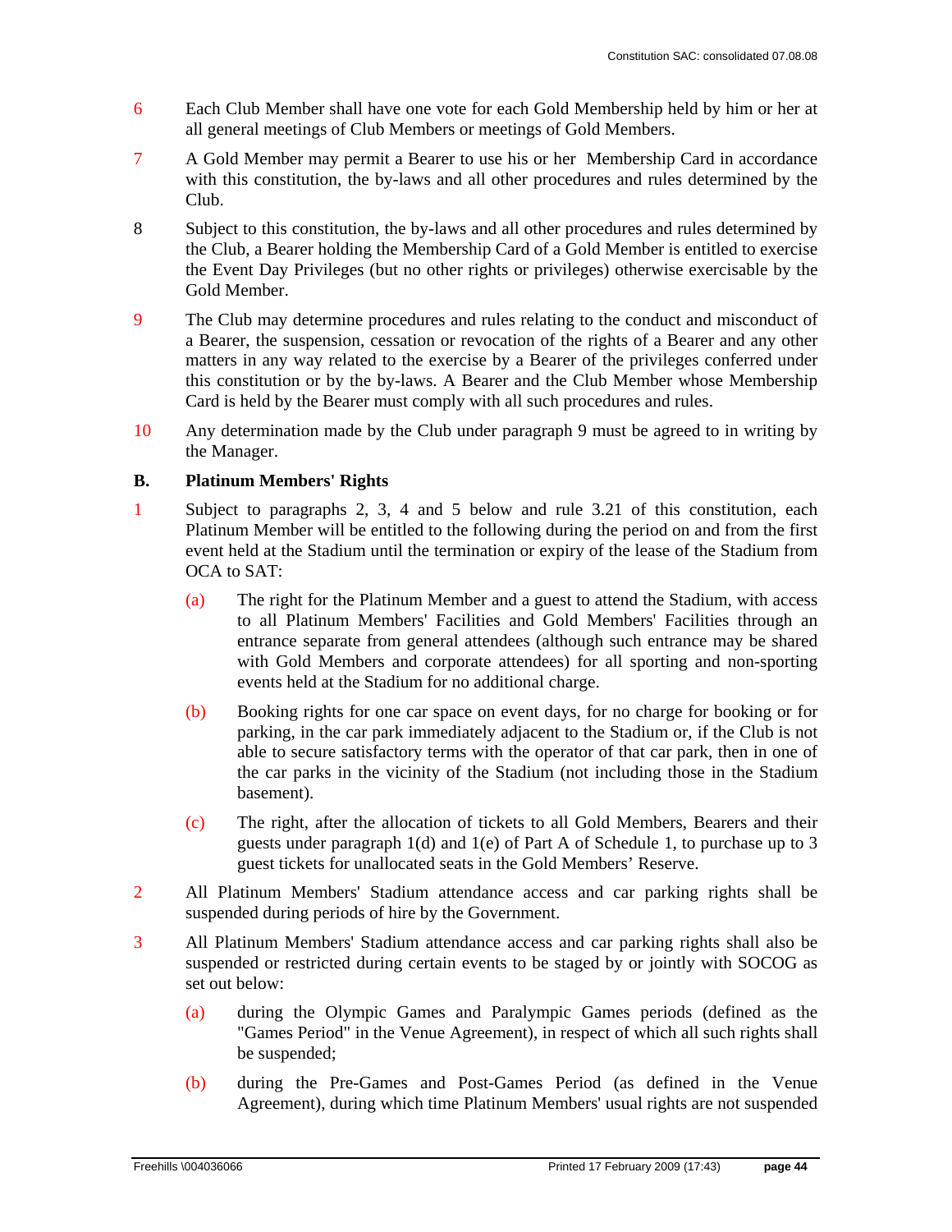6 Each Club Member shall have one vote for each Gold Membership held by him or her at all general meetings of Club Members or meetings of Gold Members.

7 A Gold Member may permit a Bearer to use his or her Membership Card in accordance with this constitution, the by-laws and all other procedures and rules determined by the Club.

8 Subject to this constitution, the by-laws and all other procedures and rules determined by the Club, a Bearer holding the Membership Card of a Gold Member is entitled to exercise the Event Day Privileges (but no other rights or privileges) otherwise exercisable by the Gold Member.

9 The Club may determine procedures and rules relating to the conduct and misconduct of a Bearer, the suspension, cessation or revocation of the rights of a Bearer and any other matters in any way related to the exercise by a Bearer of the privileges conferred under this constitution or by the by-laws. A Bearer and the Club Member whose Membership Card is held by the Bearer must comply with all such procedures and rules.

10 Any determination made by the Club under paragraph 9 must be agreed to in writing by the Manager.

## B. Platinum Members' Rights

1 Subject to paragraphs 2, 3, 4 and 5 below and rule 3.21 of this constitution, each Platinum Member will be entitled to the following during the period on and from the first event held at the Stadium until the termination or expiry of the lease of the Stadium from OCA to SAT:

(a) The right for the Platinum Member and a guest to attend the Stadium, with access to all Platinum Members' Facilities and Gold Members' Facilities through an entrance separate from general attendees (although such entrance may be shared with Gold Members and corporate attendees) for all sporting and non-sporting events held at the Stadium for no additional charge.

(b) Booking rights for one car space on event days, for no charge for booking or for parking, in the car park immediately adjacent to the Stadium or, if the Club is not able to secure satisfactory terms with the operator of that car park, then in one of the car parks in the vicinity of the Stadium (not including those in the Stadium basement).

(c) The right, after the allocation of tickets to all Gold Members, Bearers and their guests under paragraph 1(d) and 1(e) of Part A of Schedule 1, to purchase up to 3 guest tickets for unallocated seats in the Gold Members' Reserve.

2 All Platinum Members' Stadium attendance access and car parking rights shall be suspended during periods of hire by the Government.

3 All Platinum Members' Stadium attendance access and car parking rights shall also be suspended or restricted during certain events to be staged by or jointly with SOCOG as set out below:

(a) during the Olympic Games and Paralympic Games periods (defined as the "Games Period" in the Venue Agreement), in respect of which all such rights shall be suspended;

(b) during the Pre-Games and Post-Games Period (as defined in the Venue Agreement), during which time Platinum Members' usual rights are not suspended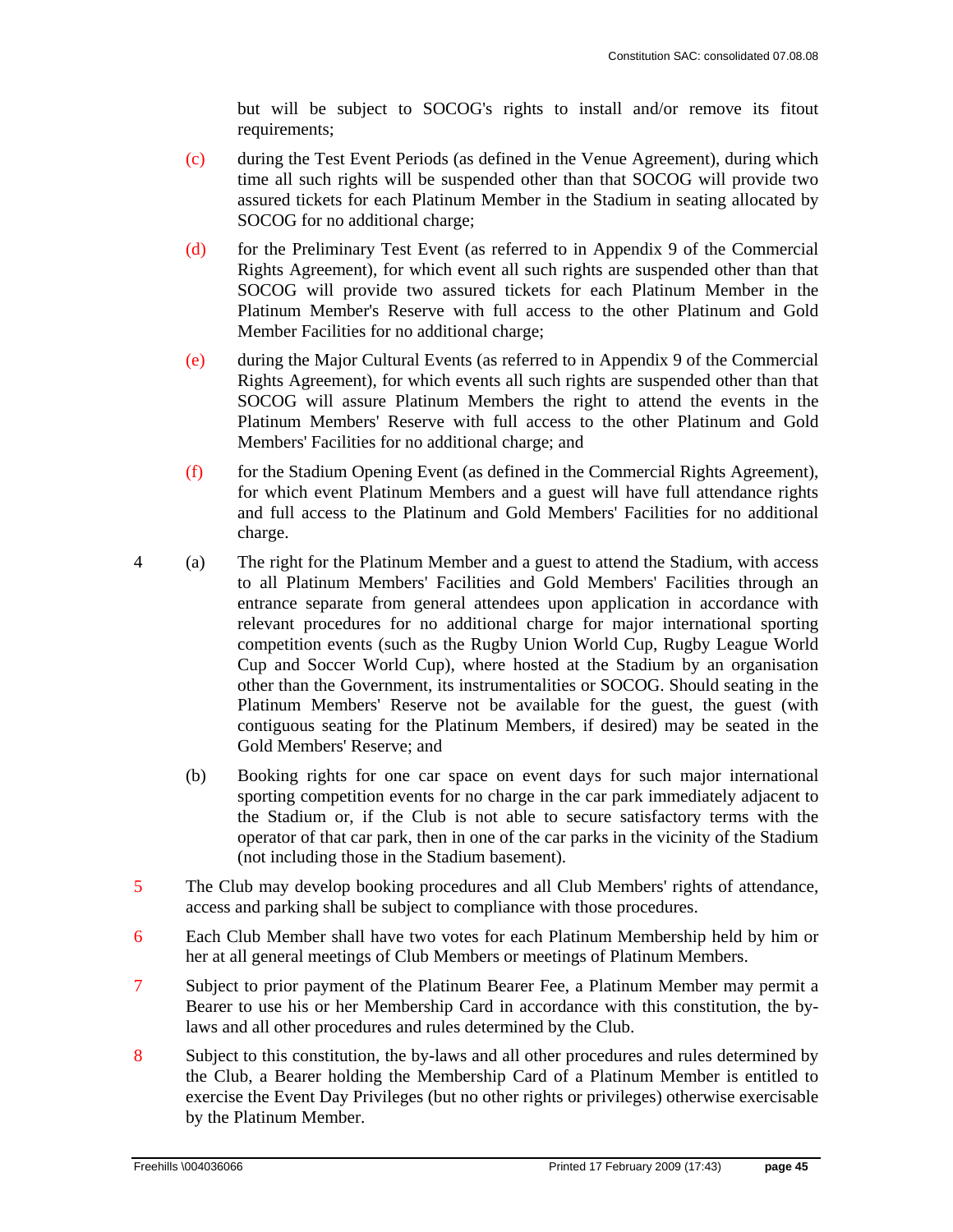but will be subject to SOCOG's rights to install and/or remove its fitout requirements;

(c) during the Test Event Periods (as defined in the Venue Agreement), during which time all such rights will be suspended other than that SOCOG will provide two assured tickets for each Platinum Member in the Stadium in seating allocated by SOCOG for no additional charge;

(d) for the Preliminary Test Event (as referred to in Appendix 9 of the Commercial Rights Agreement), for which event all such rights are suspended other than that SOCOG will provide two assured tickets for each Platinum Member in the Platinum Member's Reserve with full access to the other Platinum and Gold Member Facilities for no additional charge;

(e) during the Major Cultural Events (as referred to in Appendix 9 of the Commercial Rights Agreement), for which events all such rights are suspended other than that SOCOG will assure Platinum Members the right to attend the events in the Platinum Members' Reserve with full access to the other Platinum and Gold Members' Facilities for no additional charge; and

(f) for the Stadium Opening Event (as defined in the Commercial Rights Agreement), for which event Platinum Members and a guest will have full attendance rights and full access to the Platinum and Gold Members' Facilities for no additional charge.

4 (a) The right for the Platinum Member and a guest to attend the Stadium, with access to all Platinum Members' Facilities and Gold Members' Facilities through an entrance separate from general attendees upon application in accordance with relevant procedures for no additional charge for major international sporting competition events (such as the Rugby Union World Cup, Rugby League World Cup and Soccer World Cup), where hosted at the Stadium by an organisation other than the Government, its instrumentalities or SOCOG. Should seating in the Platinum Members' Reserve not be available for the guest, the guest (with contiguous seating for the Platinum Members, if desired) may be seated in the Gold Members' Reserve; and

(b) Booking rights for one car space on event days for such major international sporting competition events for no charge in the car park immediately adjacent to the Stadium or, if the Club is not able to secure satisfactory terms with the operator of that car park, then in one of the car parks in the vicinity of the Stadium (not including those in the Stadium basement).

5 The Club may develop booking procedures and all Club Members' rights of attendance, access and parking shall be subject to compliance with those procedures.

6 Each Club Member shall have two votes for each Platinum Membership held by him or her at all general meetings of Club Members or meetings of Platinum Members.

7 Subject to prior payment of the Platinum Bearer Fee, a Platinum Member may permit a Bearer to use his or her Membership Card in accordance with this constitution, the by-laws and all other procedures and rules determined by the Club.

8 Subject to this constitution, the by-laws and all other procedures and rules determined by the Club, a Bearer holding the Membership Card of a Platinum Member is entitled to exercise the Event Day Privileges (but no other rights or privileges) otherwise exercisable by the Platinum Member.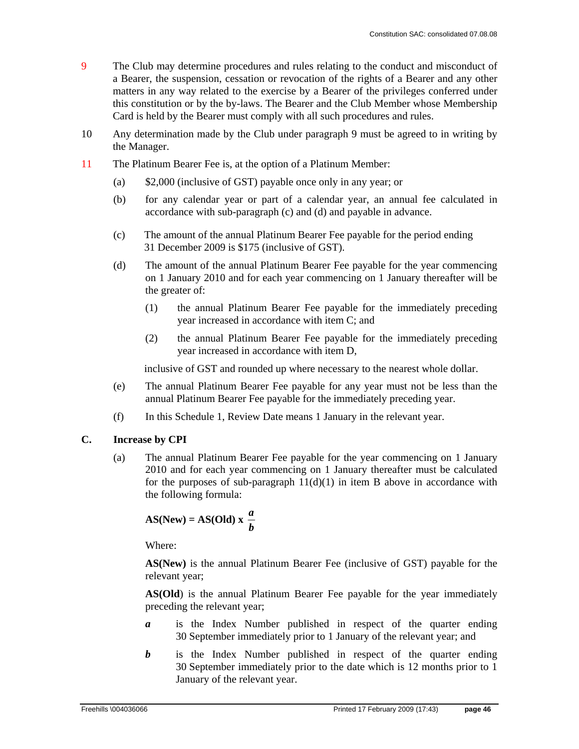9 The Club may determine procedures and rules relating to the conduct and misconduct of a Bearer, the suspension, cessation or revocation of the rights of a Bearer and any other matters in any way related to the exercise by a Bearer of the privileges conferred under this constitution or by the by-laws. The Bearer and the Club Member whose Membership Card is held by the Bearer must comply with all such procedures and rules.

10 Any determination made by the Club under paragraph 9 must be agreed to in writing by the Manager.

11 The Platinum Bearer Fee is, at the option of a Platinum Member:

(a) $2,000 (inclusive of GST) payable once only in any year; or

(b) for any calendar year or part of a calendar year, an annual fee calculated in accordance with sub-paragraph (c) and (d) and payable in advance.

(c) The amount of the annual Platinum Bearer Fee payable for the period ending 31 December 2009 is $175 (inclusive of GST).

(d) The amount of the annual Platinum Bearer Fee payable for the year commencing on 1 January 2010 and for each year commencing on 1 January thereafter will be the greater of:

(1) the annual Platinum Bearer Fee payable for the immediately preceding year increased in accordance with item C; and

(2) the annual Platinum Bearer Fee payable for the immediately preceding year increased in accordance with item D,

inclusive of GST and rounded up where necessary to the nearest whole dollar.

(e) The annual Platinum Bearer Fee payable for any year must not be less than the annual Platinum Bearer Fee payable for the immediately preceding year.

(f) In this Schedule 1, Review Date means 1 January in the relevant year.

## C. Increase by CPI

(a) The annual Platinum Bearer Fee payable for the year commencing on 1 January 2010 and for each year commencing on 1 January thereafter must be calculated for the purposes of sub-paragraph 11(d)(1) in item B above in accordance with the following formula:

$$\textbf{AS(New)} = \textbf{AS(Old)} \times \frac{a}{b}$$

Where:

**AS(New)** is the annual Platinum Bearer Fee (inclusive of GST) payable for the relevant year;

**AS(Old)** is the annual Platinum Bearer Fee payable for the year immediately preceding the relevant year;

***a*** is the Index Number published in respect of the quarter ending 30 September immediately prior to 1 January of the relevant year; and

***b*** is the Index Number published in respect of the quarter ending 30 September immediately prior to the date which is 12 months prior to 1 January of the relevant year.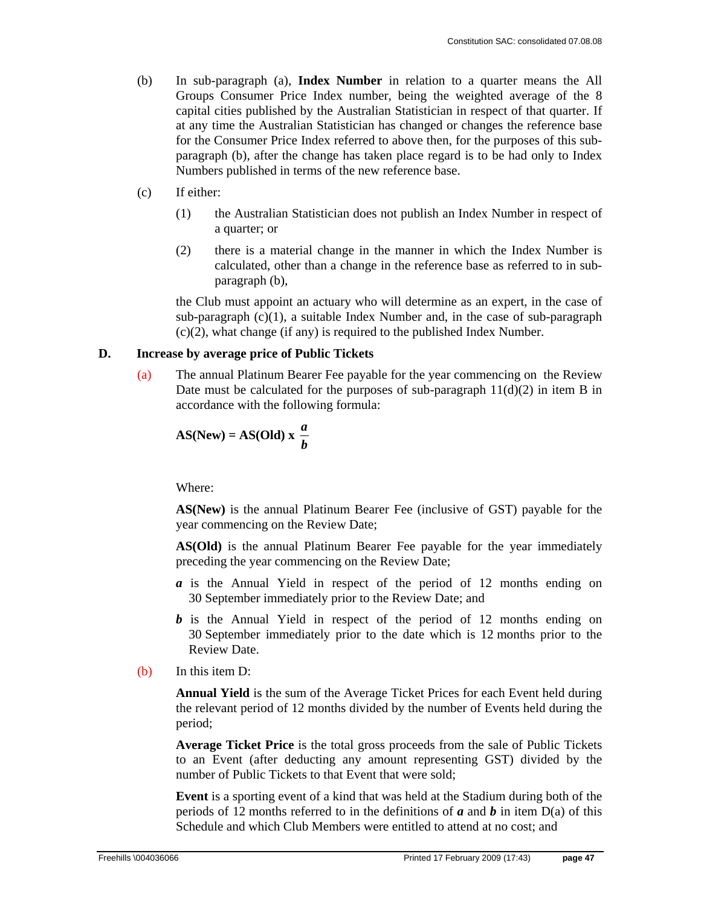(b) In sub-paragraph (a), **Index Number** in relation to a quarter means the All Groups Consumer Price Index number, being the weighted average of the 8 capital cities published by the Australian Statistician in respect of that quarter. If at any time the Australian Statistician has changed or changes the reference base for the Consumer Price Index referred to above then, for the purposes of this sub-paragraph (b), after the change has taken place regard is to be had only to Index Numbers published in terms of the new reference base.

(c) If either:

(1) the Australian Statistician does not publish an Index Number in respect of a quarter; or

(2) there is a material change in the manner in which the Index Number is calculated, other than a change in the reference base as referred to in sub-paragraph (b),

the Club must appoint an actuary who will determine as an expert, in the case of sub-paragraph (c)(1), a suitable Index Number and, in the case of sub-paragraph (c)(2), what change (if any) is required to the published Index Number.

**D. Increase by average price of Public Tickets**

(a) The annual Platinum Bearer Fee payable for the year commencing on the Review Date must be calculated for the purposes of sub-paragraph 11(d)(2) in item B in accordance with the following formula:

$$\textbf{AS(New)} = \textbf{AS(Old)} \times \frac{a}{b}$$

Where:

**AS(New)** is the annual Platinum Bearer Fee (inclusive of GST) payable for the year commencing on the Review Date;

**AS(Old)** is the annual Platinum Bearer Fee payable for the year immediately preceding the year commencing on the Review Date;

***a*** is the Annual Yield in respect of the period of 12 months ending on 30 September immediately prior to the Review Date; and

***b*** is the Annual Yield in respect of the period of 12 months ending on 30 September immediately prior to the date which is 12 months prior to the Review Date.

(b) In this item D:

**Annual Yield** is the sum of the Average Ticket Prices for each Event held during the relevant period of 12 months divided by the number of Events held during the period;

**Average Ticket Price** is the total gross proceeds from the sale of Public Tickets to an Event (after deducting any amount representing GST) divided by the number of Public Tickets to that Event that were sold;

**Event** is a sporting event of a kind that was held at the Stadium during both of the periods of 12 months referred to in the definitions of ***a*** and ***b*** in item D(a) of this Schedule and which Club Members were entitled to attend at no cost; and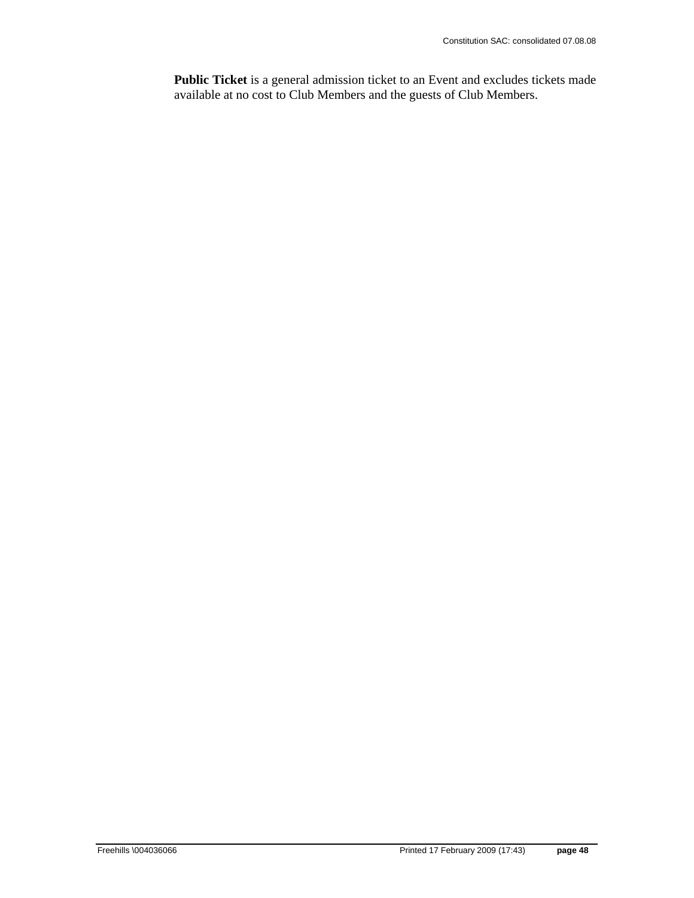**Public Ticket** is a general admission ticket to an Event and excludes tickets made available at no cost to Club Members and the guests of Club Members.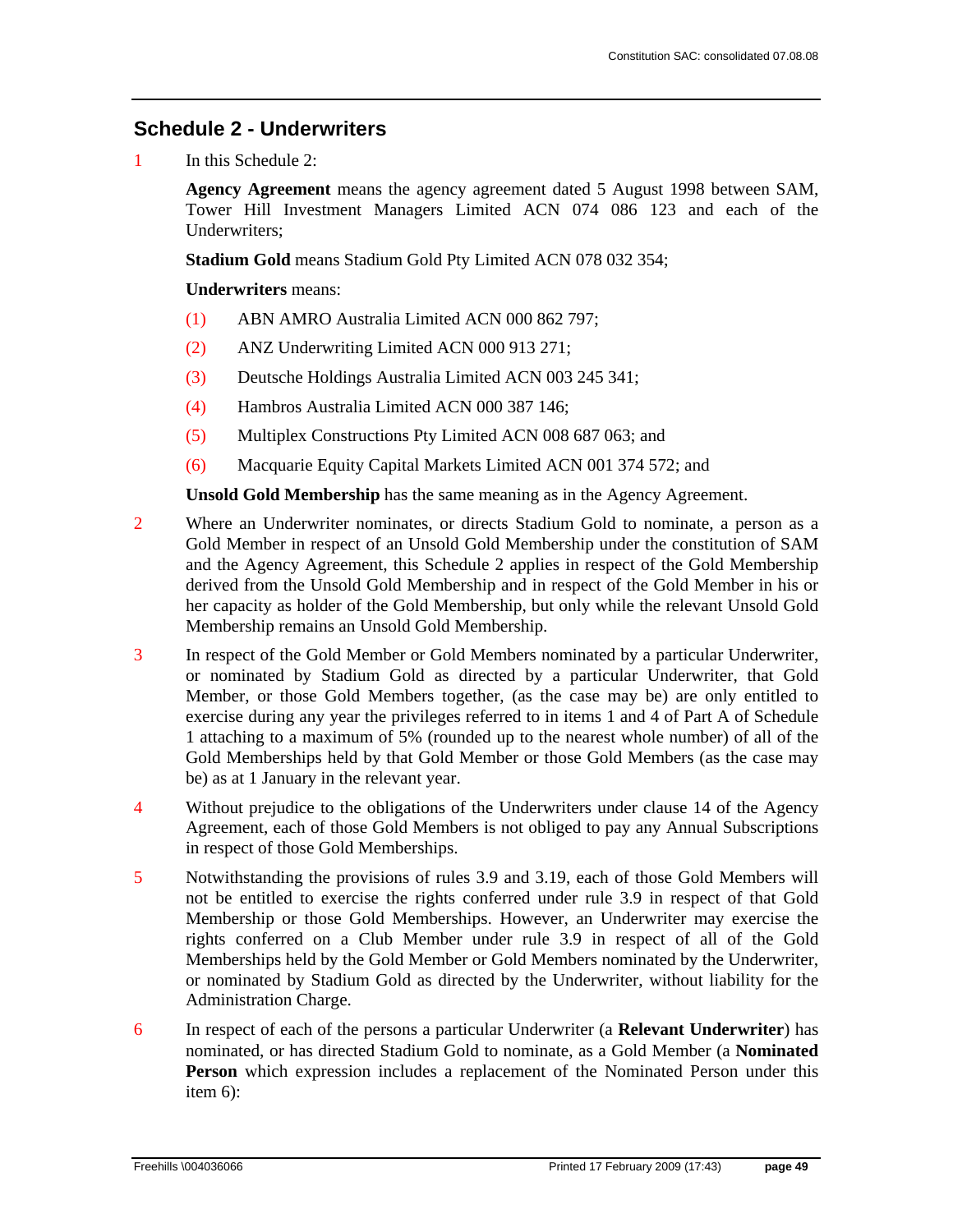## Schedule 2 - Underwriters

1 In this Schedule 2:

**Agency Agreement** means the agency agreement dated 5 August 1998 between SAM, Tower Hill Investment Managers Limited ACN 074 086 123 and each of the Underwriters;

**Stadium Gold** means Stadium Gold Pty Limited ACN 078 032 354;

**Underwriters** means:

(1) ABN AMRO Australia Limited ACN 000 862 797;

(2) ANZ Underwriting Limited ACN 000 913 271;

(3) Deutsche Holdings Australia Limited ACN 003 245 341;

(4) Hambros Australia Limited ACN 000 387 146;

(5) Multiplex Constructions Pty Limited ACN 008 687 063; and

(6) Macquarie Equity Capital Markets Limited ACN 001 374 572; and

**Unsold Gold Membership** has the same meaning as in the Agency Agreement.

2 Where an Underwriter nominates, or directs Stadium Gold to nominate, a person as a Gold Member in respect of an Unsold Gold Membership under the constitution of SAM and the Agency Agreement, this Schedule 2 applies in respect of the Gold Membership derived from the Unsold Gold Membership and in respect of the Gold Member in his or her capacity as holder of the Gold Membership, but only while the relevant Unsold Gold Membership remains an Unsold Gold Membership.

3 In respect of the Gold Member or Gold Members nominated by a particular Underwriter, or nominated by Stadium Gold as directed by a particular Underwriter, that Gold Member, or those Gold Members together, (as the case may be) are only entitled to exercise during any year the privileges referred to in items 1 and 4 of Part A of Schedule 1 attaching to a maximum of 5% (rounded up to the nearest whole number) of all of the Gold Memberships held by that Gold Member or those Gold Members (as the case may be) as at 1 January in the relevant year.

4 Without prejudice to the obligations of the Underwriters under clause 14 of the Agency Agreement, each of those Gold Members is not obliged to pay any Annual Subscriptions in respect of those Gold Memberships.

5 Notwithstanding the provisions of rules 3.9 and 3.19, each of those Gold Members will not be entitled to exercise the rights conferred under rule 3.9 in respect of that Gold Membership or those Gold Memberships. However, an Underwriter may exercise the rights conferred on a Club Member under rule 3.9 in respect of all of the Gold Memberships held by the Gold Member or Gold Members nominated by the Underwriter, or nominated by Stadium Gold as directed by the Underwriter, without liability for the Administration Charge.

6 In respect of each of the persons a particular Underwriter (a **Relevant Underwriter**) has nominated, or has directed Stadium Gold to nominate, as a Gold Member (a **Nominated Person** which expression includes a replacement of the Nominated Person under this item 6):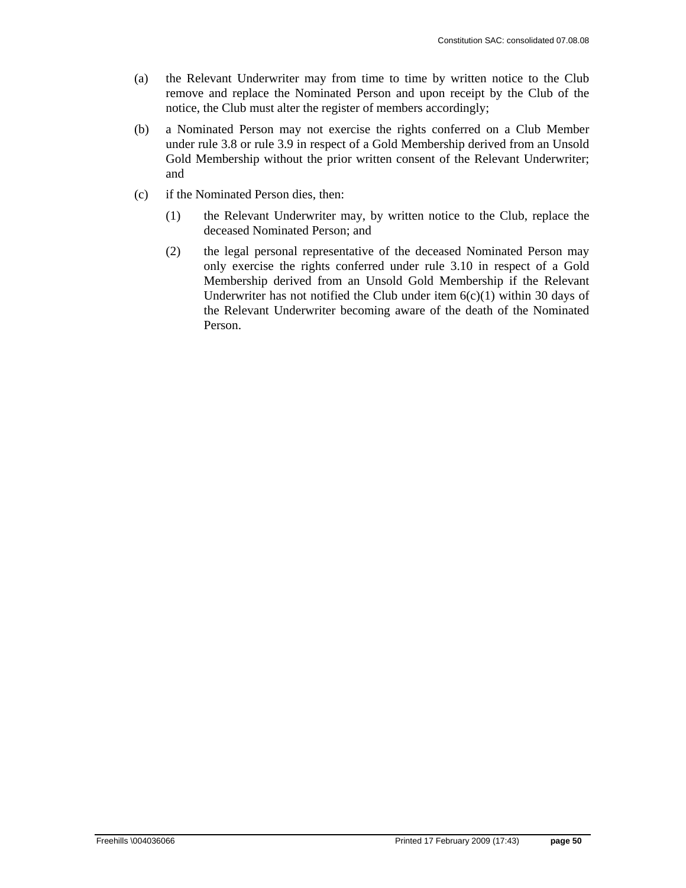(a) the Relevant Underwriter may from time to time by written notice to the Club remove and replace the Nominated Person and upon receipt by the Club of the notice, the Club must alter the register of members accordingly;

(b) a Nominated Person may not exercise the rights conferred on a Club Member under rule 3.8 or rule 3.9 in respect of a Gold Membership derived from an Unsold Gold Membership without the prior written consent of the Relevant Underwriter; and

(c) if the Nominated Person dies, then:

    (1) the Relevant Underwriter may, by written notice to the Club, replace the deceased Nominated Person; and

    (2) the legal personal representative of the deceased Nominated Person may only exercise the rights conferred under rule 3.10 in respect of a Gold Membership derived from an Unsold Gold Membership if the Relevant Underwriter has not notified the Club under item 6(c)(1) within 30 days of the Relevant Underwriter becoming aware of the death of the Nominated Person.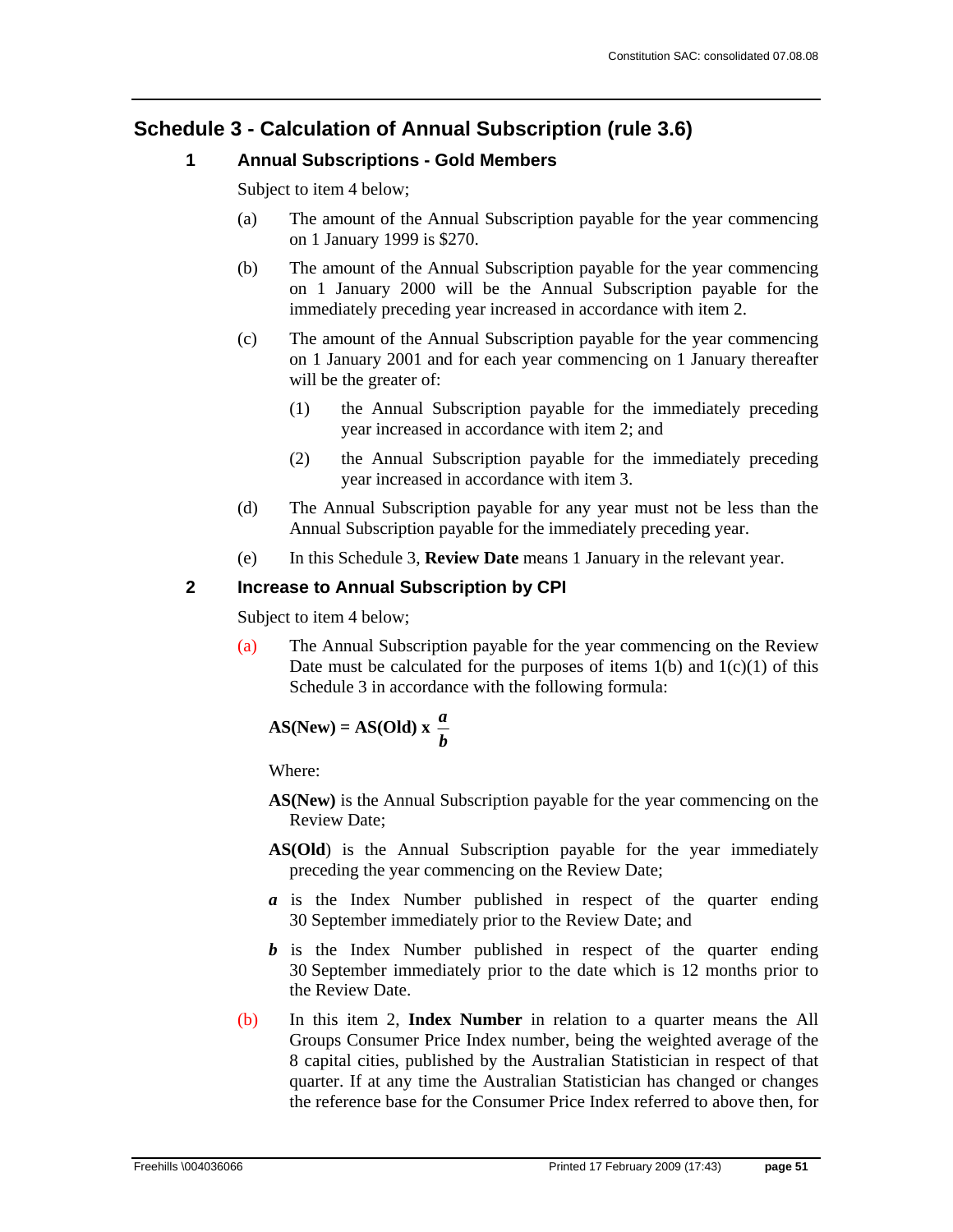## Schedule 3 - Calculation of Annual Subscription (rule 3.6)

### 1 Annual Subscriptions - Gold Members

Subject to item 4 below;

(a) The amount of the Annual Subscription payable for the year commencing on 1 January 1999 is $270.

(b) The amount of the Annual Subscription payable for the year commencing on 1 January 2000 will be the Annual Subscription payable for the immediately preceding year increased in accordance with item 2.

(c) The amount of the Annual Subscription payable for the year commencing on 1 January 2001 and for each year commencing on 1 January thereafter will be the greater of:

  (1) the Annual Subscription payable for the immediately preceding year increased in accordance with item 2; and

  (2) the Annual Subscription payable for the immediately preceding year increased in accordance with item 3.

(d) The Annual Subscription payable for any year must not be less than the Annual Subscription payable for the immediately preceding year.

(e) In this Schedule 3, **Review Date** means 1 January in the relevant year.

### 2 Increase to Annual Subscription by CPI

Subject to item 4 below;

(a) The Annual Subscription payable for the year commencing on the Review Date must be calculated for the purposes of items 1(b) and 1(c)(1) of this Schedule 3 in accordance with the following formula:

$$\textbf{AS(New)} = \textbf{AS(Old)} \times \frac{a}{b}$$

Where:

**AS(New)** is the Annual Subscription payable for the year commencing on the Review Date;

**AS(Old)** is the Annual Subscription payable for the year immediately preceding the year commencing on the Review Date;

$a$ is the Index Number published in respect of the quarter ending 30 September immediately prior to the Review Date; and

$b$ is the Index Number published in respect of the quarter ending 30 September immediately prior to the date which is 12 months prior to the Review Date.

(b) In this item 2, **Index Number** in relation to a quarter means the All Groups Consumer Price Index number, being the weighted average of the 8 capital cities, published by the Australian Statistician in respect of that quarter. If at any time the Australian Statistician has changed or changes the reference base for the Consumer Price Index referred to above then, for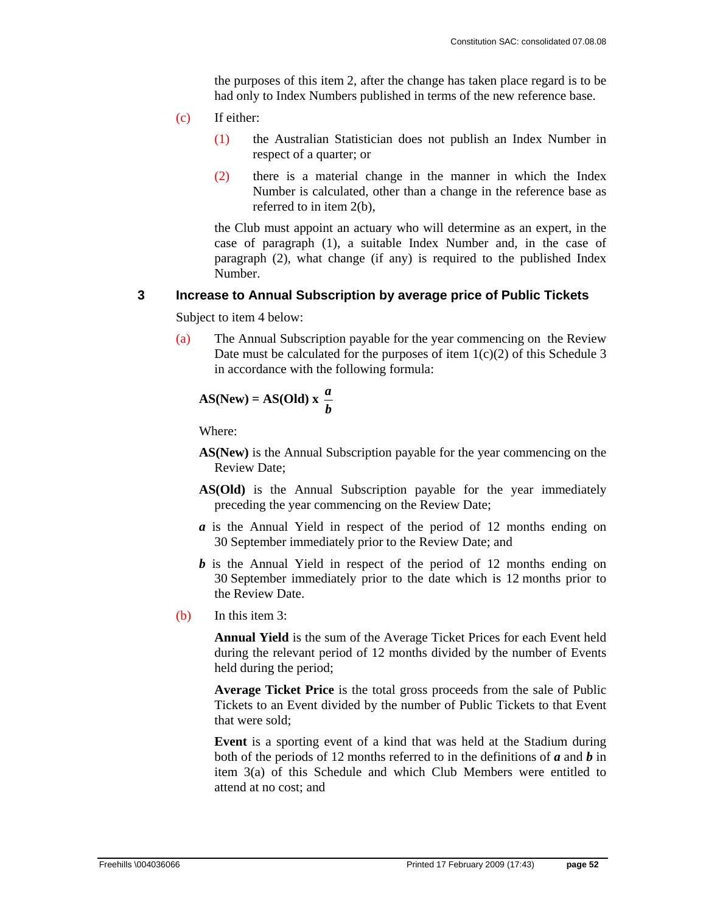the purposes of this item 2, after the change has taken place regard is to be had only to Index Numbers published in terms of the new reference base.

(c) If either:

(1) the Australian Statistician does not publish an Index Number in respect of a quarter; or

(2) there is a material change in the manner in which the Index Number is calculated, other than a change in the reference base as referred to in item 2(b),

the Club must appoint an actuary who will determine as an expert, in the case of paragraph (1), a suitable Index Number and, in the case of paragraph (2), what change (if any) is required to the published Index Number.

### 3 Increase to Annual Subscription by average price of Public Tickets

Subject to item 4 below:

(a) The Annual Subscription payable for the year commencing on the Review Date must be calculated for the purposes of item 1(c)(2) of this Schedule 3 in accordance with the following formula:

$$\mathbf{AS(New) = AS(Old) \times \frac{\boldsymbol{a}}{\boldsymbol{b}}}$$

Where:

**AS(New)** is the Annual Subscription payable for the year commencing on the Review Date;

**AS(Old)** is the Annual Subscription payable for the year immediately preceding the year commencing on the Review Date;

***a*** is the Annual Yield in respect of the period of 12 months ending on 30 September immediately prior to the Review Date; and

***b*** is the Annual Yield in respect of the period of 12 months ending on 30 September immediately prior to the date which is 12 months prior to the Review Date.

(b) In this item 3:

**Annual Yield** is the sum of the Average Ticket Prices for each Event held during the relevant period of 12 months divided by the number of Events held during the period;

**Average Ticket Price** is the total gross proceeds from the sale of Public Tickets to an Event divided by the number of Public Tickets to that Event that were sold;

**Event** is a sporting event of a kind that was held at the Stadium during both of the periods of 12 months referred to in the definitions of ***a*** and ***b*** in item 3(a) of this Schedule and which Club Members were entitled to attend at no cost; and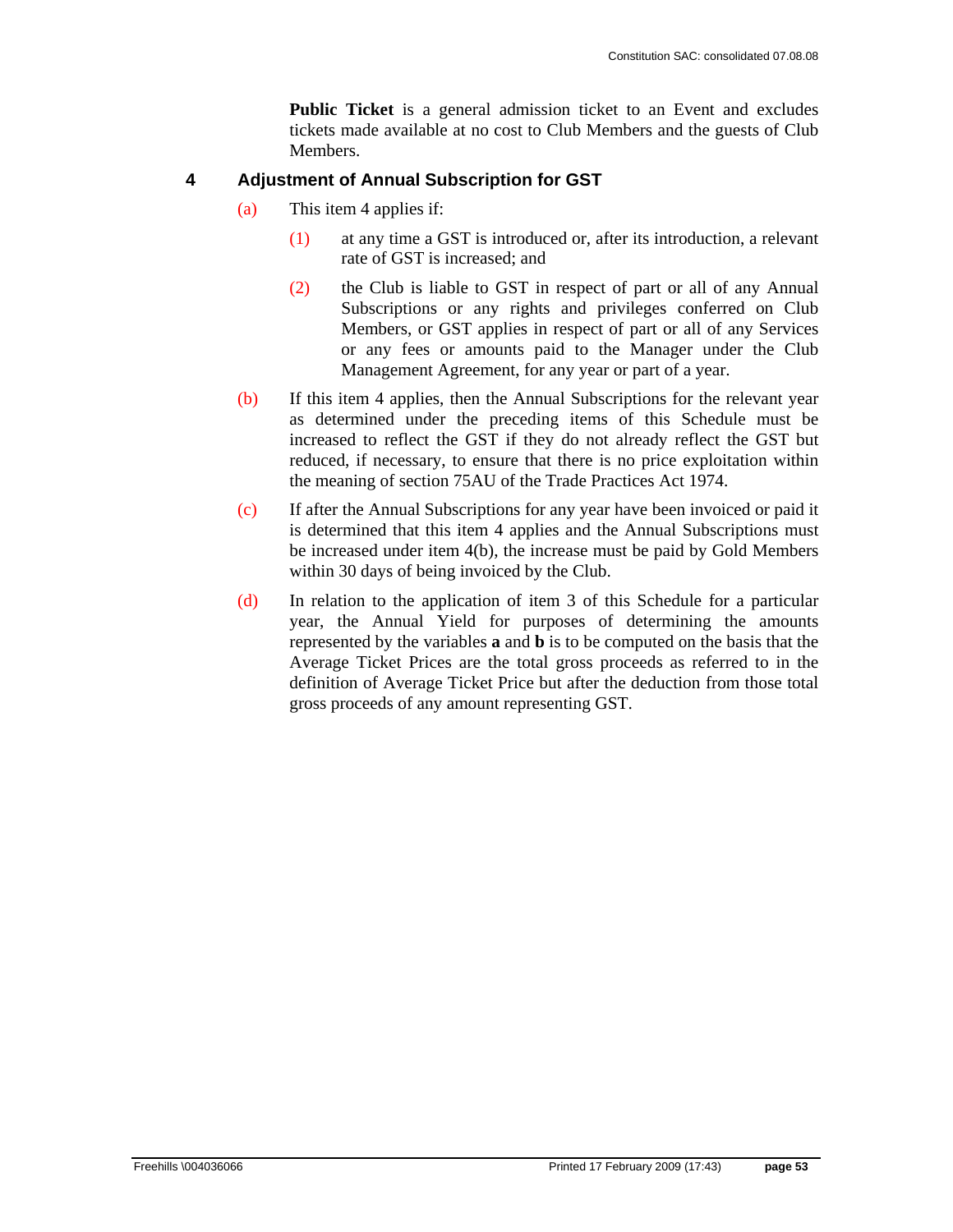**Public Ticket** is a general admission ticket to an Event and excludes tickets made available at no cost to Club Members and the guests of Club Members.

## 4 Adjustment of Annual Subscription for GST

(a) This item 4 applies if:

(1) at any time a GST is introduced or, after its introduction, a relevant rate of GST is increased; and

(2) the Club is liable to GST in respect of part or all of any Annual Subscriptions or any rights and privileges conferred on Club Members, or GST applies in respect of part or all of any Services or any fees or amounts paid to the Manager under the Club Management Agreement, for any year or part of a year.

(b) If this item 4 applies, then the Annual Subscriptions for the relevant year as determined under the preceding items of this Schedule must be increased to reflect the GST if they do not already reflect the GST but reduced, if necessary, to ensure that there is no price exploitation within the meaning of section 75AU of the Trade Practices Act 1974.

(c) If after the Annual Subscriptions for any year have been invoiced or paid it is determined that this item 4 applies and the Annual Subscriptions must be increased under item 4(b), the increase must be paid by Gold Members within 30 days of being invoiced by the Club.

(d) In relation to the application of item 3 of this Schedule for a particular year, the Annual Yield for purposes of determining the amounts represented by the variables **a** and **b** is to be computed on the basis that the Average Ticket Prices are the total gross proceeds as referred to in the definition of Average Ticket Price but after the deduction from those total gross proceeds of any amount representing GST.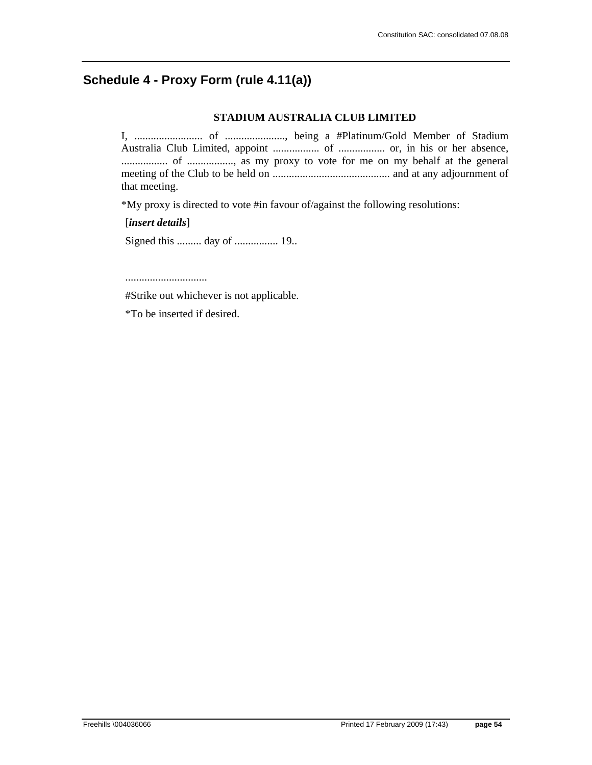## Schedule 4 - Proxy Form (rule 4.11(a))

**STADIUM AUSTRALIA CLUB LIMITED**

I, ......................... of ......................, being a #Platinum/Gold Member of Stadium Australia Club Limited, appoint ................. of ................. or, in his or her absence, ................. of ................., as my proxy to vote for me on my behalf at the general meeting of the Club to be held on ........................................... and at any adjournment of that meeting.

*My proxy is directed to vote #in favour of/against the following resolutions:

[***insert details***]

Signed this ......... day of ................ 19..

..............................

#Strike out whichever is not applicable.

*To be inserted if desired.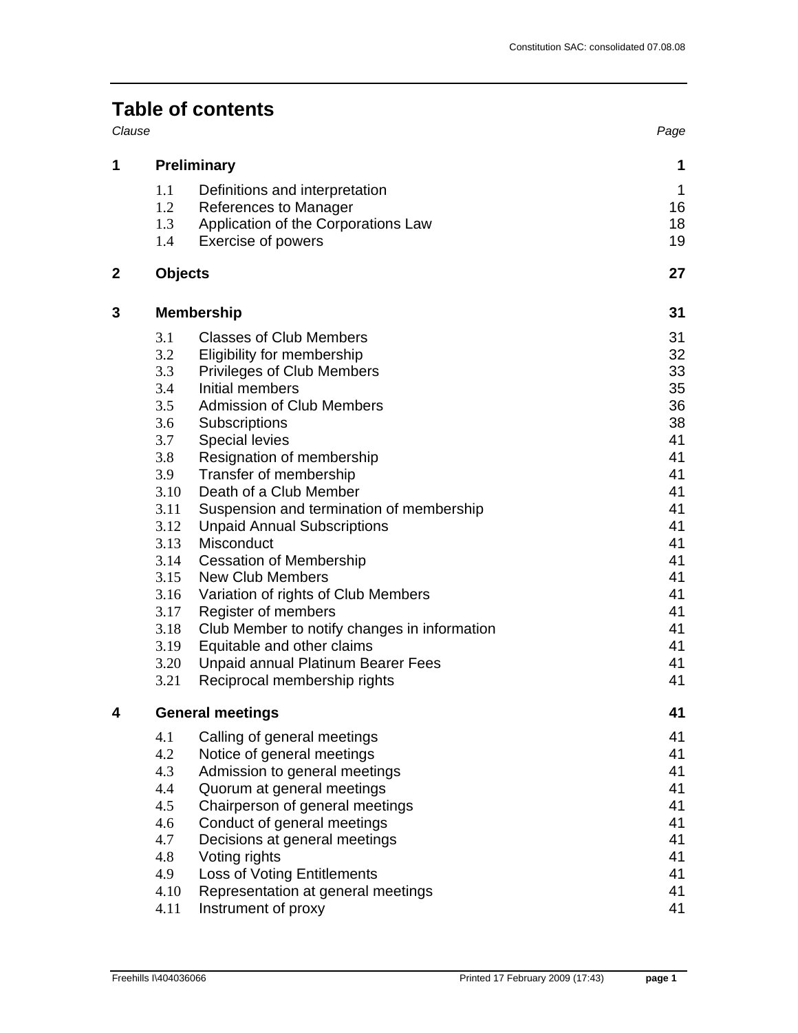# Table of contents

| Clause | | | Page |
|---|---|---|---|
| **1** | **Preliminary** | | **1** |
| | 1.1 | Definitions and interpretation | 1 |
| | 1.2 | References to Manager | 16 |
| | 1.3 | Application of the Corporations Law | 18 |
| | 1.4 | Exercise of powers | 19 |
| **2** | **Objects** | | **27** |
| **3** | **Membership** | | **31** |
| | 3.1 | Classes of Club Members | 31 |
| | 3.2 | Eligibility for membership | 32 |
| | 3.3 | Privileges of Club Members | 33 |
| | 3.4 | Initial members | 35 |
| | 3.5 | Admission of Club Members | 36 |
| | 3.6 | Subscriptions | 38 |
| | 3.7 | Special levies | 41 |
| | 3.8 | Resignation of membership | 41 |
| | 3.9 | Transfer of membership | 41 |
| | 3.10 | Death of a Club Member | 41 |
| | 3.11 | Suspension and termination of membership | 41 |
| | 3.12 | Unpaid Annual Subscriptions | 41 |
| | 3.13 | Misconduct | 41 |
| | 3.14 | Cessation of Membership | 41 |
| | 3.15 | New Club Members | 41 |
| | 3.16 | Variation of rights of Club Members | 41 |
| | 3.17 | Register of members | 41 |
| | 3.18 | Club Member to notify changes in information | 41 |
| | 3.19 | Equitable and other claims | 41 |
| | 3.20 | Unpaid annual Platinum Bearer Fees | 41 |
| | 3.21 | Reciprocal membership rights | 41 |
| **4** | **General meetings** | | **41** |
| | 4.1 | Calling of general meetings | 41 |
| | 4.2 | Notice of general meetings | 41 |
| | 4.3 | Admission to general meetings | 41 |
| | 4.4 | Quorum at general meetings | 41 |
| | 4.5 | Chairperson of general meetings | 41 |
| | 4.6 | Conduct of general meetings | 41 |
| | 4.7 | Decisions at general meetings | 41 |
| | 4.8 | Voting rights | 41 |
| | 4.9 | Loss of Voting Entitlements | 41 |
| | 4.10 | Representation at general meetings | 41 |
| | 4.11 | Instrument of proxy | 41 |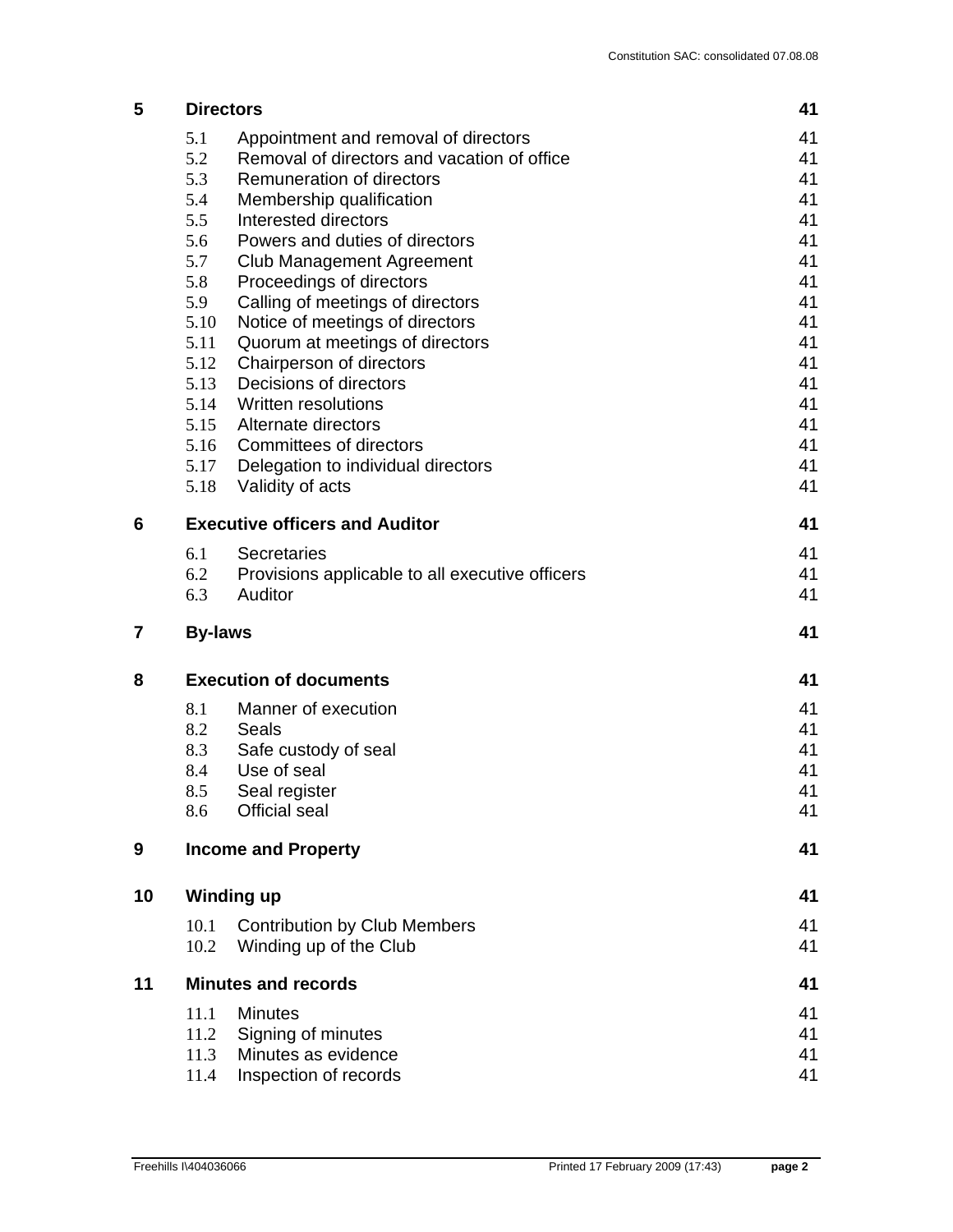| | | |
|---|---|---|
| **5** | **Directors** | **41** |
| 5.1 | Appointment and removal of directors | 41 |
| 5.2 | Removal of directors and vacation of office | 41 |
| 5.3 | Remuneration of directors | 41 |
| 5.4 | Membership qualification | 41 |
| 5.5 | Interested directors | 41 |
| 5.6 | Powers and duties of directors | 41 |
| 5.7 | Club Management Agreement | 41 |
| 5.8 | Proceedings of directors | 41 |
| 5.9 | Calling of meetings of directors | 41 |
| 5.10 | Notice of meetings of directors | 41 |
| 5.11 | Quorum at meetings of directors | 41 |
| 5.12 | Chairperson of directors | 41 |
| 5.13 | Decisions of directors | 41 |
| 5.14 | Written resolutions | 41 |
| 5.15 | Alternate directors | 41 |
| 5.16 | Committees of directors | 41 |
| 5.17 | Delegation to individual directors | 41 |
| 5.18 | Validity of acts | 41 |
| **6** | **Executive officers and Auditor** | **41** |
| 6.1 | Secretaries | 41 |
| 6.2 | Provisions applicable to all executive officers | 41 |
| 6.3 | Auditor | 41 |
| **7** | **By-laws** | **41** |
| **8** | **Execution of documents** | **41** |
| 8.1 | Manner of execution | 41 |
| 8.2 | Seals | 41 |
| 8.3 | Safe custody of seal | 41 |
| 8.4 | Use of seal | 41 |
| 8.5 | Seal register | 41 |
| 8.6 | Official seal | 41 |
| **9** | **Income and Property** | **41** |
| **10** | **Winding up** | **41** |
| 10.1 | Contribution by Club Members | 41 |
| 10.2 | Winding up of the Club | 41 |
| **11** | **Minutes and records** | **41** |
| 11.1 | Minutes | 41 |
| 11.2 | Signing of minutes | 41 |
| 11.3 | Minutes as evidence | 41 |
| 11.4 | Inspection of records | 41 |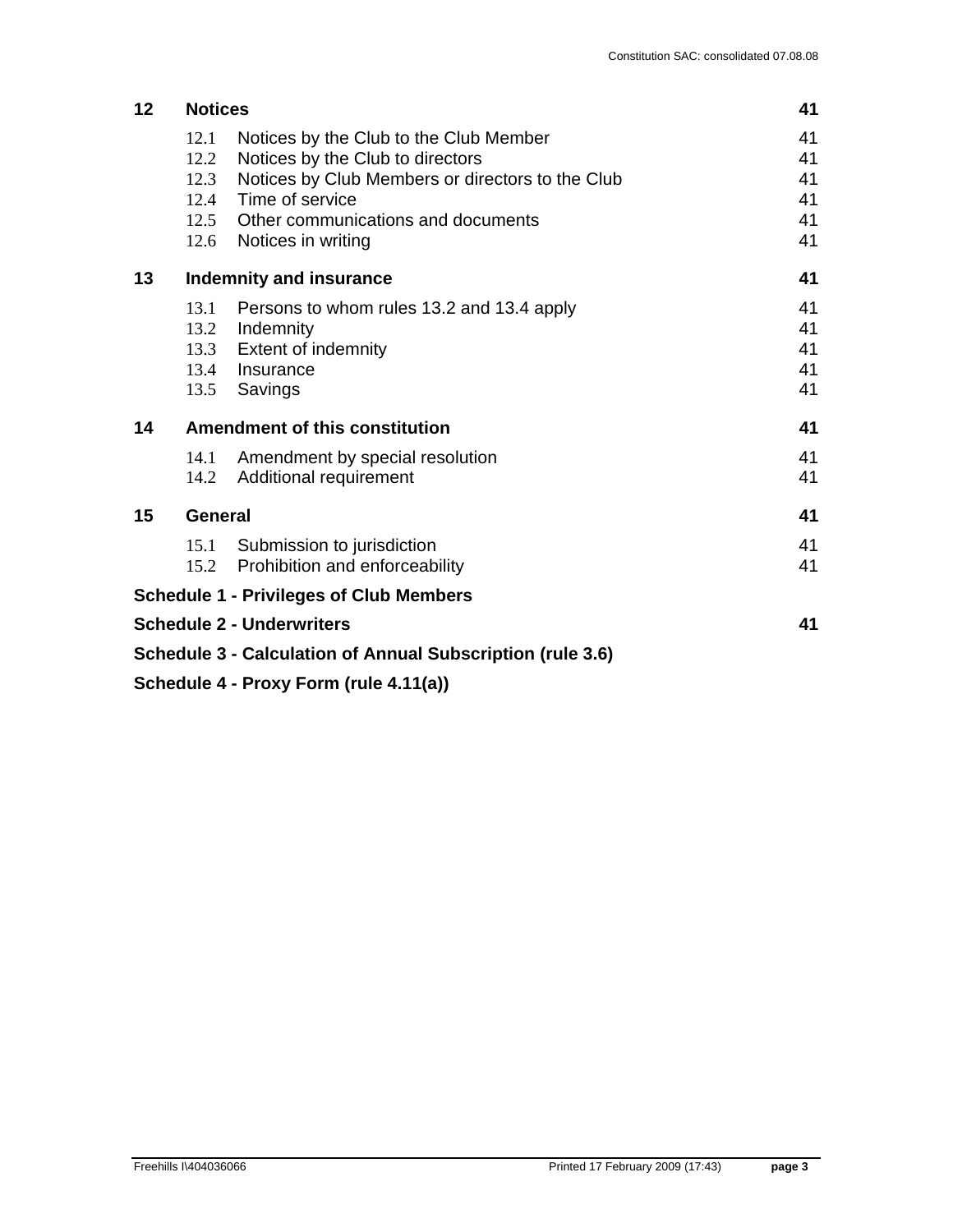| | | |
|---|---|---|
| **12** | **Notices** | **41** |
| 12.1 | Notices by the Club to the Club Member | 41 |
| 12.2 | Notices by the Club to directors | 41 |
| 12.3 | Notices by Club Members or directors to the Club | 41 |
| 12.4 | Time of service | 41 |
| 12.5 | Other communications and documents | 41 |
| 12.6 | Notices in writing | 41 |
| **13** | **Indemnity and insurance** | **41** |
| 13.1 | Persons to whom rules 13.2 and 13.4 apply | 41 |
| 13.2 | Indemnity | 41 |
| 13.3 | Extent of indemnity | 41 |
| 13.4 | Insurance | 41 |
| 13.5 | Savings | 41 |
| **14** | **Amendment of this constitution** | **41** |
| 14.1 | Amendment by special resolution | 41 |
| 14.2 | Additional requirement | 41 |
| **15** | **General** | **41** |
| 15.1 | Submission to jurisdiction | 41 |
| 15.2 | Prohibition and enforceability | 41 |
| **Schedule 1 - Privileges of Club Members** | | |
| **Schedule 2 - Underwriters** | | **41** |
| **Schedule 3 - Calculation of Annual Subscription (rule 3.6)** | | |
| **Schedule 4 - Proxy Form (rule 4.11(a))** | | |